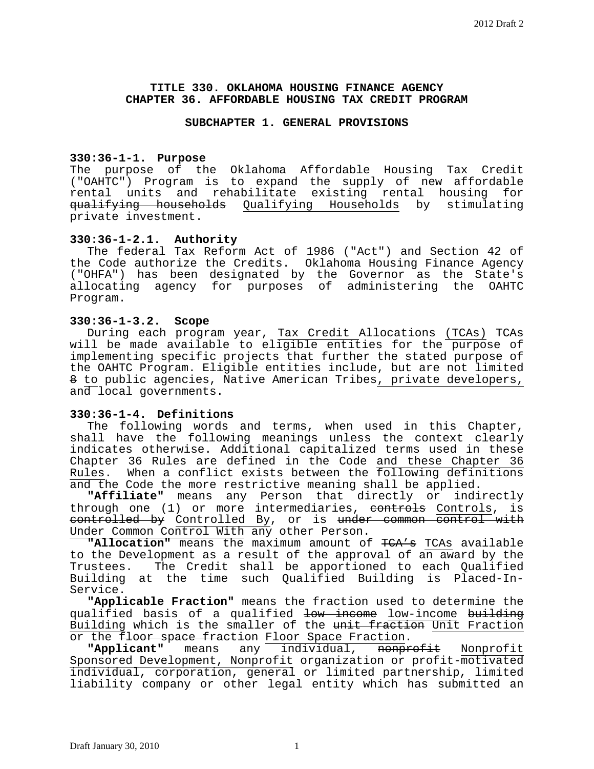# TITLE 330. OKLAHOMA HOUSING FINANCE AGENCY
# CHAPTER 36. AFFORDABLE HOUSING TAX CREDIT PROGRAM

## SUBCHAPTER 1. GENERAL PROVISIONS

**330:36-1-1. Purpose**

The purpose of the Oklahoma Affordable Housing Tax Credit ("OAHTC") Program is to expand the supply of new affordable rental units and rehabilitate existing rental housing for ~~qualifying households~~ <u>Qualifying Households</u> by stimulating private investment.

**330:36-1-2.1. Authority**

The federal Tax Reform Act of 1986 ("Act") and Section 42 of the Code authorize the Credits. Oklahoma Housing Finance Agency ("OHFA") has been designated by the Governor as the State's allocating agency for purposes of administering the OAHTC Program.

**330:36-1-3.2. Scope**

During each program year, <u>Tax Credit Allocations (TCAs)</u> ~~TCAs~~ will be made available to eligible entities for the purpose of implementing specific projects that further the stated purpose of the OAHTC Program. Eligible entities include, but are not limited ~~8~~ <u>to</u> public agencies, Native American Tribes<u>, private developers,</u> and local governments.

**330:36-1-4. Definitions**

The following words and terms, when used in this Chapter, shall have the following meanings unless the context clearly indicates otherwise. Additional capitalized terms used in these Chapter 36 Rules are defined in the Code <u>and these Chapter 36 Rules</u>. When a conflict exists between the <u>following definitions and the</u> Code the more restrictive meaning shall be applied.

**"Affiliate"** means any Person that directly or indirectly through one (1) or more intermediaries, ~~controls~~ <u>Controls</u>, is ~~controlled by~~ <u>Controlled By</u>, or is ~~under common control with~~ <u>Under Common Control With</u> any other Person.

**"Allocation"** means the maximum amount of ~~TCA's~~ <u>TCAs</u> available to the Development as a result of the approval of <u>an award</u> by the Trustees. The Credit shall be apportioned to each Qualified Building at the time such Qualified Building is Placed-In-Service.

**"Applicable Fraction"** means the fraction used to determine the qualified basis of a qualified ~~low income~~ <u>low-income</u> ~~building~~ <u>Building</u> which is the smaller of the ~~unit fraction~~ <u>Unit Fraction</u> or the ~~floor space fraction~~ <u>Floor Space Fraction</u>.

**"Applicant"** means any <u>individual,</u> ~~nonprofit~~ <u>Nonprofit Sponsored Development, Nonprofit</u> organization or profit-<u>motivated individual, corporation, general or limited partnership, limited liability company or other legal entity which has submitted an</u>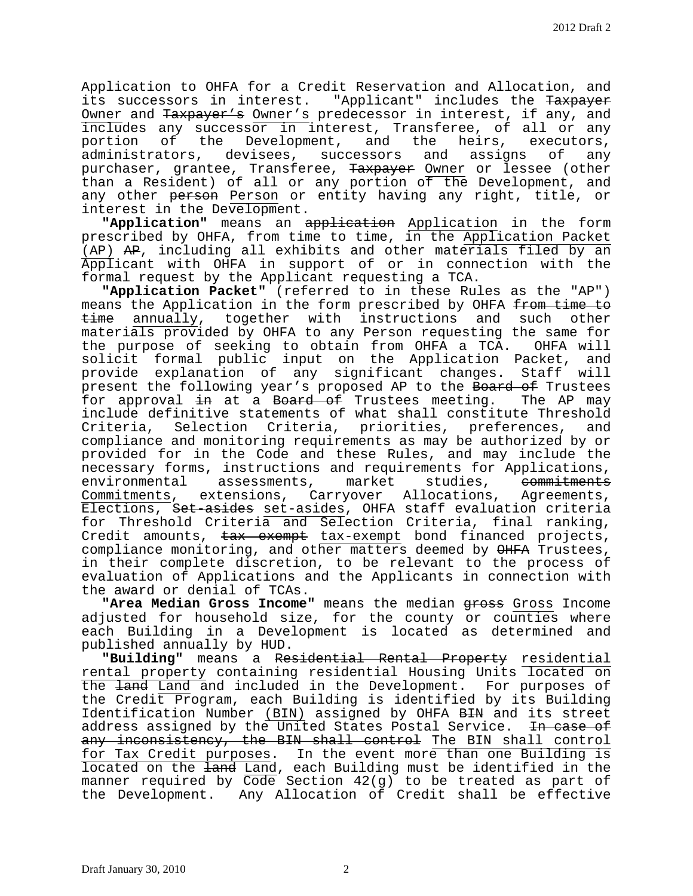Application to OHFA for a Credit Reservation and Allocation, and its successors in interest. "Applicant" includes the ~~Taxpayer~~ Owner and ~~Taxpayer's~~ Owner's predecessor in interest, if any, and includes any successor in interest, Transferee, of all or any portion of the Development, and the heirs, executors, administrators, devisees, successors and assigns of any purchaser, grantee, Transferee, ~~Taxpayer~~ Owner or lessee (other than a Resident) of all or any portion of the Development, and any other ~~person~~ Person or entity having any right, title, or interest in the Development.

**"Application"** means an ~~application~~ Application in the form prescribed by OHFA, from time to time, in the Application Packet (AP) ~~AP~~, including all exhibits and other materials filed by an Applicant with OHFA in support of or in connection with the formal request by the Applicant requesting a TCA.

**"Application Packet"** (referred to in these Rules as the "AP") means the Application in the form prescribed by OHFA ~~from time to time~~ annually, together with instructions and such other materials provided by OHFA to any Person requesting the same for the purpose of seeking to obtain from OHFA a TCA. OHFA will solicit formal public input on the Application Packet, and provide explanation of any significant changes. Staff will present the following year's proposed AP to the ~~Board of~~ Trustees for approval ~~in~~ at a ~~Board of~~ Trustees meeting. The AP may include definitive statements of what shall constitute Threshold Criteria, Selection Criteria, priorities, preferences, and compliance and monitoring requirements as may be authorized by or provided for in the Code and these Rules, and may include the necessary forms, instructions and requirements for Applications, environmental assessments, market studies, ~~commitments~~ Commitments, extensions, Carryover Allocations, Agreements, Elections, ~~Set-asides~~ set-asides, OHFA staff evaluation criteria for Threshold Criteria and Selection Criteria, final ranking, Credit amounts, ~~tax exempt~~ tax-exempt bond financed projects, compliance monitoring, and other matters deemed by ~~OHFA~~ Trustees, in their complete discretion, to be relevant to the process of evaluation of Applications and the Applicants in connection with the award or denial of TCAs.

**"Area Median Gross Income"** means the median ~~gross~~ Gross Income adjusted for household size, for the county or counties where each Building in a Development is located as determined and published annually by HUD.

**"Building"** means a ~~Residential Rental Property~~ residential rental property containing residential Housing Units located on the ~~land~~ Land and included in the Development. For purposes of the Credit Program, each Building is identified by its Building Identification Number (BIN) assigned by OHFA ~~BIN~~ and its street address assigned by the United States Postal Service. ~~In case of any inconsistency, the BIN shall control~~ The BIN shall control for Tax Credit purposes. In the event more than one Building is located on the ~~land~~ Land, each Building must be identified in the manner required by Code Section 42(g) to be treated as part of the Development. Any Allocation of Credit shall be effective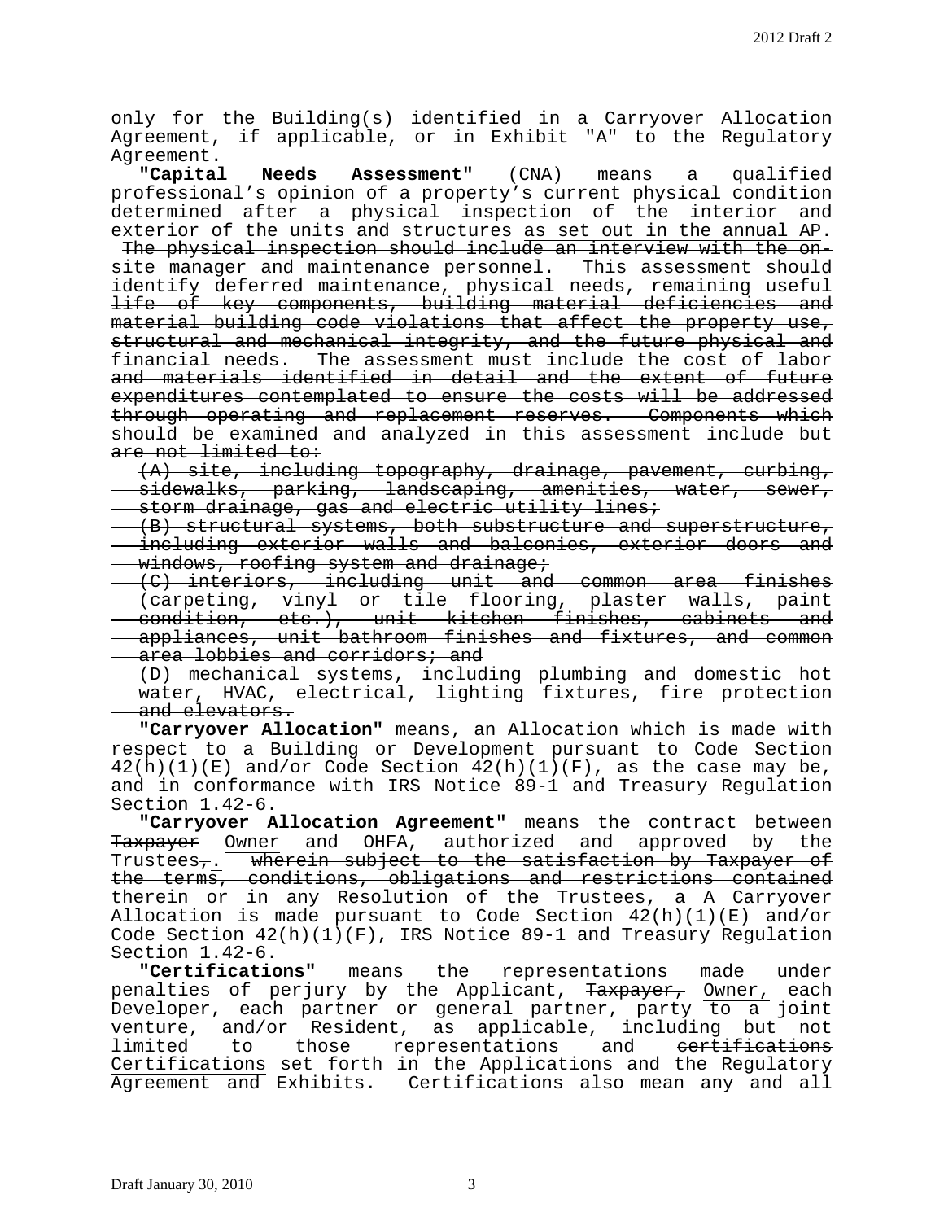only for the Building(s) identified in a Carryover Allocation Agreement, if applicable, or in Exhibit "A" to the Regulatory Agreement.

**"Capital Needs Assessment"** (CNA) means a qualified professional's opinion of a property's current physical condition determined after a physical inspection of the interior and exterior of the units and structures as set out in the annual AP. ~~The physical inspection should include an interview with the on-site manager and maintenance personnel. This assessment should identify deferred maintenance, physical needs, remaining useful life of key components, building material deficiencies and material building code violations that affect the property use, structural and mechanical integrity, and the future physical and financial needs. The assessment must include the cost of labor and materials identified in detail and the extent of future expenditures contemplated to ensure the costs will be addressed through operating and replacement reserves. Components which should be examined and analyzed in this assessment include but are not limited to:~~

~~(A) site, including topography, drainage, pavement, curbing, sidewalks, parking, landscaping, amenities, water, sewer, storm drainage, gas and electric utility lines;~~

~~(B) structural systems, both substructure and superstructure, including exterior walls and balconies, exterior doors and windows, roofing system and drainage;~~

~~(C) interiors, including unit and common area finishes (carpeting, vinyl or tile flooring, plaster walls, paint condition, etc.), unit kitchen finishes, cabinets and appliances, unit bathroom finishes and fixtures, and common area lobbies and corridors; and~~

~~(D) mechanical systems, including plumbing and domestic hot water, HVAC, electrical, lighting fixtures, fire protection and elevators.~~

**"Carryover Allocation"** means, an Allocation which is made with respect to a Building or Development pursuant to Code Section 42(h)(1)(E) and/or Code Section 42(h)(1)(F), as the case may be, and in conformance with IRS Notice 89-1 and Treasury Regulation Section 1.42-6.

**"Carryover Allocation Agreement"** means the contract between ~~Taxpayer~~ Owner and OHFA, authorized and approved by the Trustees~~,~~. ~~wherein subject to the satisfaction by Taxpayer of the terms, conditions, obligations and restrictions contained therein or in any Resolution of the Trustees, a~~ A Carryover Allocation is made pursuant to Code Section 42(h)(1)(E) and/or Code Section 42(h)(1)(F), IRS Notice 89-1 and Treasury Regulation Section 1.42-6.

**"Certifications"** means the representations made under penalties of perjury by the Applicant, ~~Taxpayer,~~ Owner, each Developer, each partner or general partner, party to a joint venture, and/or Resident, as applicable, including but not limited to those representations and ~~certifications~~ Certifications set forth in the Applications and the Regulatory Agreement and Exhibits. Certifications also mean any and all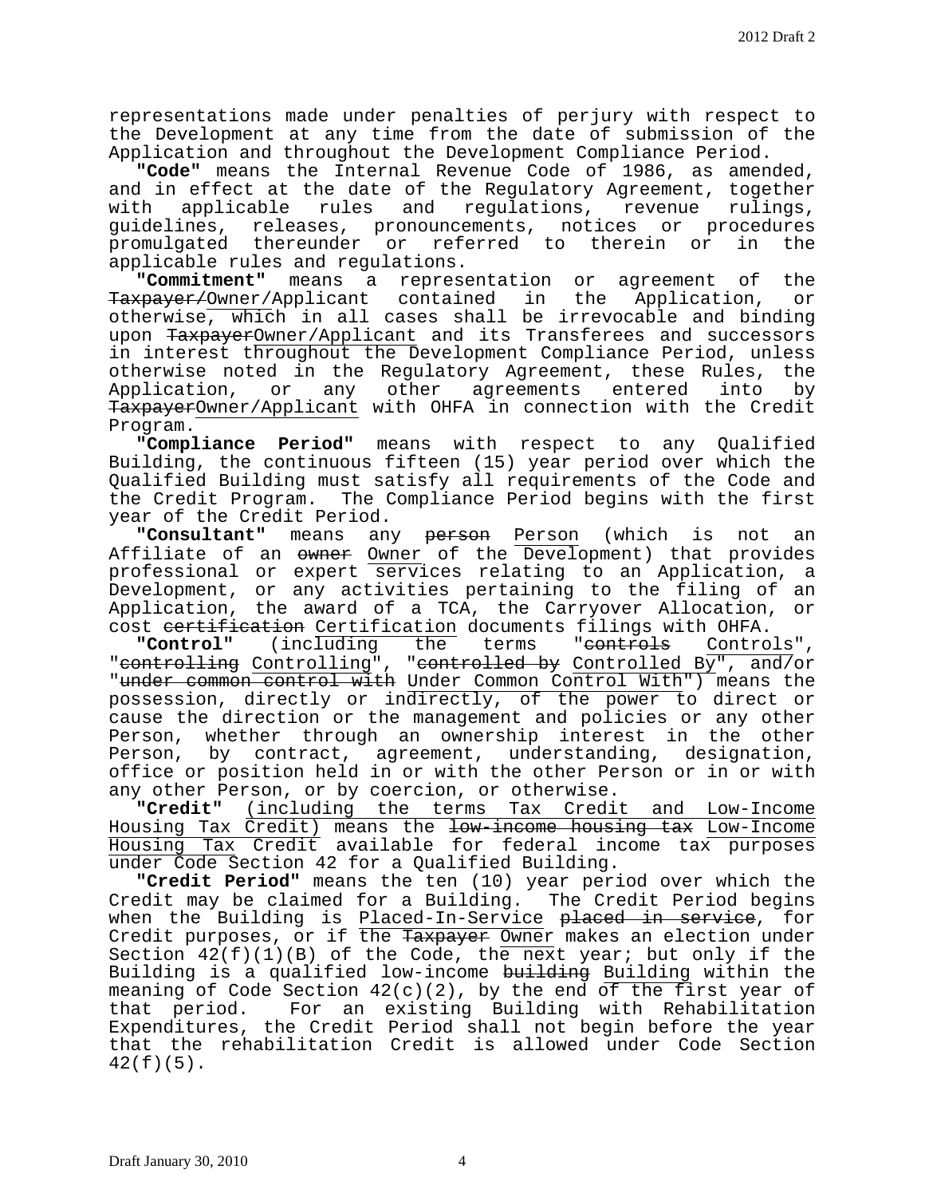representations made under penalties of perjury with respect to the Development at any time from the date of submission of the Application and throughout the Development Compliance Period.

**"Code"** means the Internal Revenue Code of 1986, as amended, and in effect at the date of the Regulatory Agreement, together with applicable rules and regulations, revenue rulings, guidelines, releases, pronouncements, notices or procedures promulgated thereunder or referred to therein or in the applicable rules and regulations.

**"Commitment"** means a representation or agreement of the ~~Taxpayer/~~Owner/Applicant contained in the Application, or otherwise, which in all cases shall be irrevocable and binding upon ~~Taxpayer~~Owner/Applicant and its Transferees and successors in interest throughout the Development Compliance Period, unless otherwise noted in the Regulatory Agreement, these Rules, the Application, or any other agreements entered into by ~~Taxpayer~~Owner/Applicant with OHFA in connection with the Credit Program.

**"Compliance Period"** means with respect to any Qualified Building, the continuous fifteen (15) year period over which the Qualified Building must satisfy all requirements of the Code and the Credit Program. The Compliance Period begins with the first year of the Credit Period.

**"Consultant"** means any ~~person~~ Person (which is not an Affiliate of an ~~owner~~ Owner of the Development) that provides professional or expert services relating to an Application, a Development, or any activities pertaining to the filing of an Application, the award of a TCA, the Carryover Allocation, or cost ~~certification~~ Certification documents filings with OHFA.

**"Control"** (including the terms "~~controls~~ Controls", "~~controlling~~ Controlling", "~~controlled by~~ Controlled By", and/or "~~under common control with~~ Under Common Control With") means the possession, directly or indirectly, of the power to direct or cause the direction or the management and policies or any other Person, whether through an ownership interest in the other Person, by contract, agreement, understanding, designation, office or position held in or with the other Person or in or with any other Person, or by coercion, or otherwise.

**"Credit"** (including the terms Tax Credit and Low-Income Housing Tax Credit) means the ~~low-income housing tax~~ Low-Income Housing Tax Credit available for federal income tax purposes under Code Section 42 for a Qualified Building.

**"Credit Period"** means the ten (10) year period over which the Credit may be claimed for a Building. The Credit Period begins when the Building is Placed-In-Service ~~placed in service~~, for Credit purposes, or if the ~~Taxpayer~~ Owner makes an election under Section 42(f)(1)(B) of the Code, the next year; but only if the Building is a qualified low-income ~~building~~ Building within the meaning of Code Section 42(c)(2), by the end of the first year of that period. For an existing Building with Rehabilitation Expenditures, the Credit Period shall not begin before the year that the rehabilitation Credit is allowed under Code Section 42(f)(5).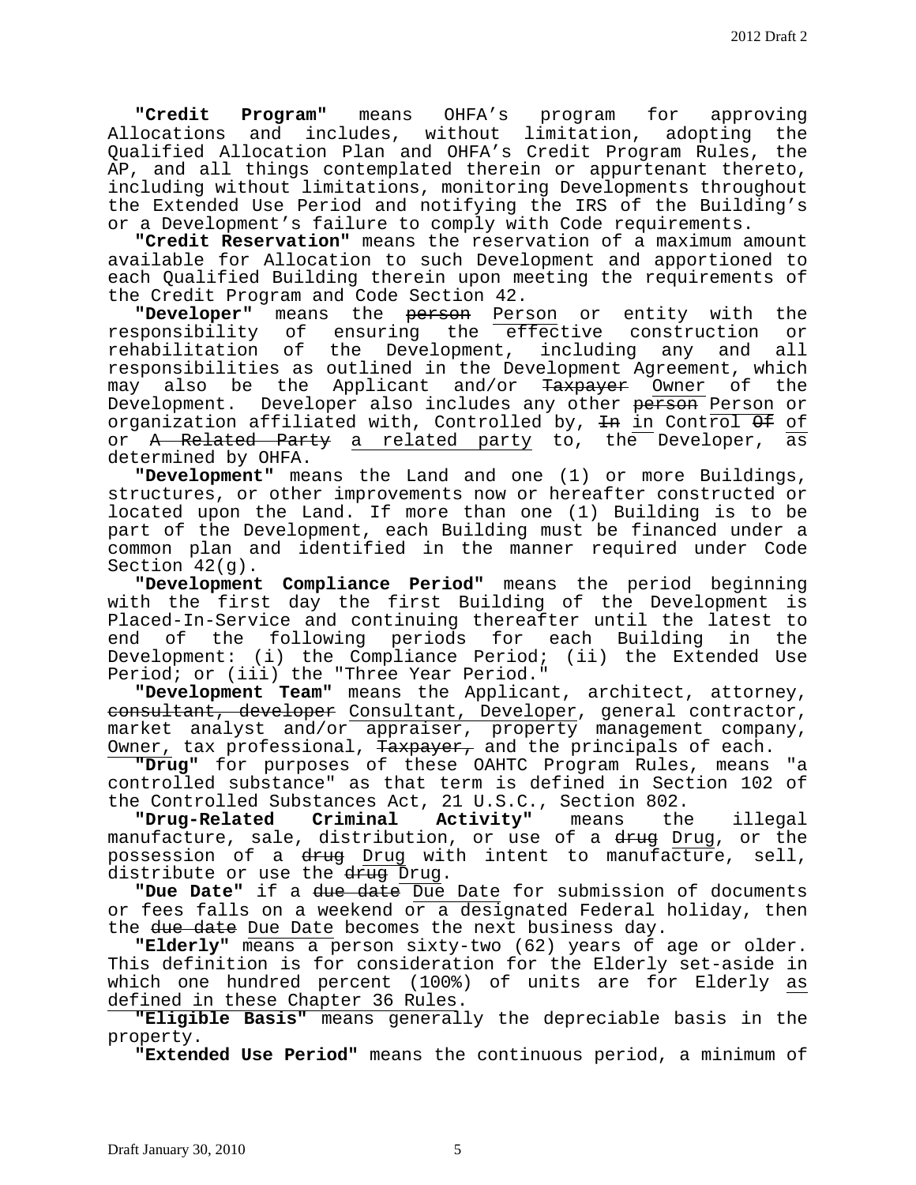**"Credit Program"** means OHFA's program for approving Allocations and includes, without limitation, adopting the Qualified Allocation Plan and OHFA's Credit Program Rules, the AP, and all things contemplated therein or appurtenant thereto, including without limitations, monitoring Developments throughout the Extended Use Period and notifying the IRS of the Building's or a Development's failure to comply with Code requirements.

**"Credit Reservation"** means the reservation of a maximum amount available for Allocation to such Development and apportioned to each Qualified Building therein upon meeting the requirements of the Credit Program and Code Section 42.

**"Developer"** means the ~~person~~ Person or entity with the responsibility of ensuring the effective construction or rehabilitation of the Development, including any and all responsibilities as outlined in the Development Agreement, which may also be the Applicant and/or ~~Taxpayer~~ Owner of the Development. Developer also includes any other ~~person~~ Person or organization affiliated with, Controlled by, ~~In~~ in Control ~~Of~~ of or ~~A Related Party~~ a related party to, the Developer, as determined by OHFA.

**"Development"** means the Land and one (1) or more Buildings, structures, or other improvements now or hereafter constructed or located upon the Land. If more than one (1) Building is to be part of the Development, each Building must be financed under a common plan and identified in the manner required under Code Section 42(g).

**"Development Compliance Period"** means the period beginning with the first day the first Building of the Development is Placed-In-Service and continuing thereafter until the latest to end of the following periods for each Building in the Development: (i) the Compliance Period; (ii) the Extended Use Period; or (iii) the "Three Year Period."

**"Development Team"** means the Applicant, architect, attorney, ~~consultant, developer~~ Consultant, Developer, general contractor, market analyst and/or appraiser, property management company, Owner, tax professional, ~~Taxpayer,~~ and the principals of each.

**"Drug"** for purposes of these OAHTC Program Rules, means "a controlled substance" as that term is defined in Section 102 of the Controlled Substances Act, 21 U.S.C., Section 802.

**"Drug-Related Criminal Activity"** means the illegal manufacture, sale, distribution, or use of a ~~drug~~ Drug, or the possession of a ~~drug~~ Drug with intent to manufacture, sell, distribute or use the ~~drug~~ Drug.

**"Due Date"** if a ~~due date~~ Due Date for submission of documents or fees falls on a weekend or a designated Federal holiday, then the ~~due date~~ Due Date becomes the next business day.

**"Elderly"** means a person sixty-two (62) years of age or older. This definition is for consideration for the Elderly set-aside in which one hundred percent (100%) of units are for Elderly as defined in these Chapter 36 Rules.

**"Eligible Basis"** means generally the depreciable basis in the property.

**"Extended Use Period"** means the continuous period, a minimum of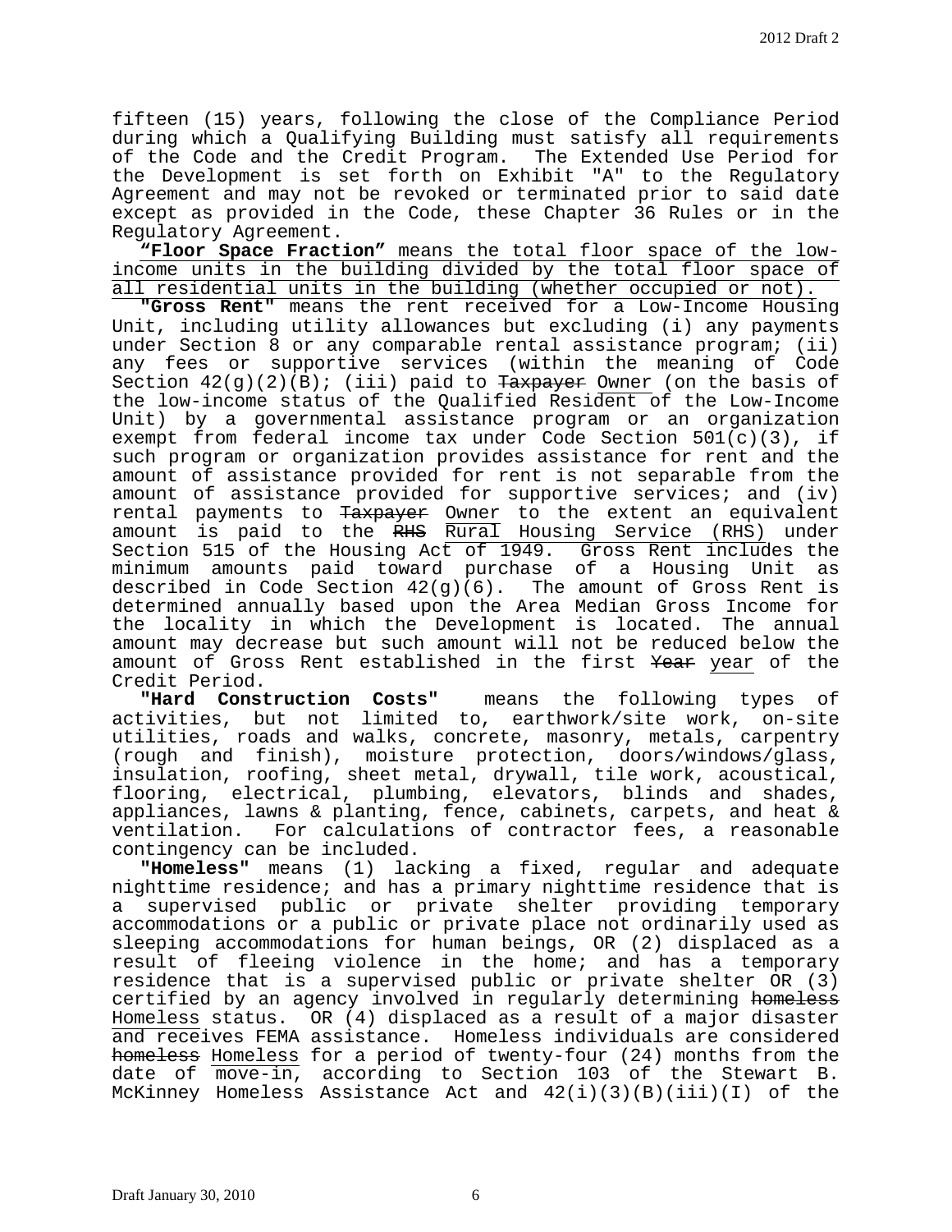fifteen (15) years, following the close of the Compliance Period during which a Qualifying Building must satisfy all requirements of the Code and the Credit Program. The Extended Use Period for the Development is set forth on Exhibit "A" to the Regulatory Agreement and may not be revoked or terminated prior to said date except as provided in the Code, these Chapter 36 Rules or in the Regulatory Agreement.

***"Floor Space Fraction"*** means the total floor space of the low-income units in the building divided by the total floor space of all residential units in the building (whether occupied or not).

**"Gross Rent"** means the rent received for a Low-Income Housing Unit, including utility allowances but excluding (i) any payments under Section 8 or any comparable rental assistance program; (ii) any fees or supportive services (within the meaning of Code Section 42(g)(2)(B); (iii) paid to ~~Taxpayer~~ Owner (on the basis of the low-income status of the Qualified Resident of the Low-Income Unit) by a governmental assistance program or an organization exempt from federal income tax under Code Section 501(c)(3), if such program or organization provides assistance for rent and the amount of assistance provided for rent is not separable from the amount of assistance provided for supportive services; and (iv) rental payments to ~~Taxpayer~~ Owner to the extent an equivalent amount is paid to the ~~RHS~~ Rural Housing Service (RHS) under Section 515 of the Housing Act of 1949. Gross Rent includes the minimum amounts paid toward purchase of a Housing Unit as described in Code Section 42(g)(6). The amount of Gross Rent is determined annually based upon the Area Median Gross Income for the locality in which the Development is located. The annual amount may decrease but such amount will not be reduced below the amount of Gross Rent established in the first ~~Year~~ year of the Credit Period.

**"Hard Construction Costs"** means the following types of activities, but not limited to, earthwork/site work, on-site utilities, roads and walks, concrete, masonry, metals, carpentry (rough and finish), moisture protection, doors/windows/glass, insulation, roofing, sheet metal, drywall, tile work, acoustical, flooring, electrical, plumbing, elevators, blinds and shades, appliances, lawns & planting, fence, cabinets, carpets, and heat & ventilation. For calculations of contractor fees, a reasonable contingency can be included.

**"Homeless"** means (1) lacking a fixed, regular and adequate nighttime residence; and has a primary nighttime residence that is a supervised public or private shelter providing temporary accommodations or a public or private place not ordinarily used as sleeping accommodations for human beings, OR (2) displaced as a result of fleeing violence in the home; and has a temporary residence that is a supervised public or private shelter OR (3) certified by an agency involved in regularly determining ~~homeless~~ Homeless status. OR (4) displaced as a result of a major disaster and receives FEMA assistance. Homeless individuals are considered ~~homeless~~ Homeless for a period of twenty-four (24) months from the date of move-in, according to Section 103 of the Stewart B. McKinney Homeless Assistance Act and 42(i)(3)(B)(iii)(I) of the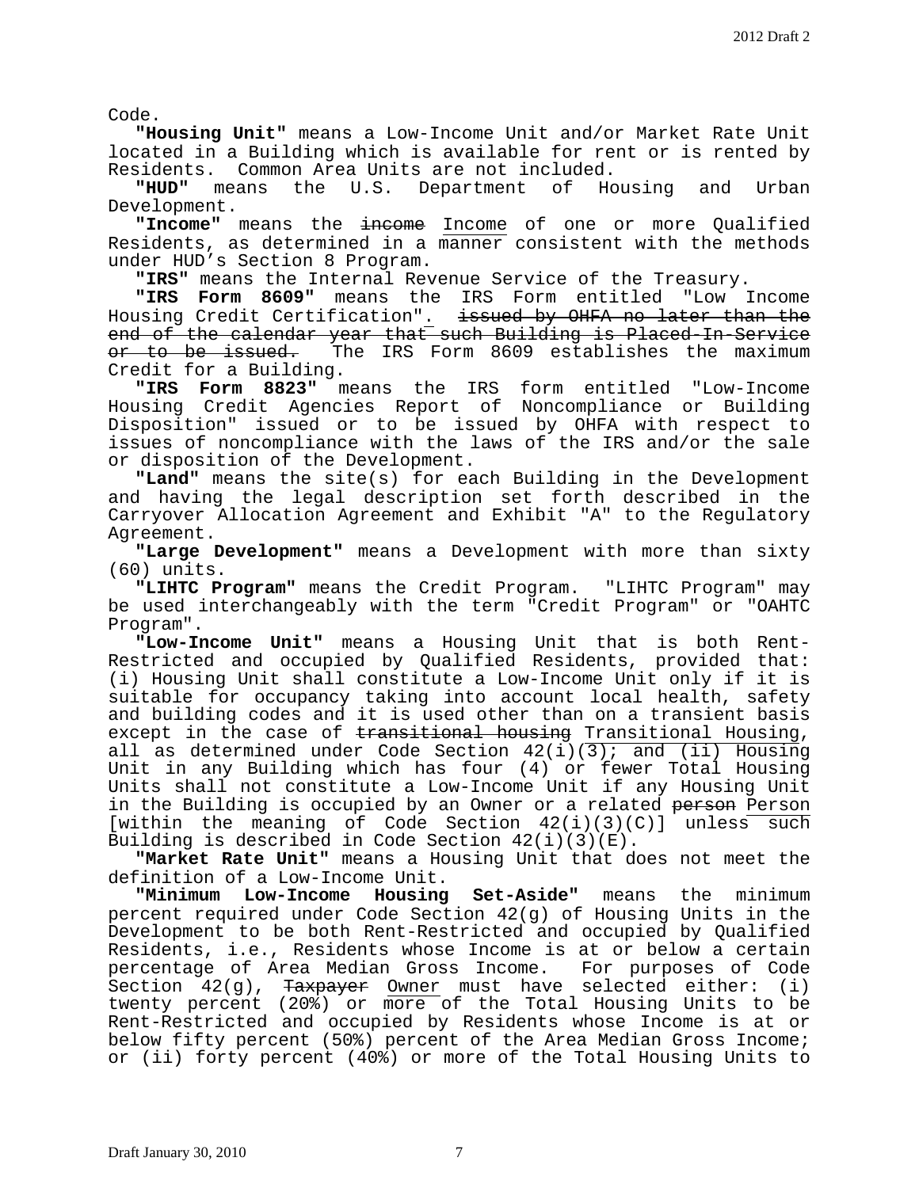Code.

**"Housing Unit"** means a Low-Income Unit and/or Market Rate Unit located in a Building which is available for rent or is rented by Residents. Common Area Units are not included.

**"HUD"** means the U.S. Department of Housing and Urban Development.

**"Income"** means the ~~income~~ Income of one or more Qualified Residents, as determined in a manner consistent with the methods under HUD's Section 8 Program.

**"IRS"** means the Internal Revenue Service of the Treasury.

**"IRS Form 8609"** means the IRS Form entitled "Low Income Housing Credit Certification". ~~issued by OHFA no later than the end of the calendar year that such Building is Placed-In-Service or to be issued.~~ The IRS Form 8609 establishes the maximum Credit for a Building.

**"IRS Form 8823"** means the IRS form entitled "Low-Income Housing Credit Agencies Report of Noncompliance or Building Disposition" issued or to be issued by OHFA with respect to issues of noncompliance with the laws of the IRS and/or the sale or disposition of the Development.

**"Land"** means the site(s) for each Building in the Development and having the legal description set forth described in the Carryover Allocation Agreement and Exhibit "A" to the Regulatory Agreement.

**"Large Development"** means a Development with more than sixty (60) units.

**"LIHTC Program"** means the Credit Program. "LIHTC Program" may be used interchangeably with the term "Credit Program" or "OAHTC Program".

**"Low-Income Unit"** means a Housing Unit that is both Rent-Restricted and occupied by Qualified Residents, provided that: (i) Housing Unit shall constitute a Low-Income Unit only if it is suitable for occupancy taking into account local health, safety and building codes and it is used other than on a transient basis except in the case of ~~transitional housing~~ Transitional Housing, all as determined under Code Section 42(i)(3); and (ii) Housing Unit in any Building which has four (4) or fewer Total Housing Units shall not constitute a Low-Income Unit if any Housing Unit in the Building is occupied by an Owner or a related ~~person~~ Person [within the meaning of Code Section 42(i)(3)(C)] unless such Building is described in Code Section 42(i)(3)(E).

**"Market Rate Unit"** means a Housing Unit that does not meet the definition of a Low-Income Unit.

**"Minimum Low-Income Housing Set-Aside"** means the minimum percent required under Code Section 42(g) of Housing Units in the Development to be both Rent-Restricted and occupied by Qualified Residents, i.e., Residents whose Income is at or below a certain percentage of Area Median Gross Income. For purposes of Code Section 42(g), ~~Taxpayer~~ Owner must have selected either: (i) twenty percent (20%) or more of the Total Housing Units to be Rent-Restricted and occupied by Residents whose Income is at or below fifty percent (50%) percent of the Area Median Gross Income; or (ii) forty percent (40%) or more of the Total Housing Units to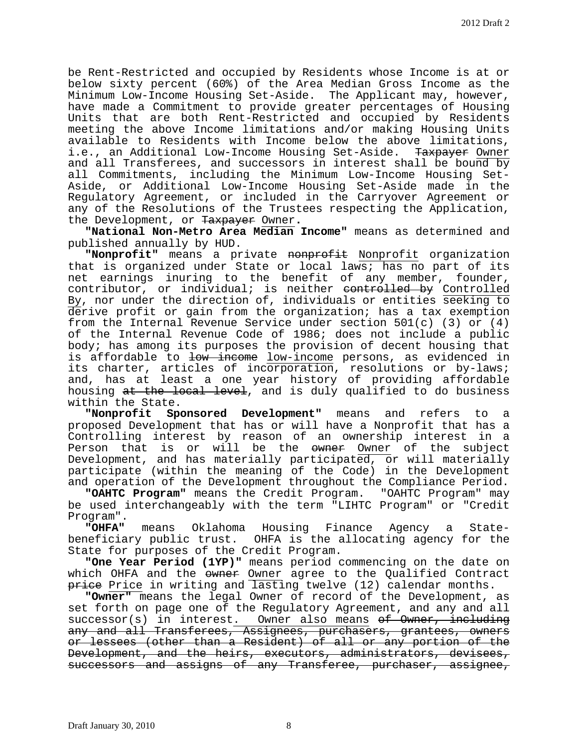be Rent-Restricted and occupied by Residents whose Income is at or below sixty percent (60%) of the Area Median Gross Income as the Minimum Low-Income Housing Set-Aside. The Applicant may, however, have made a Commitment to provide greater percentages of Housing Units that are both Rent-Restricted and occupied by Residents meeting the above Income limitations and/or making Housing Units available to Residents with Income below the above limitations, i.e., an Additional Low-Income Housing Set-Aside. ~~Taxpayer~~ Owner and all Transferees, and successors in interest shall be bound by all Commitments, including the Minimum Low-Income Housing Set-Aside, or Additional Low-Income Housing Set-Aside made in the Regulatory Agreement, or included in the Carryover Agreement or any of the Resolutions of the Trustees respecting the Application, the Development, or ~~Taxpayer~~ Owner.

**"National Non-Metro Area Median Income"** means as determined and published annually by HUD.

**"Nonprofit"** means a private ~~nonprofit~~ Nonprofit organization that is organized under State or local laws; has no part of its net earnings inuring to the benefit of any member, founder, contributor, or individual; is neither ~~controlled by~~ Controlled By, nor under the direction of, individuals or entities seeking to derive profit or gain from the organization; has a tax exemption from the Internal Revenue Service under section 501(c) (3) or (4) of the Internal Revenue Code of 1986; does not include a public body; has among its purposes the provision of decent housing that is affordable to ~~low income~~ low-income persons, as evidenced in its charter, articles of incorporation, resolutions or by-laws; and, has at least a one year history of providing affordable housing ~~at the local level~~, and is duly qualified to do business within the State.

**"Nonprofit Sponsored Development"** means and refers to a proposed Development that has or will have a Nonprofit that has a Controlling interest by reason of an ownership interest in a Person that is or will be the ~~owner~~ Owner of the subject Development, and has materially participated, or will materially participate (within the meaning of the Code) in the Development and operation of the Development throughout the Compliance Period.

**"OAHTC Program"** means the Credit Program. "OAHTC Program" may be used interchangeably with the term "LIHTC Program" or "Credit Program".

**"OHFA"** means Oklahoma Housing Finance Agency a State-beneficiary public trust. OHFA is the allocating agency for the State for purposes of the Credit Program.

**"One Year Period (1YP)"** means period commencing on the date on which OHFA and the ~~owner~~ Owner agree to the Qualified Contract ~~price~~ Price in writing and lasting twelve (12) calendar months.

**"Owner"** means the legal Owner of record of the Development, as set forth on page one of the Regulatory Agreement, and any and all successor(s) in interest. Owner also means ~~of Owner, including any and all Transferees, Assignees, purchasers, grantees, owners or lessees (other than a Resident) of all or any portion of the Development, and the heirs, executors, administrators, devisees, successors and assigns of any Transferee, purchaser, assignee,~~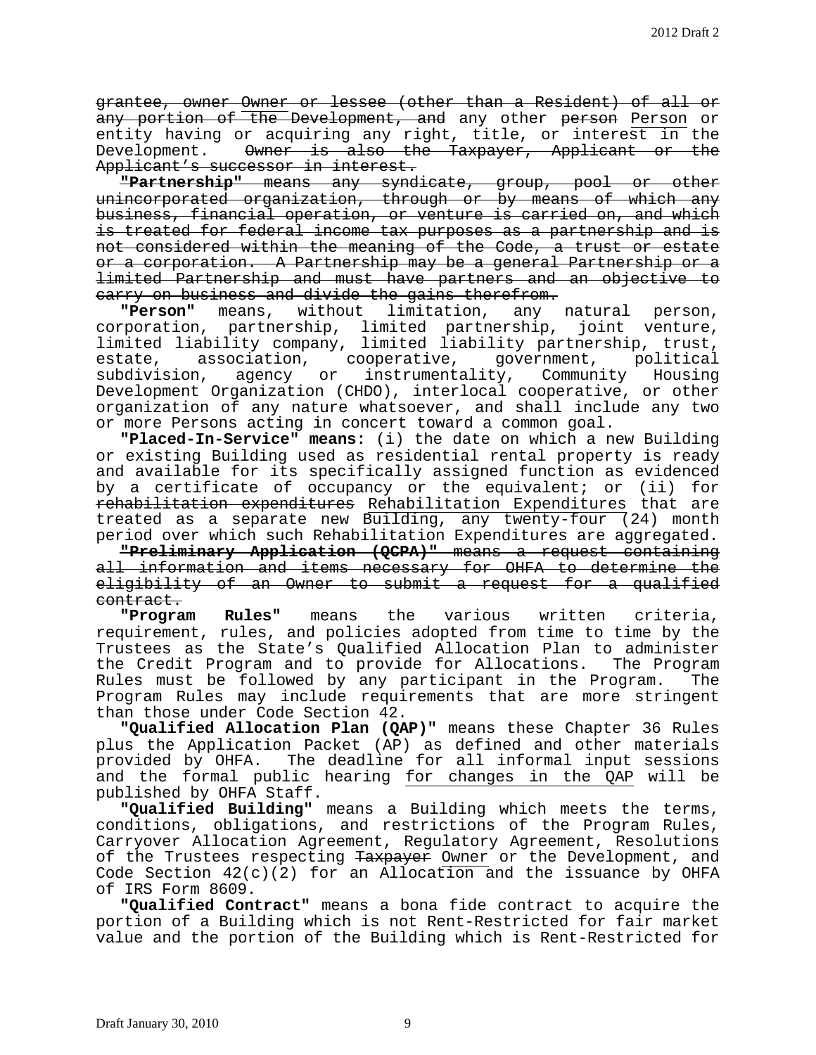~~grantee, owner~~ <u>Owner</u> ~~or lessee (other than a Resident) of all or any portion of~~ <u>the</u> ~~Development, and~~ any other ~~person~~ <u>Person</u> or entity having or acquiring any right, title, or interest <u>in</u> the Development. ~~Owner is also the Taxpayer, Applicant or the Applicant's successor in interest.~~

~~**"Partnership"** means any syndicate, group, pool or other unincorporated organization, through or by means of which any business, financial operation, or venture is carried on, and which is treated for federal income tax purposes as a partnership and is not considered within the meaning of the Code, a trust or estate or a corporation. A Partnership may be a general Partnership or a limited Partnership and must have partners and an objective to carry on business and divide the gains therefrom.~~

**"Person"** means, without limitation, any natural person, corporation, partnership, limited partnership, joint venture, limited liability company, limited liability partnership, trust, estate, association, cooperative, government, political subdivision, agency or instrumentality, Community Housing Development Organization (CHDO), interlocal cooperative, or other organization of any nature whatsoever, and shall include any two or more Persons acting in concert toward a common goal.

**"Placed-In-Service" means:** (i) the date on which a new Building or existing Building used as residential rental property is ready and available for its specifically assigned function as evidenced by a certificate of occupancy or the equivalent; or (ii) for ~~rehabilitation expenditures~~ <u>Rehabilitation Expenditures</u> that are treated as a separate new <u>Building</u>, any twenty-four (24) month period over which such Rehabilitation Expenditures are aggregated.

~~**"Preliminary Application (QCPA)"** means a request containing all information and items necessary for OHFA to determine the eligibility of an Owner to submit a request for a qualified contract.~~

**"Program Rules"** means the various written criteria, requirement, rules, and policies adopted from time to time by the Trustees as the State's Qualified Allocation Plan to administer the Credit Program and to provide for Allocations. The Program Rules must be followed by any participant in the Program. The Program Rules may include requirements that are more stringent than those under Code Section 42.

**"Qualified Allocation Plan (QAP)"** means these Chapter 36 Rules plus the Application Packet (AP) as defined and other materials provided by OHFA. The deadline for all informal input sessions and the formal public hearing <u>for changes in the QAP</u> will be published by OHFA Staff.

**"Qualified Building"** means a Building which meets the terms, conditions, obligations, and restrictions of the Program Rules, Carryover Allocation Agreement, Regulatory Agreement, Resolutions of the Trustees respecting ~~Taxpayer~~ <u>Owner</u> or the Development, and Code Section 42(c)(2) for an <u>Allocation</u> and the issuance by OHFA of IRS Form 8609.

**"Qualified Contract"** means a bona fide contract to acquire the portion of a Building which is not Rent-Restricted for fair market value and the portion of the Building which is Rent-Restricted for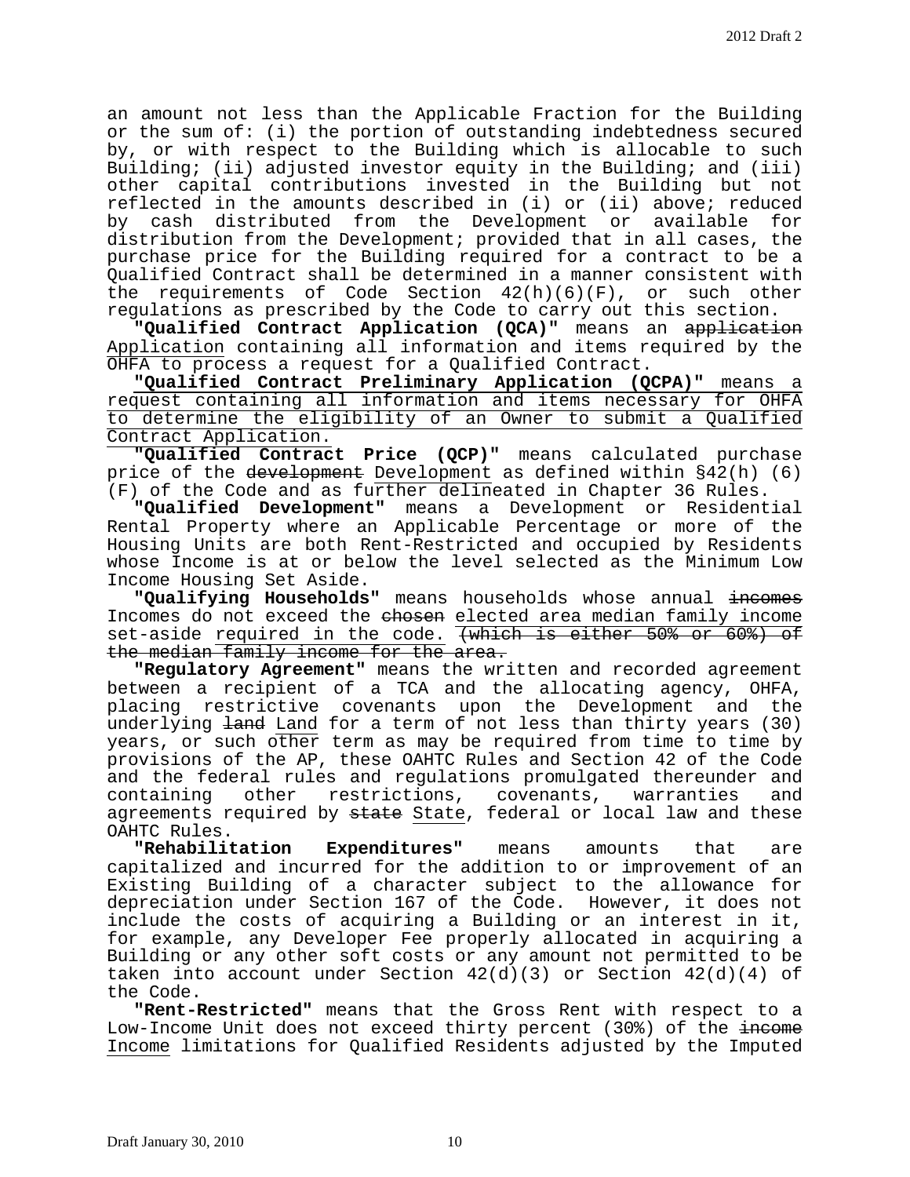an amount not less than the Applicable Fraction for the Building or the sum of: (i) the portion of outstanding indebtedness secured by, or with respect to the Building which is allocable to such Building; (ii) adjusted investor equity in the Building; and (iii) other capital contributions invested in the Building but not reflected in the amounts described in (i) or (ii) above; reduced by cash distributed from the Development or available for distribution from the Development; provided that in all cases, the purchase price for the Building required for a contract to be a Qualified Contract shall be determined in a manner consistent with the requirements of Code Section 42(h)(6)(F), or such other regulations as prescribed by the Code to carry out this section.

**"Qualified Contract Application (QCA)"** means an ~~application~~ <u>Application</u> containing all information and items required by the OHFA to process a request for a Qualified Contract.

<u>**"Qualified Contract Preliminary Application (QCPA)"** means a request containing all information and items necessary for OHFA to determine the eligibility of an Owner to submit a Qualified Contract Application.</u>

**"Qualified Contract Price (QCP)"** means calculated purchase price of the ~~development~~ <u>Development</u> as defined within §42(h) (6) (F) of the Code and as further delineated in Chapter 36 Rules.

**"Qualified Development"** means a Development or Residential Rental Property where an Applicable Percentage or more of the Housing Units are both Rent-Restricted and occupied by Residents whose Income is at or below the level selected as the Minimum Low Income Housing Set Aside.

**"Qualifying Households"** means households whose annual ~~incomes~~ Incomes do not exceed the ~~chosen~~ <u>elected area median family income</u> set-aside <u>required in the code.</u> ~~(which is either 50% or 60%) of the median family income for the area.~~

**"Regulatory Agreement"** means the written and recorded agreement between a recipient of a TCA and the allocating agency, OHFA, placing restrictive covenants upon the Development and the underlying ~~land~~ <u>Land</u> for a term of not less than thirty years (30) years, or such other term as may be required from time to time by provisions of the AP, these OAHTC Rules and Section 42 of the Code and the federal rules and regulations promulgated thereunder and containing other restrictions, covenants, warranties and agreements required by ~~state~~ <u>State</u>, federal or local law and these OAHTC Rules.

**"Rehabilitation Expenditures"** means amounts that are capitalized and incurred for the addition to or improvement of an Existing Building of a character subject to the allowance for depreciation under Section 167 of the Code. However, it does not include the costs of acquiring a Building or an interest in it, for example, any Developer Fee properly allocated in acquiring a Building or any other soft costs or any amount not permitted to be taken into account under Section 42(d)(3) or Section 42(d)(4) of the Code.

**"Rent-Restricted"** means that the Gross Rent with respect to a Low-Income Unit does not exceed thirty percent (30%) of the ~~income~~ <u>Income</u> limitations for Qualified Residents adjusted by the Imputed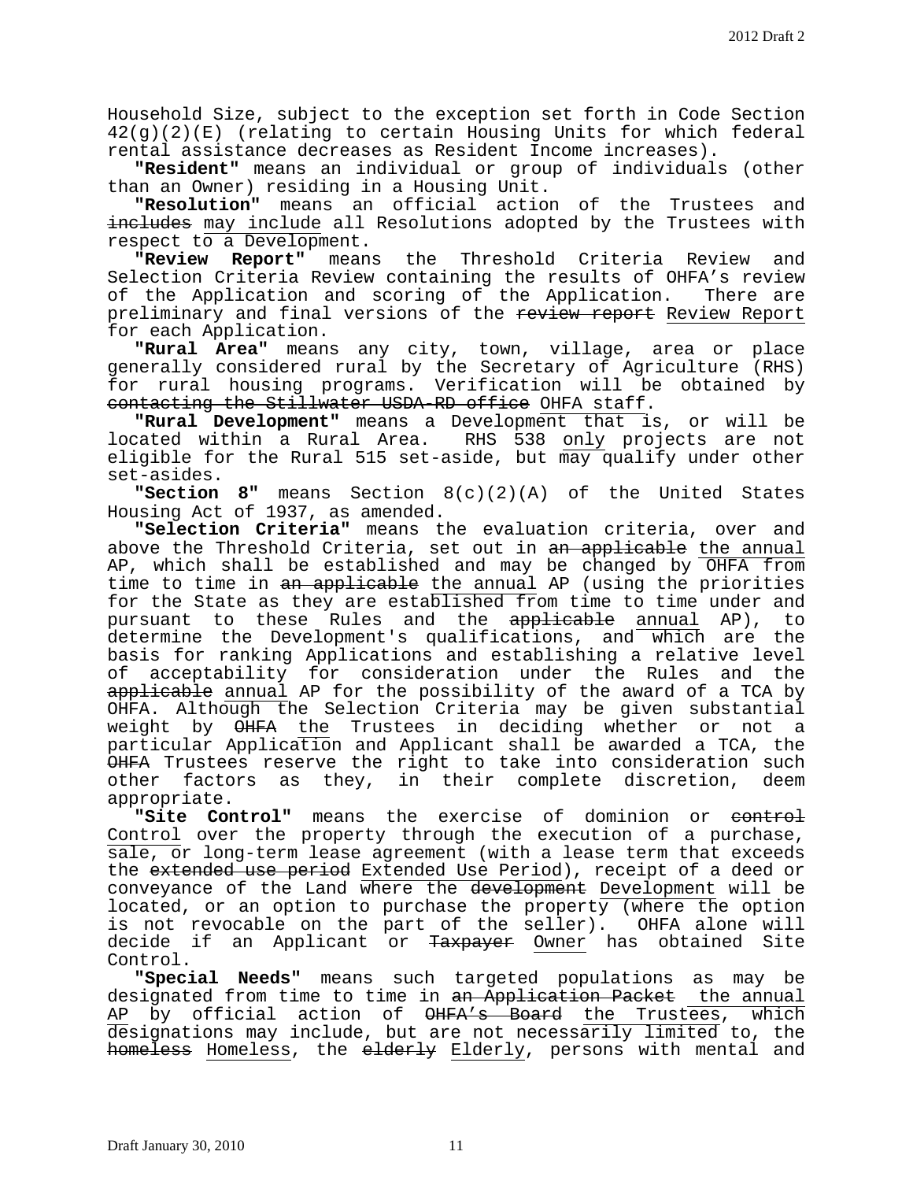Household Size, subject to the exception set forth in Code Section 42(g)(2)(E) (relating to certain Housing Units for which federal rental assistance decreases as Resident Income increases).

**"Resident"** means an individual or group of individuals (other than an Owner) residing in a Housing Unit.

**"Resolution"** means an official action of the Trustees and ~~includes~~ may include all Resolutions adopted by the Trustees with respect to a Development.

**"Review Report"** means the Threshold Criteria Review and Selection Criteria Review containing the results of OHFA's review of the Application and scoring of the Application. There are preliminary and final versions of the ~~review report~~ Review Report for each Application.

**"Rural Area"** means any city, town, village, area or place generally considered rural by the Secretary of Agriculture (RHS) for rural housing programs. Verification will be obtained by ~~contacting the Stillwater USDA-RD office~~ OHFA staff.

**"Rural Development"** means a Development that is, or will be located within a Rural Area. RHS 538 only projects are not eligible for the Rural 515 set-aside, but may qualify under other set-asides.

**"Section 8"** means Section 8(c)(2)(A) of the United States Housing Act of 1937, as amended.

**"Selection Criteria"** means the evaluation criteria, over and above the Threshold Criteria, set out in ~~an applicable~~ the annual AP, which shall be established and may be changed by OHFA from time to time in ~~an applicable~~ the annual AP (using the priorities for the State as they are established from time to time under and pursuant to these Rules and the ~~applicable~~ annual AP), to determine the Development's qualifications, and which are the basis for ranking Applications and establishing a relative level of acceptability for consideration under the Rules and the ~~applicable~~ annual AP for the possibility of the award of a TCA by OHFA. Although the Selection Criteria may be given substantial weight by ~~OHFA~~ the Trustees in deciding whether or not a particular Application and Applicant shall be awarded a TCA, the ~~OHFA~~ Trustees reserve the right to take into consideration such other factors as they, in their complete discretion, deem appropriate.

**"Site Control"** means the exercise of dominion or ~~control~~ Control over the property through the execution of a purchase, sale, or long-term lease agreement (with a lease term that exceeds the ~~extended use period~~ Extended Use Period), receipt of a deed or conveyance of the Land where the ~~development~~ Development will be located, or an option to purchase the property (where the option is not revocable on the part of the seller). OHFA alone will decide if an Applicant or ~~Taxpayer~~ Owner has obtained Site Control.

**"Special Needs"** means such targeted populations as may be designated from time to time in ~~an Application Packet~~ the annual AP by official action of ~~OHFA's Board~~ the Trustees, which designations may include, but are not necessarily limited to, the ~~homeless~~ Homeless, the ~~elderly~~ Elderly, persons with mental and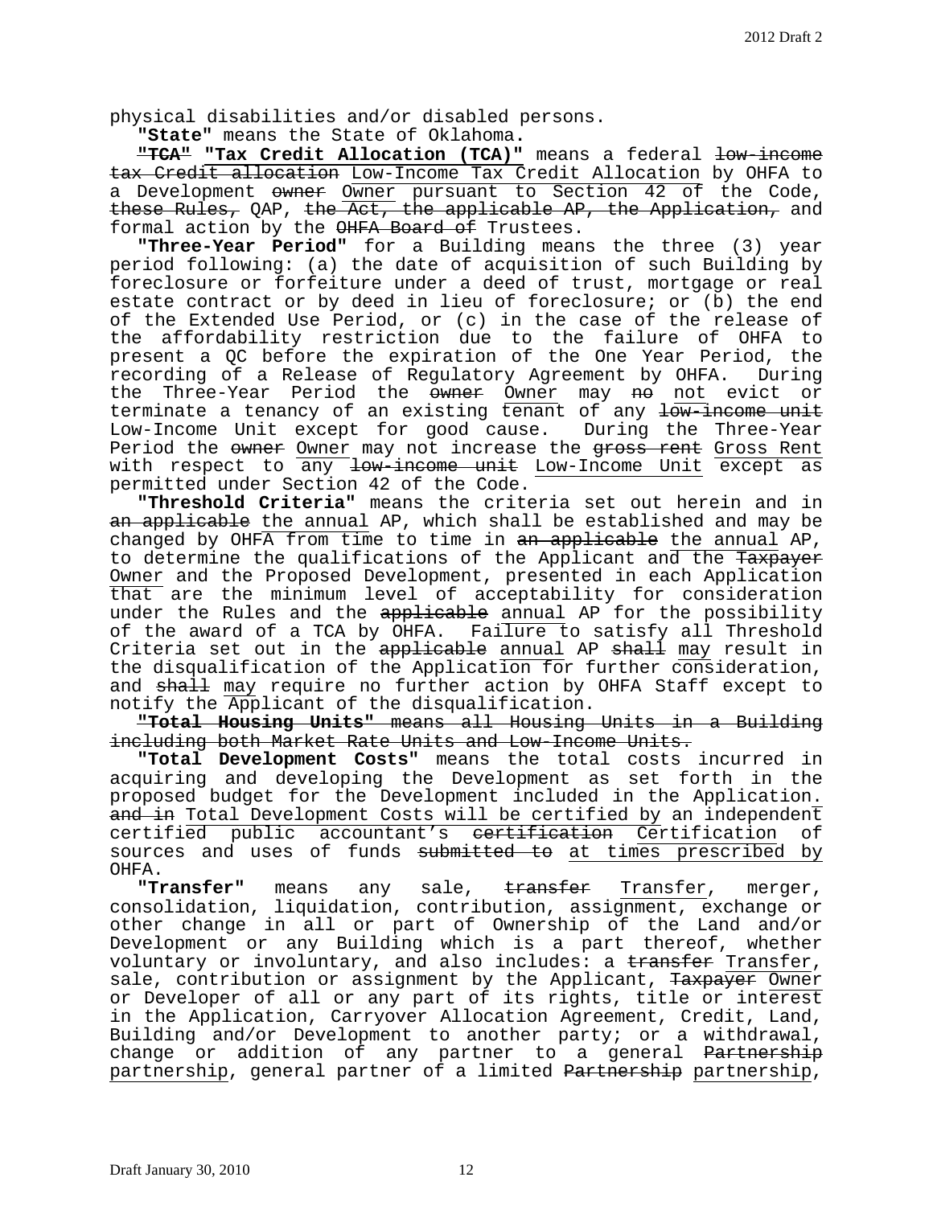physical disabilities and/or disabled persons.

**"State"** means the State of Oklahoma.

~~**"TCA"**~~ **"Tax Credit Allocation (TCA)"** means a federal ~~low-income tax Credit allocation~~ Low-Income Tax Credit Allocation by OHFA to a Development ~~owner~~ Owner pursuant to Section 42 of the Code, ~~these Rules,~~ QAP, ~~the Act, the applicable AP, the Application,~~ and formal action by the ~~OHFA Board of~~ Trustees.

**"Three-Year Period"** for a Building means the three (3) year period following: (a) the date of acquisition of such Building by foreclosure or forfeiture under a deed of trust, mortgage or real estate contract or by deed in lieu of foreclosure; or (b) the end of the Extended Use Period, or (c) in the case of the release of the affordability restriction due to the failure of OHFA to present a QC before the expiration of the One Year Period, the recording of a Release of Regulatory Agreement by OHFA. During the Three-Year Period the ~~owner~~ Owner may ~~no~~ not evict or terminate a tenancy of an existing tenant of any ~~low-income unit~~ Low-Income Unit except for good cause. During the Three-Year Period the ~~owner~~ Owner may not increase the ~~gross rent~~ Gross Rent with respect to any ~~low-income unit~~ Low-Income Unit except as permitted under Section 42 of the Code.

**"Threshold Criteria"** means the criteria set out herein and in ~~an applicable~~ the annual AP, which shall be established and may be changed by OHFA from time to time in ~~an applicable~~ the annual AP, to determine the qualifications of the Applicant and the ~~Taxpayer~~ Owner and the Proposed Development, presented in each Application that are the minimum level of acceptability for consideration under the Rules and the ~~applicable~~ annual AP for the possibility of the award of a TCA by OHFA. Failure to satisfy all Threshold Criteria set out in the ~~applicable~~ annual AP ~~shall~~ may result in the disqualification of the Application for further consideration, and ~~shall~~ may require no further action by OHFA Staff except to notify the Applicant of the disqualification.

~~**"Total Housing Units"** means all Housing Units in a Building including both Market Rate Units and Low-Income Units.~~

**"Total Development Costs"** means the total costs incurred in acquiring and developing the Development as set forth in the proposed budget for the Development included in the Application. ~~and in~~ Total Development Costs will be certified by an independent certified public accountant's ~~certification~~ Certification of sources and uses of funds ~~submitted to~~ at times prescribed by OHFA.

**"Transfer"** means any sale, ~~transfer~~ Transfer, merger, consolidation, liquidation, contribution, assignment, exchange or other change in all or part of Ownership of the Land and/or Development or any Building which is a part thereof, whether voluntary or involuntary, and also includes: a ~~transfer~~ Transfer, sale, contribution or assignment by the Applicant, ~~Taxpayer~~ Owner or Developer of all or any part of its rights, title or interest in the Application, Carryover Allocation Agreement, Credit, Land, Building and/or Development to another party; or a withdrawal, change or addition of any partner to a general ~~Partnership~~ partnership, general partner of a limited ~~Partnership~~ partnership,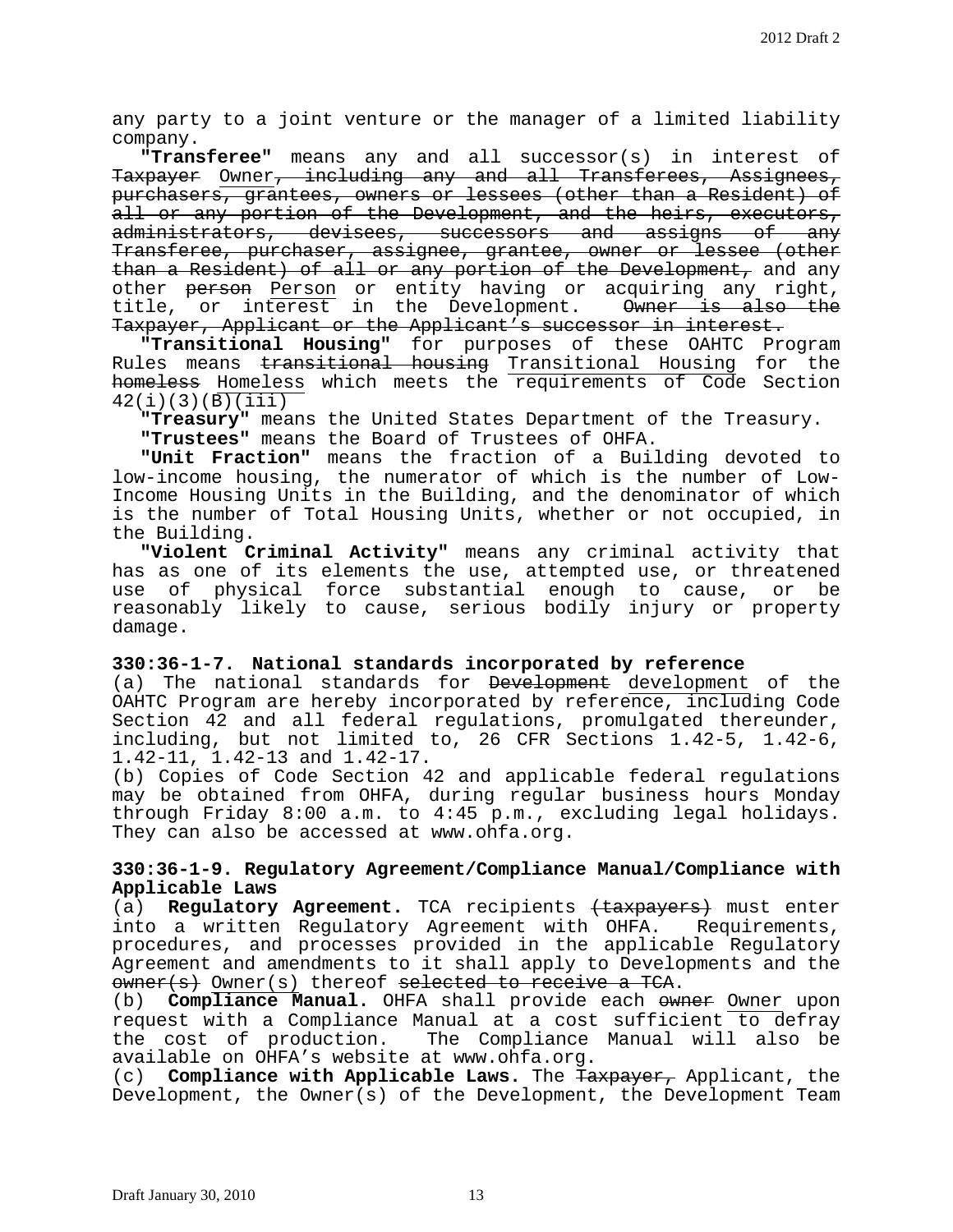any party to a joint venture or the manager of a limited liability company.

**"Transferee"** means any and all successor(s) in interest of ~~Taxpayer~~ Owner~~, including any and all Transferees, Assignees, purchasers, grantees, owners or lessees (other than a Resident) of all or any portion of the Development, and the heirs, executors, administrators, devisees, successors and assigns of any Transferee, purchaser, assignee, grantee, owner or lessee (other than a Resident) of all or any portion of the Development,~~ and any other ~~person~~ Person or entity having or acquiring any right, title, or interest in the Development. ~~Owner is also the Taxpayer, Applicant or the Applicant's successor in interest.~~

**"Transitional Housing"** for purposes of these OAHTC Program Rules means ~~transitional housing~~ Transitional Housing for the ~~homeless~~ Homeless which meets the requirements of Code Section 42(i)(3)(B)(iii)

**"Treasury"** means the United States Department of the Treasury.

**"Trustees"** means the Board of Trustees of OHFA.

**"Unit Fraction"** means the fraction of a Building devoted to low-income housing, the numerator of which is the number of Low-Income Housing Units in the Building, and the denominator of which is the number of Total Housing Units, whether or not occupied, in the Building.

**"Violent Criminal Activity"** means any criminal activity that has as one of its elements the use, attempted use, or threatened use of physical force substantial enough to cause, or be reasonably likely to cause, serious bodily injury or property damage.

**330:36-1-7. National standards incorporated by reference**

(a) The national standards for ~~Development~~ development of the OAHTC Program are hereby incorporated by reference, including Code Section 42 and all federal regulations, promulgated thereunder, including, but not limited to, 26 CFR Sections 1.42-5, 1.42-6, 1.42-11, 1.42-13 and 1.42-17.

(b) Copies of Code Section 42 and applicable federal regulations may be obtained from OHFA, during regular business hours Monday through Friday 8:00 a.m. to 4:45 p.m., excluding legal holidays. They can also be accessed at www.ohfa.org.

**330:36-1-9. Regulatory Agreement/Compliance Manual/Compliance with Applicable Laws**

(a) **Regulatory Agreement.** TCA recipients ~~(taxpayers)~~ must enter into a written Regulatory Agreement with OHFA. Requirements, procedures, and processes provided in the applicable Regulatory Agreement and amendments to it shall apply to Developments and the ~~owner(s)~~ Owner(s) thereof ~~selected to receive a TCA~~.

(b) **Compliance Manual.** OHFA shall provide each ~~owner~~ Owner upon request with a Compliance Manual at a cost sufficient to defray the cost of production. The Compliance Manual will also be available on OHFA's website at www.ohfa.org.

(c) **Compliance with Applicable Laws.** The ~~Taxpayer,~~ Applicant, the Development, the Owner(s) of the Development, the Development Team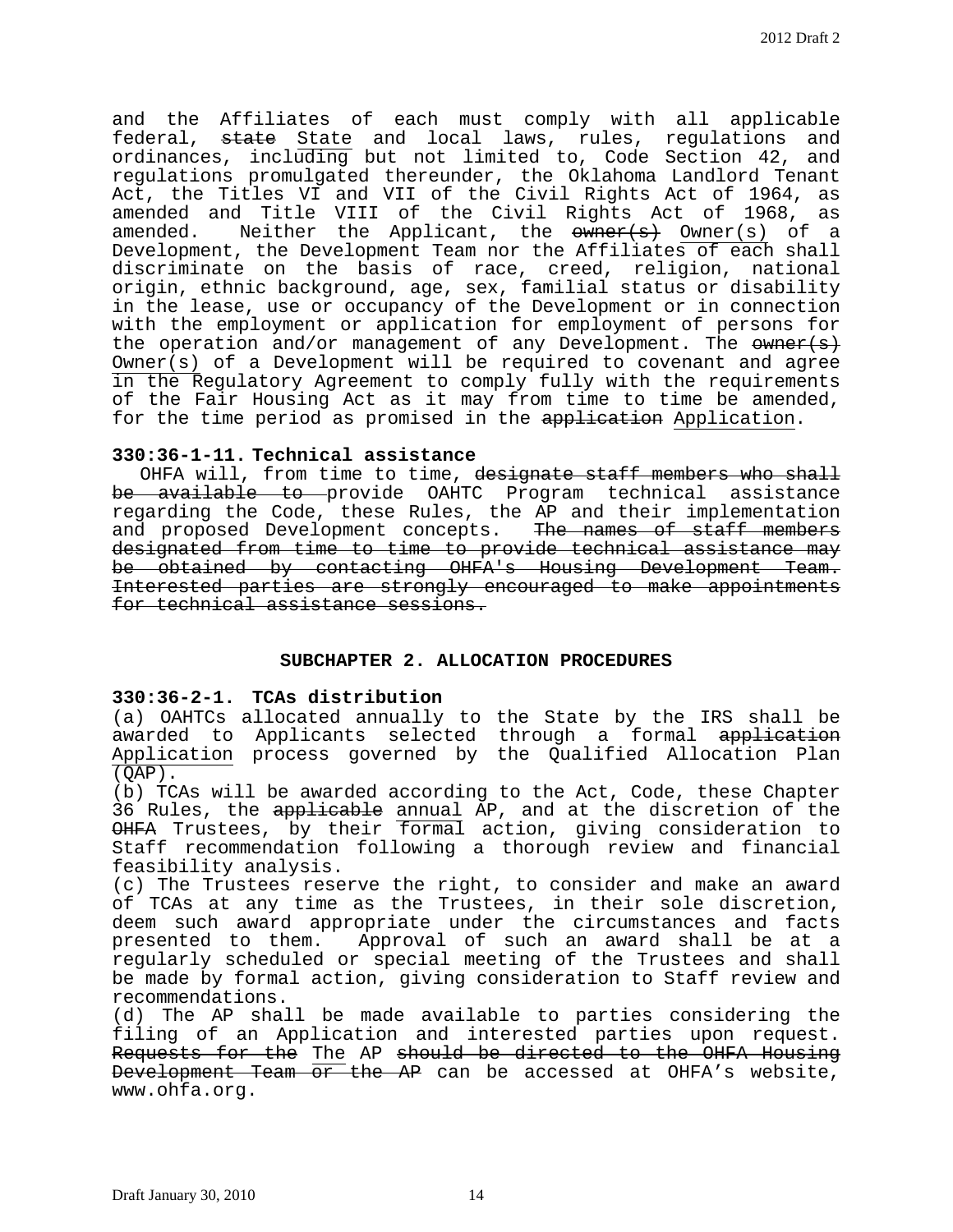and the Affiliates of each must comply with all applicable federal, ~~state~~ <u>State</u> and local laws, rules, regulations and ordinances, including but not limited to, Code Section 42, and regulations promulgated thereunder, the Oklahoma Landlord Tenant Act, the Titles VI and VII of the Civil Rights Act of 1964, as amended and Title VIII of the Civil Rights Act of 1968, as amended. Neither the Applicant, the ~~owner(s)~~ <u>Owner(s)</u> of a Development, the Development Team nor the Affiliates of each shall discriminate on the basis of race, creed, religion, national origin, ethnic background, age, sex, familial status or disability in the lease, use or occupancy of the Development or in connection with the employment or application for employment of persons for the operation and/or management of any Development. The ~~owner(s)~~ <u>Owner(s)</u> of a Development will be required to covenant and agree in the Regulatory Agreement to comply fully with the requirements of the Fair Housing Act as it may from time to time be amended, for the time period as promised in the ~~application~~ <u>Application</u>.

**330:36-1-11. Technical assistance**

OHFA will, from time to time, ~~designate staff members who shall be available to~~ provide OAHTC Program technical assistance regarding the Code, these Rules, the AP and their implementation and proposed Development concepts. ~~The names of staff members designated from time to time to provide technical assistance may be obtained by contacting OHFA's Housing Development Team. Interested parties are strongly encouraged to make appointments for technical assistance sessions.~~

## SUBCHAPTER 2. ALLOCATION PROCEDURES

**330:36-2-1. TCAs distribution**

(a) OAHTCs allocated annually to the State by the IRS shall be awarded to Applicants selected through a formal ~~application~~ <u>Application</u> process governed by the Qualified Allocation Plan (QAP).

(b) TCAs will be awarded according to the Act, Code, these Chapter 36 Rules, the ~~applicable~~ <u>annual</u> AP, and at the discretion of the ~~OHFA~~ Trustees, by their <u>formal</u> action, giving consideration to Staff recommendation following a thorough review and financial feasibility analysis.

(c) The Trustees reserve the right, to consider and make an award of TCAs at any time as the Trustees, in their sole discretion, deem such award appropriate under the circumstances and facts presented to them. Approval of such an award shall be at a regularly scheduled or special meeting of the Trustees and shall be made by formal action, giving consideration to Staff review and recommendations.

(d) The AP shall be made available to parties considering the filing of an Application and interested parties upon request. ~~Requests for the~~ <u>The</u> AP ~~should be directed to the OHFA Housing Development Team or the AP~~ can be accessed at OHFA's website, www.ohfa.org.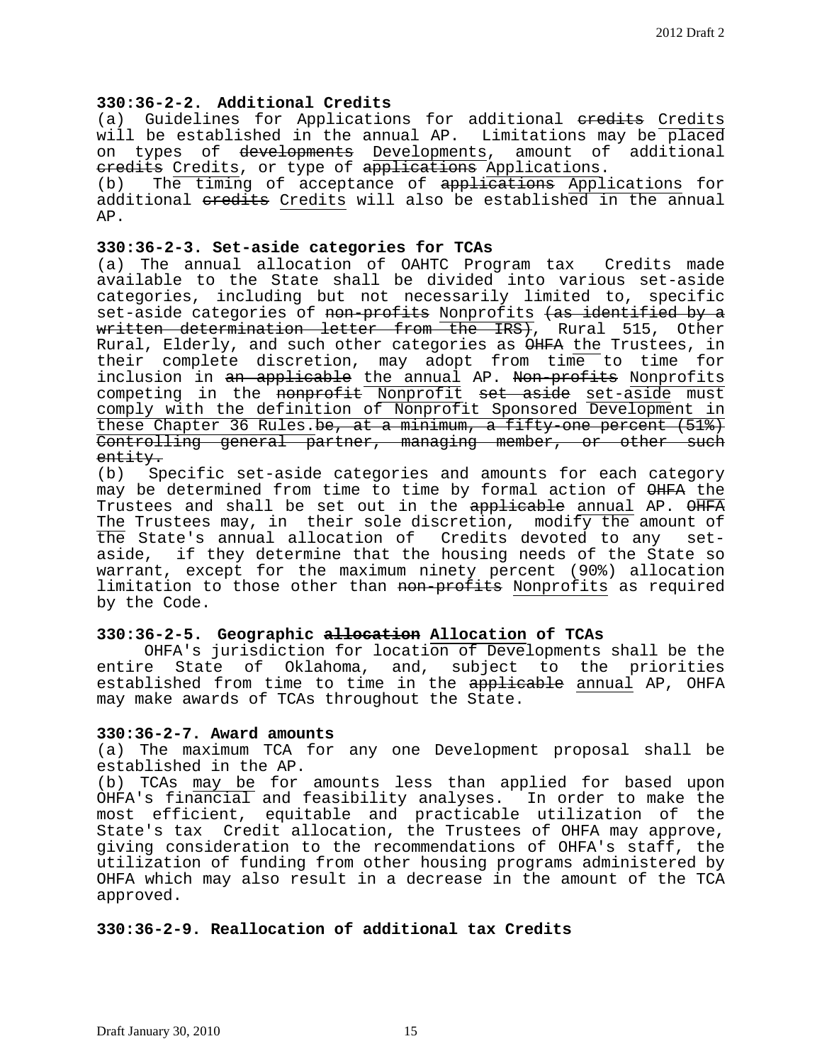**330:36-2-2. Additional Credits**

(a) Guidelines for Applications for additional ~~credits~~ <u>Credits</u> will be established in the annual AP. Limitations may be placed on types of ~~developments~~ <u>Developments</u>, amount of additional ~~credits~~ <u>Credits</u>, or type of ~~applications~~ <u>Applications</u>.

(b) The timing of acceptance of ~~applications~~ <u>Applications</u> for additional ~~credits~~ <u>Credits</u> will also be established in the annual AP.

**330:36-2-3. Set-aside categories for TCAs**

(a) The annual allocation of OAHTC Program tax Credits made available to the State shall be divided into various set-aside categories, including but not necessarily limited to, specific set-aside categories of ~~non-profits~~ <u>Nonprofits</u> ~~(as identified by a written determination letter from the IRS)~~, Rural 515, Other Rural, Elderly, and such other categories as ~~OHFA~~ <u>the</u> Trustees, in their complete discretion, may adopt from time to time for inclusion in ~~an applicable~~ <u>the annual</u> AP. ~~Non-profits~~ <u>Nonprofits</u> competing in the ~~nonprofit~~ <u>Nonprofit</u> ~~set aside~~ <u>set-aside</u> must <u>comply with the definition of Nonprofit Sponsored Development in these Chapter 36 Rules.</u>~~be, at a minimum, a fifty-one percent (51%) Controlling general partner, managing member, or other such entity.~~

(b) Specific set-aside categories and amounts for each category may be determined from time to time by formal action of ~~OHFA~~ <u>the</u> Trustees and shall be set out in the ~~applicable~~ <u>annual</u> AP. ~~OHFA~~ <u>The</u> Trustees may, in their sole discretion, modify <u>the</u> amount of <u>the</u> State's annual allocation of Credits devoted to any set-aside, if they determine that the housing needs of the State so warrant, except for the maximum ninety percent (90%) allocation limitation to those other than ~~non-profits~~ <u>Nonprofits</u> as required by the Code.

**330:36-2-5. Geographic ~~allocation~~ <u>Allocation</u> of TCAs**

OHFA's jurisdiction for location of Developments shall be the entire State of Oklahoma, and, subject to the priorities established from time to time in the ~~applicable~~ <u>annual</u> AP, OHFA may make awards of TCAs throughout the State.

**330:36-2-7. Award amounts**

(a) The maximum TCA for any one Development proposal shall be established in the AP.

(b) TCAs <u>may be</u> for amounts less than applied for based upon OHFA's financial and feasibility analyses. In order to make the most efficient, equitable and practicable utilization of the State's tax Credit allocation, the Trustees of OHFA may approve, giving consideration to the recommendations of OHFA's staff, the utilization of funding from other housing programs administered by OHFA which may also result in a decrease in the amount of the TCA approved.

**330:36-2-9. Reallocation of additional tax Credits**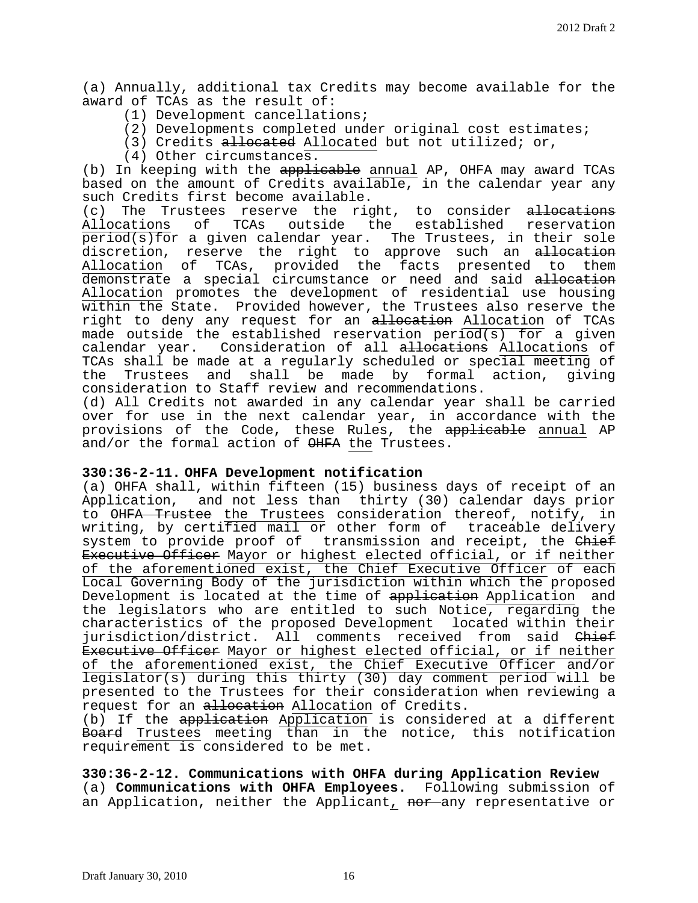(a) Annually, additional tax Credits may become available for the award of TCAs as the result of:

(1) Development cancellations;

(2) Developments completed under original cost estimates;

(3) Credits ~~allocated~~ Allocated but not utilized; or,

(4) Other circumstances.

(b) In keeping with the ~~applicable~~ annual AP, OHFA may award TCAs based on the amount of Credits available, in the calendar year any such Credits first become available.

(c) The Trustees reserve the right, to consider ~~allocations~~ Allocations of TCAs outside the established reservation period(s)for a given calendar year. The Trustees, in their sole discretion, reserve the right to approve such an ~~allocation~~ Allocation of TCAs, provided the facts presented to them demonstrate a special circumstance or need and said ~~allocation~~ Allocation promotes the development of residential use housing within the State. Provided however, the Trustees also reserve the right to deny any request for an ~~allocation~~ Allocation of TCAs made outside the established reservation period(s) for a given calendar year. Consideration of all ~~allocations~~ Allocations of TCAs shall be made at a regularly scheduled or special meeting of the Trustees and shall be made by formal action, giving consideration to Staff review and recommendations.

(d) All Credits not awarded in any calendar year shall be carried over for use in the next calendar year, in accordance with the provisions of the Code, these Rules, the ~~applicable~~ annual AP and/or the formal action of ~~OHFA~~ the Trustees.

**330:36-2-11. OHFA Development notification**

(a) OHFA shall, within fifteen (15) business days of receipt of an Application, and not less than thirty (30) calendar days prior to ~~OHFA Trustee~~ the Trustees consideration thereof, notify, in writing, by certified mail or other form of traceable delivery system to provide proof of transmission and receipt, the ~~Chief Executive Officer~~ Mayor or highest elected official, or if neither of the aforementioned exist, the Chief Executive Officer of each Local Governing Body of the jurisdiction within which the proposed Development is located at the time of ~~application~~ Application and the legislators who are entitled to such Notice, regarding the characteristics of the proposed Development located within their jurisdiction/district. All comments received from said ~~Chief Executive Officer~~ Mayor or highest elected official, or if neither of the aforementioned exist, the Chief Executive Officer and/or legislator(s) during this thirty (30) day comment period will be presented to the Trustees for their consideration when reviewing a request for an ~~allocation~~ Allocation of Credits.

(b) If the ~~application~~ Application is considered at a different ~~Board~~ Trustees meeting than in the notice, this notification requirement is considered to be met.

**330:36-2-12. Communications with OHFA during Application Review**

(a) **Communications with OHFA Employees.** Following submission of an Application, neither the Applicant, ~~nor~~ any representative or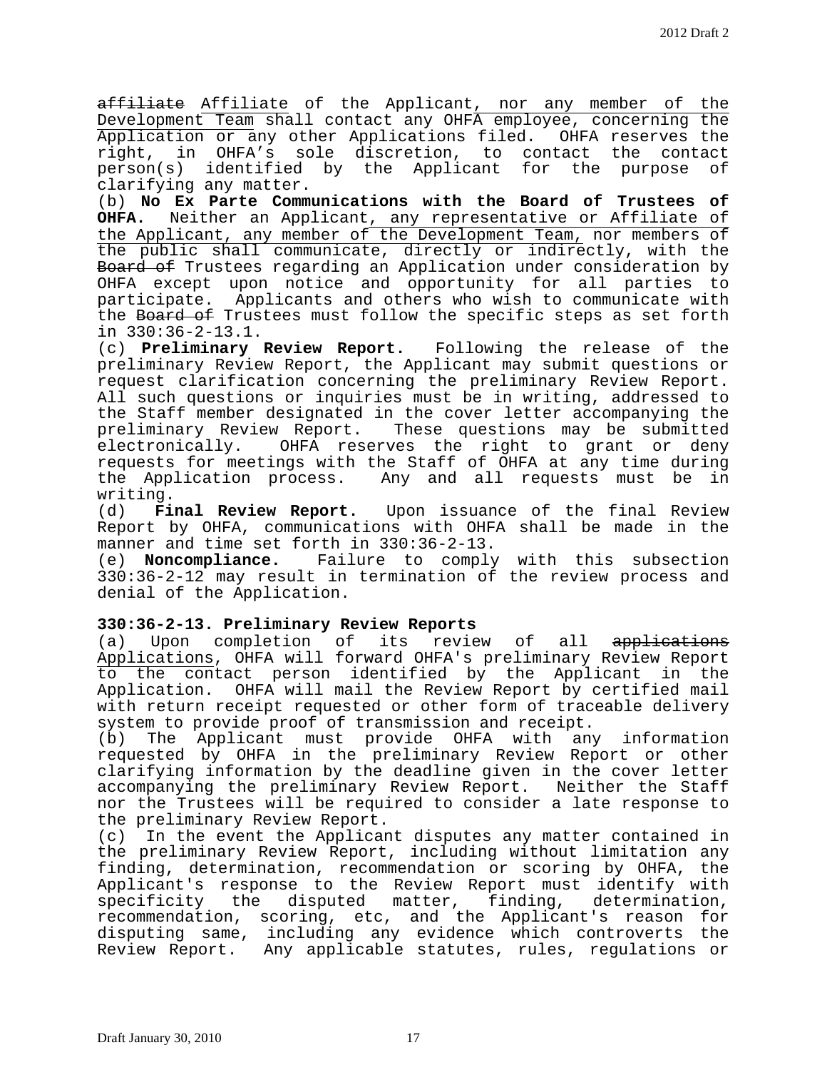~~affiliate~~ Affiliate of the Applicant, nor any member of the Development Team shall contact any OHFA employee, concerning the Application or any other Applications filed. OHFA reserves the right, in OHFA's sole discretion, to contact the contact person(s) identified by the Applicant for the purpose of clarifying any matter.

(b) **No Ex Parte Communications with the Board of Trustees of OHFA.** Neither an Applicant, any representative or Affiliate of the Applicant, any member of the Development Team, nor members of the public shall communicate, directly or indirectly, with the ~~Board of~~ Trustees regarding an Application under consideration by OHFA except upon notice and opportunity for all parties to participate. Applicants and others who wish to communicate with the ~~Board of~~ Trustees must follow the specific steps as set forth in 330:36-2-13.1.

(c) **Preliminary Review Report.** Following the release of the preliminary Review Report, the Applicant may submit questions or request clarification concerning the preliminary Review Report. All such questions or inquiries must be in writing, addressed to the Staff member designated in the cover letter accompanying the preliminary Review Report. These questions may be submitted electronically. OHFA reserves the right to grant or deny requests for meetings with the Staff of OHFA at any time during the Application process. Any and all requests must be in writing.

(d) **Final Review Report.** Upon issuance of the final Review Report by OHFA, communications with OHFA shall be made in the manner and time set forth in 330:36-2-13.

(e) **Noncompliance.** Failure to comply with this subsection 330:36-2-12 may result in termination of the review process and denial of the Application.

**330:36-2-13. Preliminary Review Reports**

(a) Upon completion of its review of all ~~applications~~ Applications, OHFA will forward OHFA's preliminary Review Report to the contact person identified by the Applicant in the Application. OHFA will mail the Review Report by certified mail with return receipt requested or other form of traceable delivery system to provide proof of transmission and receipt.

(b) The Applicant must provide OHFA with any information requested by OHFA in the preliminary Review Report or other clarifying information by the deadline given in the cover letter accompanying the preliminary Review Report. Neither the Staff nor the Trustees will be required to consider a late response to the preliminary Review Report.

(c) In the event the Applicant disputes any matter contained in the preliminary Review Report, including without limitation any finding, determination, recommendation or scoring by OHFA, the Applicant's response to the Review Report must identify with specificity the disputed matter, finding, determination, recommendation, scoring, etc, and the Applicant's reason for disputing same, including any evidence which controverts the Review Report. Any applicable statutes, rules, regulations or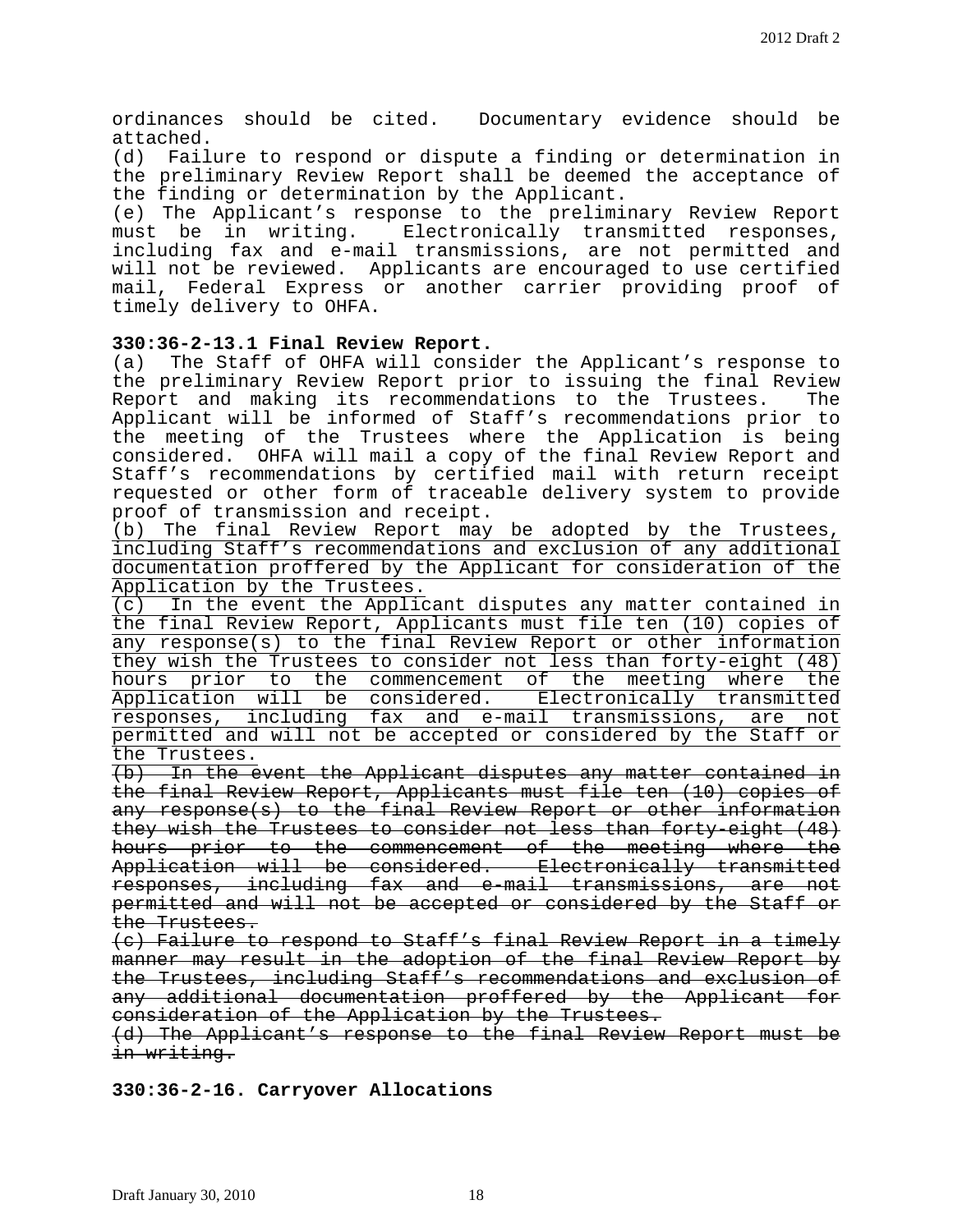ordinances should be cited. Documentary evidence should be attached.

(d) Failure to respond or dispute a finding or determination in the preliminary Review Report shall be deemed the acceptance of the finding or determination by the Applicant.

(e) The Applicant's response to the preliminary Review Report must be in writing. Electronically transmitted responses, including fax and e-mail transmissions, are not permitted and will not be reviewed. Applicants are encouraged to use certified mail, Federal Express or another carrier providing proof of timely delivery to OHFA.

**330:36-2-13.1 Final Review Report.**

(a) The Staff of OHFA will consider the Applicant's response to the preliminary Review Report prior to issuing the final Review Report and making its recommendations to the Trustees. The Applicant will be informed of Staff's recommendations prior to the meeting of the Trustees where the Application is being considered. OHFA will mail a copy of the final Review Report and Staff's recommendations by certified mail with return receipt requested or other form of traceable delivery system to provide proof of transmission and receipt.

<u>(b) The final Review Report may be adopted by the Trustees, including Staff's recommendations and exclusion of any additional documentation proffered by the Applicant for consideration of the Application by the Trustees.</u>

<u>(c) In the event the Applicant disputes any matter contained in the final Review Report, Applicants must file ten (10) copies of any response(s) to the final Review Report or other information they wish the Trustees to consider not less than forty-eight (48) hours prior to the commencement of the meeting where the Application will be considered. Electronically transmitted responses, including fax and e-mail transmissions, are not permitted and will not be accepted or considered by the Staff or the Trustees.</u>

~~(b) In the event the Applicant disputes any matter contained in the final Review Report, Applicants must file ten (10) copies of any response(s) to the final Review Report or other information they wish the Trustees to consider not less than forty-eight (48) hours prior to the commencement of the meeting where the Application will be considered. Electronically transmitted responses, including fax and e-mail transmissions, are not permitted and will not be accepted or considered by the Staff or the Trustees.~~

~~(c) Failure to respond to Staff's final Review Report in a timely manner may result in the adoption of the final Review Report by the Trustees, including Staff's recommendations and exclusion of any additional documentation proffered by the Applicant for consideration of the Application by the Trustees.~~

~~(d) The Applicant's response to the final Review Report must be in writing.~~

**330:36-2-16. Carryover Allocations**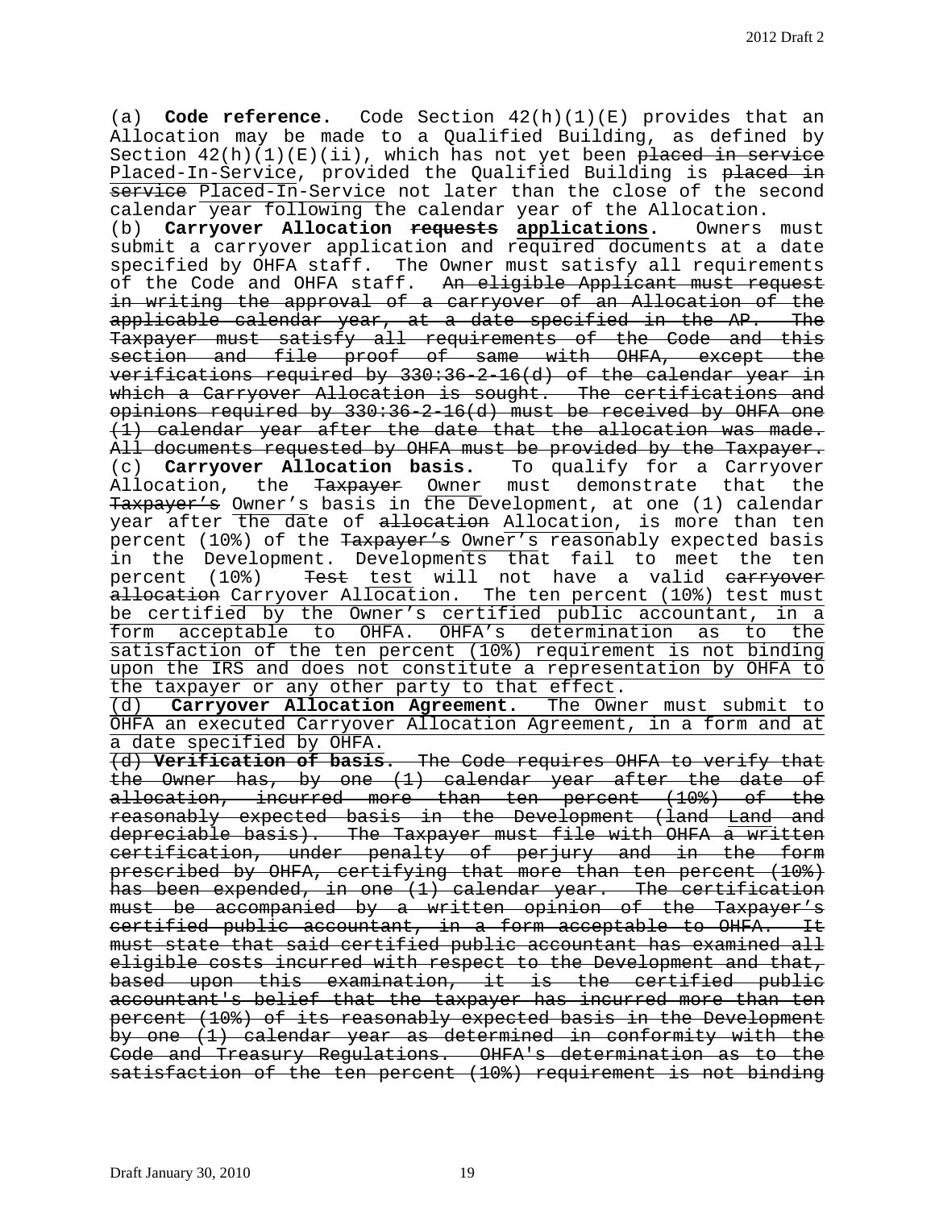(a) **Code reference.** Code Section 42(h)(1)(E) provides that an Allocation may be made to a Qualified Building, as defined by Section 42(h)(1)(E)(ii), which has not yet been ~~placed in service~~ Placed-In-Service, provided the Qualified Building is ~~placed in service~~ Placed-In-Service not later than the close of the second calendar year following the calendar year of the Allocation.

(b) **Carryover Allocation ~~requests~~ applications.** Owners must submit a carryover application and required documents at a date specified by OHFA staff. The Owner must satisfy all requirements of the Code and OHFA staff. ~~An eligible Applicant must request in writing the approval of a carryover of an Allocation of the applicable calendar year, at a date specified in the AP. The Taxpayer must satisfy all requirements of the Code and this section and file proof of same with OHFA, except the verifications required by 330:36-2-16(d) of the calendar year in which a Carryover Allocation is sought. The certifications and opinions required by 330:36-2-16(d) must be received by OHFA one (1) calendar year after the date that the allocation was made. All documents requested by OHFA must be provided by the Taxpayer.~~

(c) **Carryover Allocation basis.** To qualify for a Carryover Allocation, the ~~Taxpayer~~ Owner must demonstrate that the ~~Taxpayer's~~ Owner's basis in the Development, at one (1) calendar year after the date of ~~allocation~~ Allocation, is more than ten percent (10%) of the ~~Taxpayer's~~ Owner's reasonably expected basis in the Development. Developments that fail to meet the ten percent (10%) ~~Test~~ test will not have a valid ~~carryover allocation~~ Carryover Allocation. The ten percent (10%) test must be certified by the Owner's certified public accountant, in a form acceptable to OHFA. OHFA's determination as to the satisfaction of the ten percent (10%) requirement is not binding upon the IRS and does not constitute a representation by OHFA to the taxpayer or any other party to that effect.

(d) **Carryover Allocation Agreement.** The Owner must submit to OHFA an executed Carryover Allocation Agreement, in a form and at a date specified by OHFA.

~~(d) **Verification of basis.** The Code requires OHFA to verify that the Owner has, by one (1) calendar year after the date of allocation, incurred more than ten percent (10%) of the reasonably expected basis in the Development (land Land and depreciable basis). The Taxpayer must file with OHFA a written certification, under penalty of perjury and in the form prescribed by OHFA, certifying that more than ten percent (10%) has been expended, in one (1) calendar year. The certification must be accompanied by a written opinion of the Taxpayer's certified public accountant, in a form acceptable to OHFA. It must state that said certified public accountant has examined all eligible costs incurred with respect to the Development and that, based upon this examination, it is the certified public accountant's belief that the taxpayer has incurred more than ten percent (10%) of its reasonably expected basis in the Development by one (1) calendar year as determined in conformity with the Code and Treasury Regulations. OHFA's determination as to the satisfaction of the ten percent (10%) requirement is not binding~~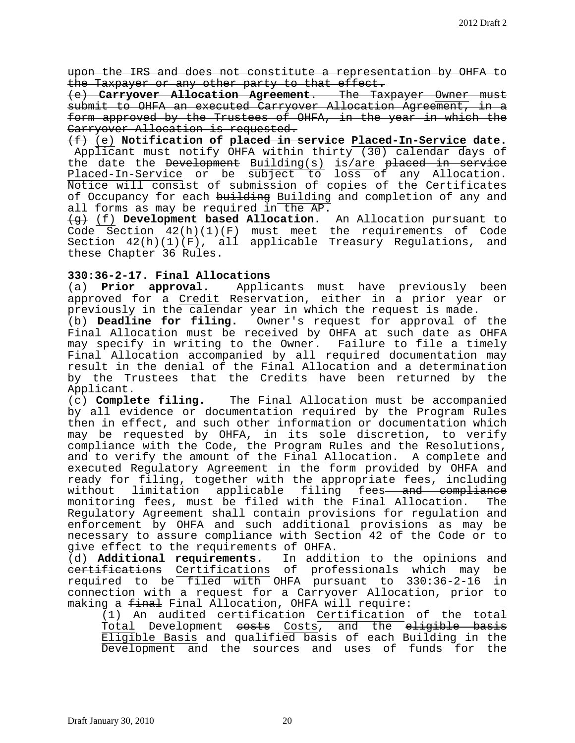~~upon the IRS and does not constitute a representation by OHFA to the Taxpayer or any other party to that effect.~~

~~(e) **Carryover Allocation Agreement.** The Taxpayer Owner must submit to OHFA an executed Carryover Allocation Agreement, in a form approved by the Trustees of OHFA, in the year in which the Carryover Allocation is requested.~~

~~(f)~~ (e) **Notification of ~~placed in service~~ Placed-In-Service date.** Applicant must notify OHFA within thirty (30) calendar days of the date the ~~Development~~ Building(s) is/are ~~placed in service~~ Placed-In-Service or be subject to loss of any Allocation. Notice will consist of submission of copies of the Certificates of Occupancy for each ~~building~~ Building and completion of any and all forms as may be required in the AP.

~~(g)~~ (f) **Development based Allocation.** An Allocation pursuant to Code Section 42(h)(1)(F) must meet the requirements of Code Section 42(h)(1)(F), all applicable Treasury Regulations, and these Chapter 36 Rules.

**330:36-2-17. Final Allocations**

(a) **Prior approval.** Applicants must have previously been approved for a Credit Reservation, either in a prior year or previously in the calendar year in which the request is made.

(b) **Deadline for filing.** Owner's request for approval of the Final Allocation must be received by OHFA at such date as OHFA may specify in writing to the Owner. Failure to file a timely Final Allocation accompanied by all required documentation may result in the denial of the Final Allocation and a determination by the Trustees that the Credits have been returned by the Applicant.

(c) **Complete filing.** The Final Allocation must be accompanied by all evidence or documentation required by the Program Rules then in effect, and such other information or documentation which may be requested by OHFA, in its sole discretion, to verify compliance with the Code, the Program Rules and the Resolutions, and to verify the amount of the Final Allocation. A complete and executed Regulatory Agreement in the form provided by OHFA and ready for filing, together with the appropriate fees, including without limitation applicable filing fees~~ and compliance monitoring fees~~, must be filed with the Final Allocation. The Regulatory Agreement shall contain provisions for regulation and enforcement by OHFA and such additional provisions as may be necessary to assure compliance with Section 42 of the Code or to give effect to the requirements of OHFA.

(d) **Additional requirements.** In addition to the opinions and ~~certifications~~ Certifications of professionals which may be required to be filed with OHFA pursuant to 330:36-2-16 in connection with a request for a Carryover Allocation, prior to making a ~~final~~ Final Allocation, OHFA will require:

(1) An audited ~~certification~~ Certification of the ~~total~~ Total Development ~~costs~~ Costs, and the ~~eligible basis~~ Eligible Basis and qualified basis of each Building in the Development and the sources and uses of funds for the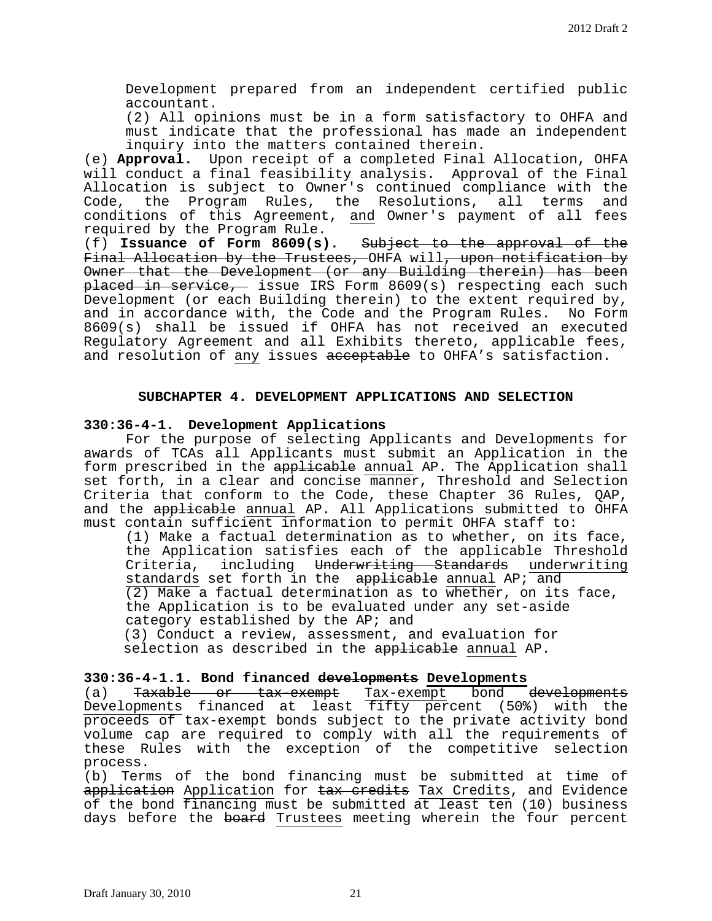Development prepared from an independent certified public accountant.

(2) All opinions must be in a form satisfactory to OHFA and must indicate that the professional has made an independent inquiry into the matters contained therein.

(e) **Approval.** Upon receipt of a completed Final Allocation, OHFA will conduct a final feasibility analysis. Approval of the Final Allocation is subject to Owner's continued compliance with the Code, the Program Rules, the Resolutions, all terms and conditions of this Agreement, <u>and</u> Owner's payment of all fees required by the Program Rule.

(f) **Issuance of Form 8609(s).** ~~Subject to the approval of the Final Allocation by the Trustees,~~ OHFA will~~, upon notification by Owner that the Development (or any Building therein) has been placed in service,~~ issue IRS Form 8609(s) respecting each such Development (or each Building therein) to the extent required by, and in accordance with, the Code and the Program Rules. No Form 8609(s) shall be issued if OHFA has not received an executed Regulatory Agreement and all Exhibits thereto, applicable fees, and resolution of <u>any</u> issues ~~acceptable~~ to OHFA's satisfaction.

## SUBCHAPTER 4. DEVELOPMENT APPLICATIONS AND SELECTION

### 330:36-4-1. Development Applications

For the purpose of selecting Applicants and Developments for awards of TCAs all Applicants must submit an Application in the form prescribed in the ~~applicable~~ <u>annual</u> AP. The Application shall set forth, in a clear and concise <u>manner</u>, Threshold and Selection Criteria that conform to the Code, these Chapter 36 Rules, QAP, and the ~~applicable~~ <u>annual</u> AP. All Applications submitted to OHFA must contain sufficient information to permit OHFA staff to:

(1) Make a factual determination as to whether, on its face, the Application satisfies each of the applicable Threshold Criteria, including ~~Underwriting Standards~~ <u>underwriting standards</u> set forth in the ~~applicable~~ <u>annual</u> AP; <u>and</u>

<u>(2) Make a factual determination as to whether, on its face, the Application is to be evaluated under any set-aside category established by the AP;</u> and

(3) Conduct a review, assessment, and evaluation for selection as described in the ~~applicable~~ <u>annual</u> AP.

### 330:36-4-1.1. Bond financed ~~developments~~ <u>Developments</u>

(a) ~~Taxable or tax-exempt~~ <u>Tax-exempt</u> bond ~~developments~~ <u>Developments</u> financed at least <u>fifty percent (50%) with the proceeds of</u> tax-exempt bonds subject to the private activity bond volume cap are required to comply with all the requirements of these Rules with the exception of the competitive selection process.

(b) Terms of the bond financing must be submitted at time of ~~application~~ <u>Application</u> for ~~tax credits~~ <u>Tax Credits</u>, and Evidence of the bond <u>financing must be submitted at least ten (10) business days before the</u> ~~board~~ <u>Trustees</u> meeting wherein the four percent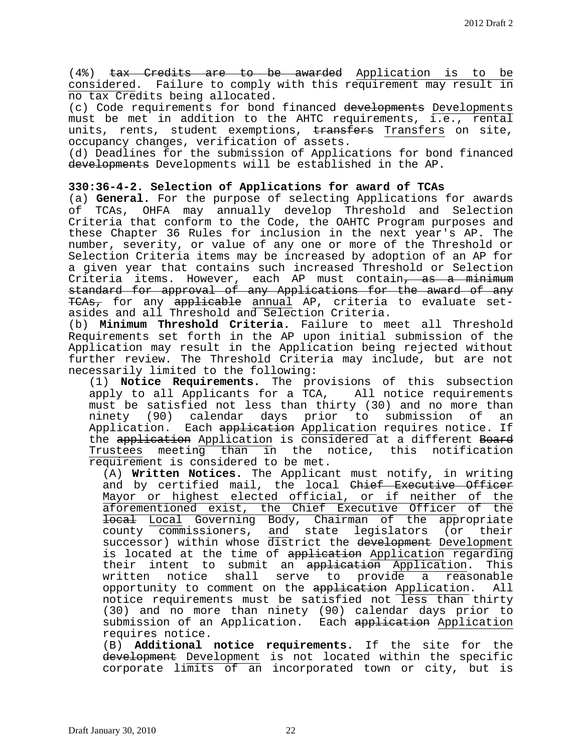(4%) ~~tax Credits are to be awarded~~ <u>Application is to be considered</u>. Failure to comply with this requirement may result in no tax Credits being allocated.

(c) Code requirements for bond financed ~~developments~~ <u>Developments</u> must be met in addition to the AHTC requirements, i.e., rental units, rents, student exemptions, ~~transfers~~ <u>Transfers</u> on site, occupancy changes, verification of assets.

(d) Deadlines for the submission of Applications for bond financed ~~developments~~ Developments will be established in the AP.

**330:36-4-2. Selection of Applications for award of TCAs**

(a) **General.** For the purpose of selecting Applications for awards of TCAs, OHFA may annually develop Threshold and Selection Criteria that conform to the Code, the OAHTC Program purposes and these Chapter 36 Rules for inclusion in the next year's AP. The number, severity, or value of any one or more of the Threshold or Selection Criteria items may be increased by adoption of an AP for a given year that contains such increased Threshold or Selection Criteria items. However, each AP must contain~~, as a minimum standard for approval of any Applications for the award of any TCAs,~~ for any ~~applicable~~ <u>annual</u> AP, criteria to evaluate set-asides and all Threshold and Selection Criteria.

(b) **Minimum Threshold Criteria.** Failure to meet all Threshold Requirements set forth in the AP upon initial submission of the Application may result in the Application being rejected without further review. The Threshold Criteria may include, but are not necessarily limited to the following:

(1) **Notice Requirements.** The provisions of this subsection apply to all Applicants for a TCA, All notice requirements must be satisfied not less than thirty (30) and no more than ninety (90) calendar days prior to submission of an Application. Each ~~application~~ <u>Application</u> requires notice. If the ~~application~~ <u>Application</u> is <u>considered</u> at a different ~~Board~~ <u>Trustees</u> meeting <u>than in</u> the notice, this notification <u>requirement</u> is considered to be met.

(A) **Written Notices.** The Applicant must notify, in writing and by certified mail, the local ~~Chief Executive Officer~~ <u>Mayor or highest elected official, or if neither of the aforementioned exist, the Chief Executive Officer of the</u> ~~local~~ <u>Local</u> Governing Body, Chairman of the appropriate county commissioners, <u>and</u> state legislators (or their successor) within whose district the ~~development~~ <u>Development</u> is located at the time of ~~application~~ <u>Application</u> regarding their intent to submit an ~~application~~ <u>Application</u>. This written notice shall serve to provide a reasonable opportunity to comment on the ~~application~~ <u>Application</u>. All notice requirements must be satisfied not <u>less than</u> thirty (30) and no more than ninety (90) calendar days prior to submission of an Application. Each ~~application~~ <u>Application</u> requires notice.

(B) **Additional notice requirements.** If the site for the ~~development~~ <u>Development</u> is not located within the specific corporate limits of an incorporated town or city, but is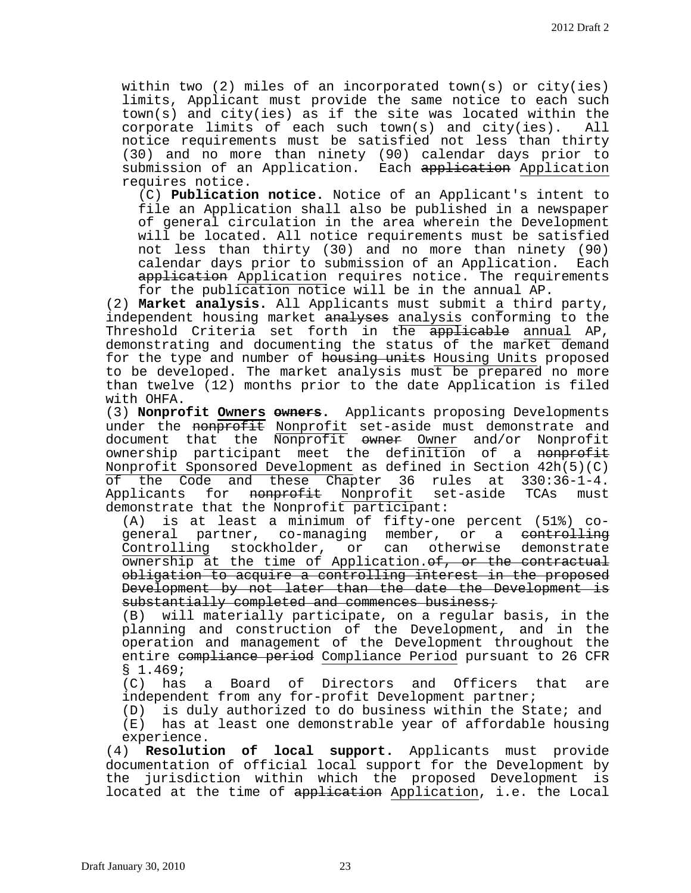within two (2) miles of an incorporated town(s) or city(ies) limits, Applicant must provide the same notice to each such town(s) and city(ies) as if the site was located within the corporate limits of each such town(s) and city(ies). All notice requirements must be satisfied not less than thirty (30) and no more than ninety (90) calendar days prior to submission of an Application. Each ~~application~~ <u>Application</u> requires notice.

(C) **Publication notice.** Notice of an Applicant's intent to file an Application shall also be published in a newspaper of general circulation in the area wherein the Development will be located. All notice requirements must be satisfied not less than thirty (30) and no more than ninety (90) calendar days prior to submission of an Application. Each ~~application~~ <u>Application</u> requires notice. <u>The requirements for the publication notice will be in the annual AP.</u>

(2) **Market analysis.** All Applicants must submit <u>a</u> third party, independent housing market ~~analyses~~ <u>analysis</u> conforming to the Threshold Criteria set forth in <u>the</u> ~~applicable~~ <u>annual</u> AP, demonstrating and documenting the status of the market demand for the type and number of ~~housing units~~ <u>Housing Units</u> proposed to be developed. <u>The market analysis must be prepared no more than twelve (12) months prior to the date Application is filed with OHFA.</u>

(3) **Nonprofit <u>Owners</u> ~~owners~~.** Applicants proposing Developments under the ~~nonprofit~~ <u>Nonprofit</u> set-aside must demonstrate and document that the <u>Nonprofit</u> ~~owner~~ <u>Owner</u> and/or Nonprofit ownership participant meet the definition of a ~~nonprofit~~ <u>Nonprofit Sponsored Development</u> as defined in Section 42h(5)(C) <u>of the Code and these Chapter 36 rules at 330:36-1-4.</u> Applicants for ~~nonprofit~~ <u>Nonprofit</u> set-aside TCAs must demonstrate that the Nonprofit participant:

(A) is at least a minimum of fifty-one percent (51%) co-general partner, co-managing member, or a ~~controlling~~ <u>Controlling</u> stockholder, or can otherwise demonstrate ownership <u>at the time of Application.</u>~~of, or the contractual obligation to acquire a controlling interest in the proposed Development by not later than the date the Development is substantially completed and commences business;~~

(B) will materially participate, on a regular basis, in the planning and construction of the Development, and in the operation and management of the Development throughout the entire ~~compliance period~~ <u>Compliance Period</u> pursuant to 26 CFR § 1.469;

(C) has a Board of Directors and Officers that are independent from any for-profit Development partner;

(D) is duly authorized to do business within the State; and

(E) has at least one demonstrable year of affordable housing experience.

(4) **Resolution of local support.** Applicants must provide documentation of official local support for the Development by the jurisdiction within which the proposed Development is located at the time of ~~application~~ <u>Application</u>, i.e. the Local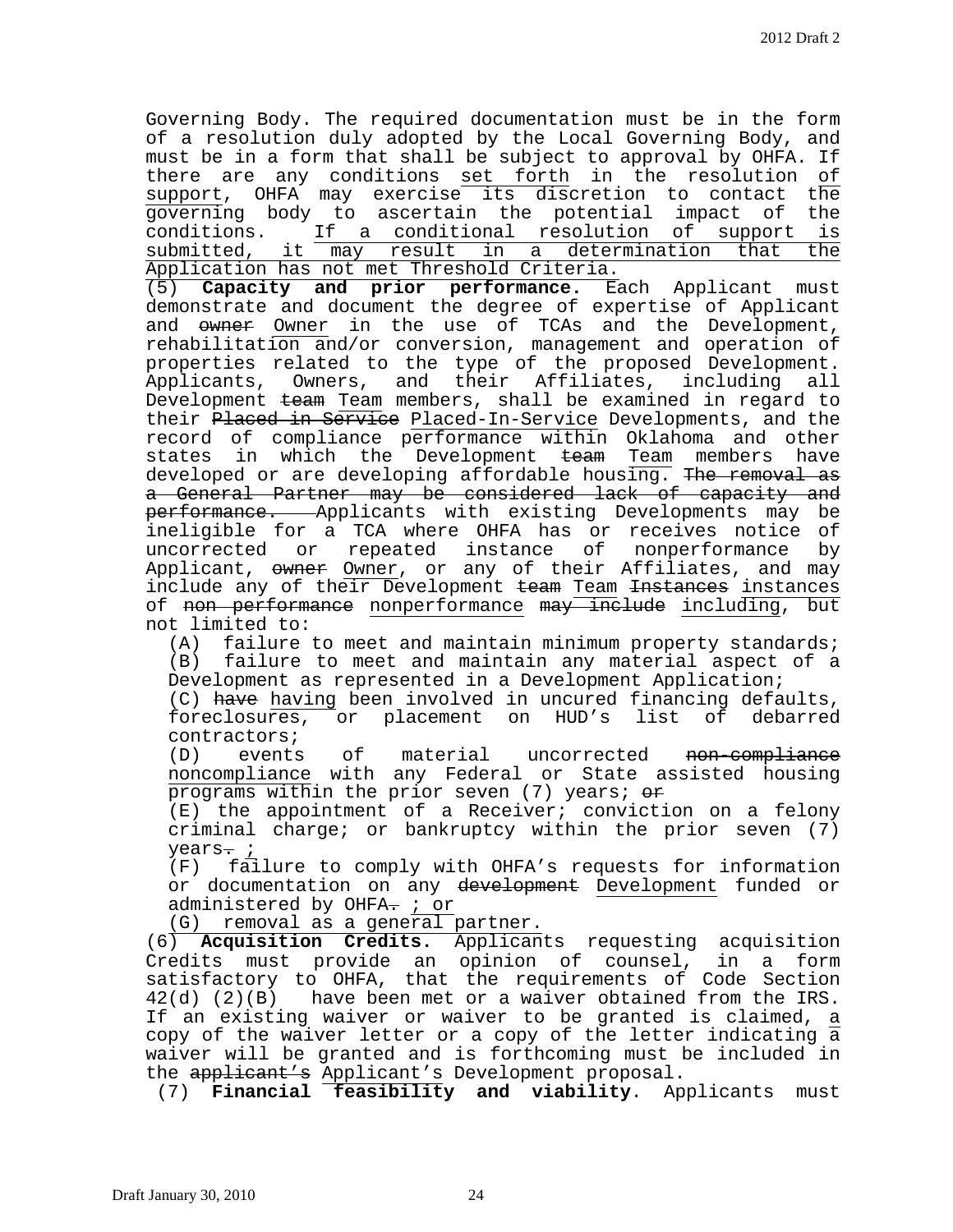Governing Body. The required documentation must be in the form of a resolution duly adopted by the Local Governing Body, and must be in a form that shall be subject to approval by OHFA. If there are any conditions set forth in the resolution of support, OHFA may exercise its discretion to contact the governing body to ascertain the potential impact of the conditions. If a conditional resolution of support is submitted, it may result in a determination that the Application has not met Threshold Criteria.

(5) **Capacity and prior performance.** Each Applicant must demonstrate and document the degree of expertise of Applicant and ~~owner~~ Owner in the use of TCAs and the Development, rehabilitation and/or conversion, management and operation of properties related to the type of the proposed Development. Applicants, Owners, and their Affiliates, including all Development ~~team~~ Team members, shall be examined in regard to their ~~Placed in Service~~ Placed-In-Service Developments, and the record of compliance performance within Oklahoma and other states in which the Development ~~team~~ Team members have developed or are developing affordable housing. ~~The removal as a General Partner may be considered lack of capacity and performance.~~ Applicants with existing Developments may be ineligible for a TCA where OHFA has or receives notice of uncorrected or repeated instance of nonperformance by Applicant, ~~owner~~ Owner, or any of their Affiliates, and may include any of their Development ~~team~~ Team ~~Instances~~ instances of ~~non performance~~ nonperformance ~~may include~~ including, but not limited to:

(A) failure to meet and maintain minimum property standards;

(B) failure to meet and maintain any material aspect of a Development as represented in a Development Application;

(C) ~~have~~ having been involved in uncured financing defaults, foreclosures, or placement on HUD's list of debarred contractors;

(D) events of material uncorrected ~~non-compliance~~ noncompliance with any Federal or State assisted housing programs within the prior seven (7) years; ~~or~~

(E) the appointment of a Receiver; conviction on a felony criminal charge; or bankruptcy within the prior seven (7) years~~.~~ ;

(F) failure to comply with OHFA's requests for information or documentation on any ~~development~~ Development funded or administered by OHFA~~.~~ ; or

(G) removal as a general partner.

(6) **Acquisition Credits.** Applicants requesting acquisition Credits must provide an opinion of counsel, in a form satisfactory to OHFA, that the requirements of Code Section 42(d) (2)(B) have been met or a waiver obtained from the IRS. If an existing waiver or waiver to be granted is claimed, a copy of the waiver letter or a copy of the letter indicating a waiver will be granted and is forthcoming must be included in the ~~applicant's~~ Applicant's Development proposal.

(7) **Financial feasibility and viability**. Applicants must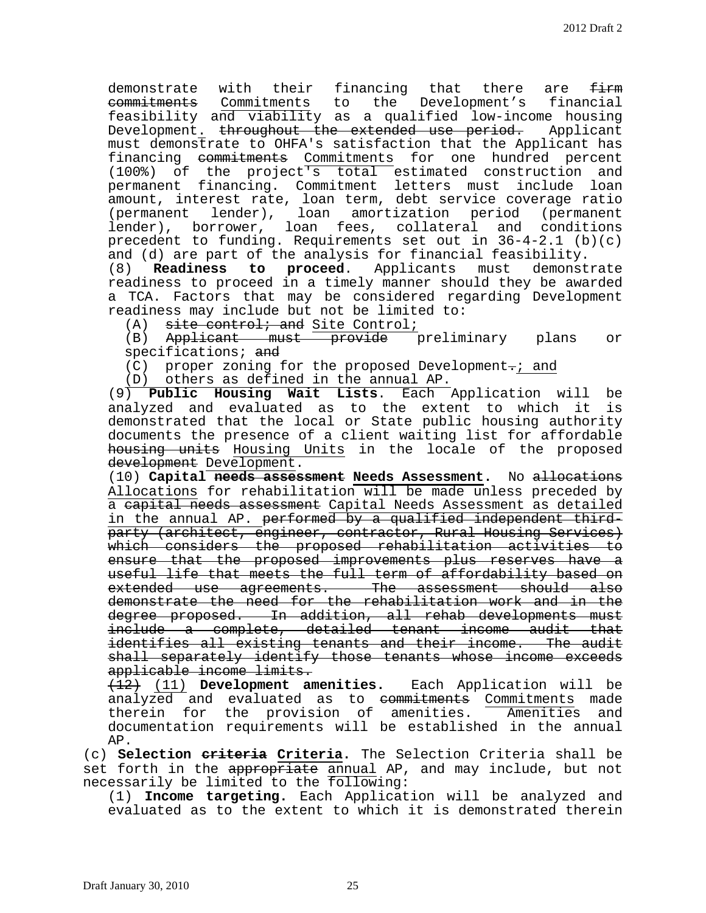demonstrate with their financing that there are ~~firm commitments~~ Commitments to the Development's financial feasibility and viability as a qualified low-income housing Development. ~~throughout the extended use period.~~ Applicant must demonstrate to OHFA's satisfaction that the Applicant has financing ~~commitments~~ Commitments for one hundred percent (100%) of the project's total estimated construction and permanent financing. Commitment letters must include loan amount, interest rate, loan term, debt service coverage ratio (permanent lender), loan amortization period (permanent lender), borrower, loan fees, collateral and conditions precedent to funding. Requirements set out in 36-4-2.1 (b)(c) and (d) are part of the analysis for financial feasibility.

(8) **Readiness to proceed**. Applicants must demonstrate readiness to proceed in a timely manner should they be awarded a TCA. Factors that may be considered regarding Development readiness may include but not be limited to:

(A) ~~site control; and~~ Site Control;

(B) ~~Applicant must provide~~ preliminary plans or specifications; ~~and~~

(C) proper zoning for the proposed Development~~.~~; and

(D) others as defined in the annual AP.

(9) **Public Housing Wait Lists**. Each Application will be analyzed and evaluated as to the extent to which it is demonstrated that the local or State public housing authority documents the presence of a client waiting list for affordable ~~housing units~~ Housing Units in the locale of the proposed ~~development~~ Development.

(10) **Capital ~~needs assessment~~ Needs Assessment.** No ~~allocations~~ Allocations for rehabilitation will be made unless preceded by a ~~capital needs assessment~~ Capital Needs Assessment as detailed in the annual AP. ~~performed by a qualified independent third-party (architect, engineer, contractor, Rural Housing Services) which considers the proposed rehabilitation activities to ensure that the proposed improvements plus reserves have a useful life that meets the full term of affordability based on extended use agreements. The assessment should also demonstrate the need for the rehabilitation work and in the degree proposed. In addition, all rehab developments must include a complete, detailed tenant income audit that identifies all existing tenants and their income. The audit shall separately identify those tenants whose income exceeds applicable income limits.~~

~~(12)~~ (11) **Development amenities.** Each Application will be analyzed and evaluated as to ~~commitments~~ Commitments made therein for the provision of amenities. Amenities and documentation requirements will be established in the annual AP.

(c) **Selection ~~criteria~~ Criteria**. The Selection Criteria shall be set forth in the ~~appropriate~~ annual AP, and may include, but not necessarily be limited to the following:

(1) **Income targeting.** Each Application will be analyzed and evaluated as to the extent to which it is demonstrated therein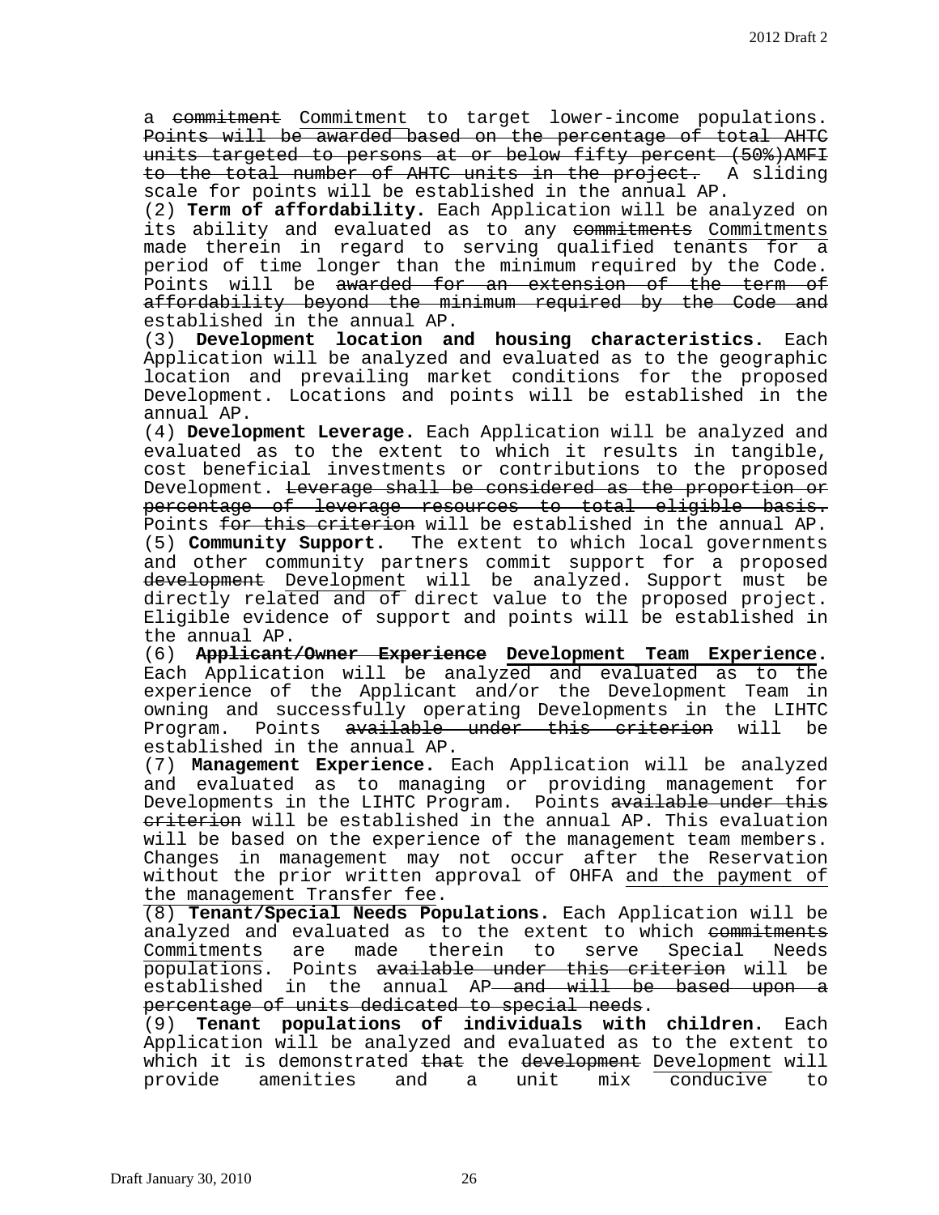a ~~commitment~~ <u>Commitment</u> to target lower-income populations. ~~Points will be awarded based on the percentage of total AHTC units targeted to persons at or below fifty percent (50%)AMFI to the total number of AHTC units in the project.~~ A sliding scale for points will be established in the annual AP.

(2) **Term of affordability.** Each Application will be analyzed on its ability and evaluated as to any ~~commitments~~ <u>Commitments</u> made therein in regard to serving qualified tenants for a period of time longer than the minimum required by the Code. Points will be ~~awarded for an extension of the term of affordability beyond the minimum required by the Code and~~ established in the annual AP.

(3) **Development location and housing characteristics.** Each Application will be analyzed and evaluated as to the geographic location and prevailing market conditions for the proposed Development. Locations and points will be established in the annual AP.

(4) **Development Leverage.** Each Application will be analyzed and evaluated as to the extent to which it results in tangible, cost beneficial investments or contributions to the proposed Development. ~~Leverage shall be considered as the proportion or percentage of leverage resources to total eligible basis.~~ Points ~~for this criterion~~ will be established in the annual AP.

(5) **Community Support.** The extent to which local governments and other community partners commit support for a proposed ~~development~~ <u>Development</u> will be analyzed. Support must be directly related and of direct value to the proposed project. Eligible evidence of support and points will be established in the annual AP.

(6) ~~**Applicant/Owner Experience**~~ <u>**Development Team Experience**</u>. Each Application will be analyzed and evaluated as to the experience of the Applicant and/or the Development Team in owning and successfully operating Developments in the LIHTC Program. Points ~~available under this criterion~~ will be established in the annual AP.

(7) **Management Experience.** Each Application will be analyzed and evaluated as to managing or providing management for Developments in the LIHTC Program. Points ~~available under this criterion~~ will be established in the annual AP. This evaluation will be based on the experience of the management team members. Changes in management may not occur after the Reservation without the prior written approval of OHFA <u>and the payment of the management Transfer fee</u>.

(8) **Tenant/Special Needs Populations.** Each Application will be analyzed and evaluated as to the extent to which ~~commitments~~ <u>Commitments</u> are made therein to serve Special Needs <u>populations</u>. Points ~~available under this criterion~~ will be established in the annual AP~~ and will be based upon a percentage of units dedicated to special needs~~.

(9) **Tenant populations of individuals with children.** Each Application will be analyzed and evaluated as to the extent to which it is demonstrated ~~that~~ the ~~development~~ <u>Development</u> will provide amenities and a unit mix conducive to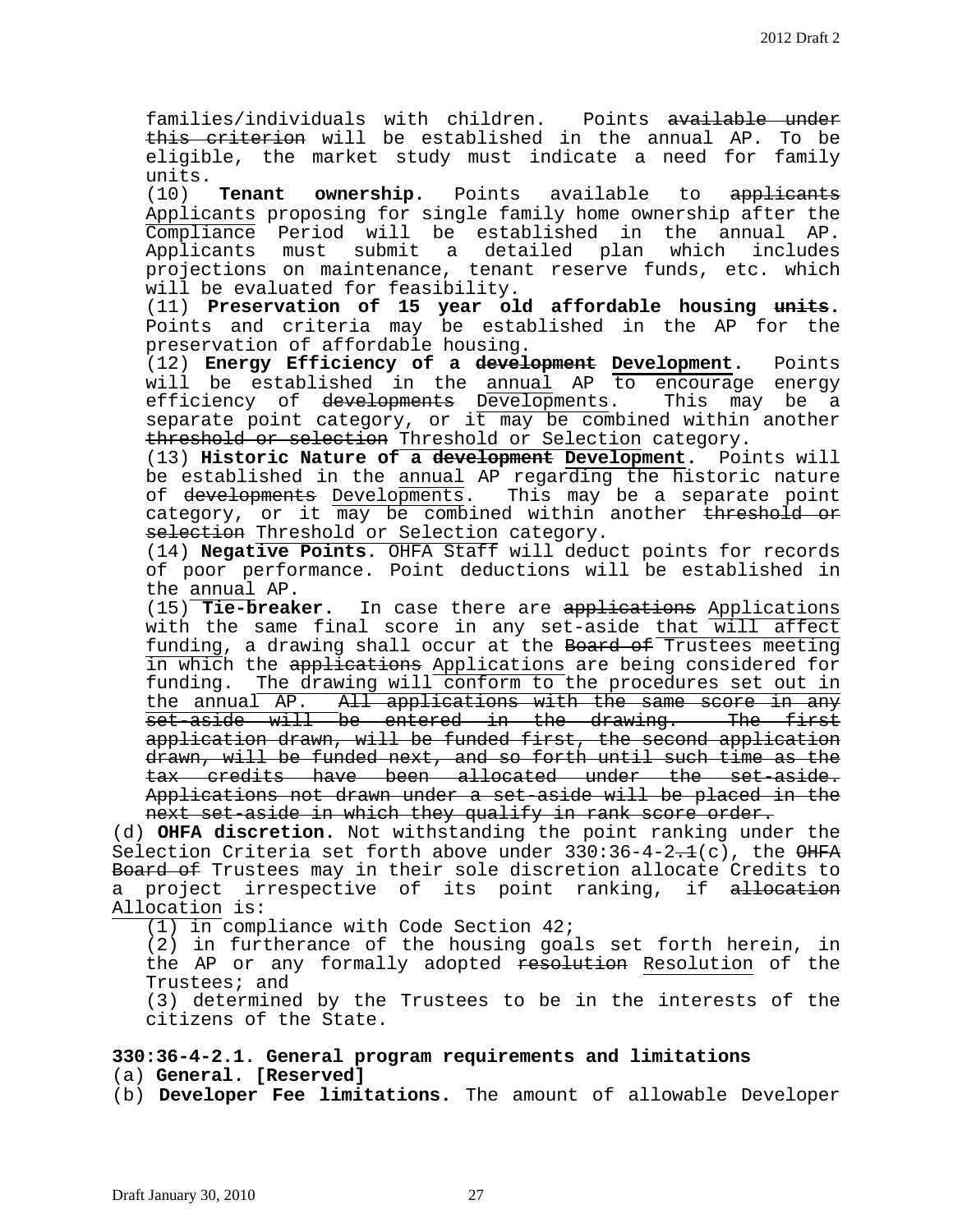families/individuals with children. Points ~~available under this criterion~~ will be established in the annual AP. To be eligible, the market study must indicate a need for family units.

(10) **Tenant ownership.** Points available to ~~applicants~~ Applicants proposing for single family home ownership after the Compliance Period will be established in the annual AP. Applicants must submit a detailed plan which includes projections on maintenance, tenant reserve funds, etc. which will be evaluated for feasibility.

(11) **Preservation of 15 year old affordable housing ~~units~~.** Points and criteria may be established in the AP for the preservation of affordable housing.

(12) **Energy Efficiency of a ~~development~~ Development.** Points will be established in the annual AP to encourage energy efficiency of ~~developments~~ Developments. This may be a separate point category, or it may be combined within another ~~threshold or selection~~ Threshold or Selection category.

(13) **Historic Nature of a ~~development~~ Development.** Points will be established in the annual AP regarding the historic nature of ~~developments~~ Developments. This may be a separate point category, or it may be combined within another ~~threshold or selection~~ Threshold or Selection category.

(14) **Negative Points.** OHFA Staff will deduct points for records of poor performance. Point deductions will be established in the annual AP.

(15) **Tie-breaker.** In case there are ~~applications~~ Applications with the same final score in any set-aside that will affect funding, a drawing shall occur at the ~~Board of~~ Trustees meeting in which the ~~applications~~ Applications are being considered for funding. The drawing will conform to the procedures set out in the annual AP. ~~All applications with the same score in any set-aside will be entered in the drawing. The first application drawn, will be funded first, the second application drawn, will be funded next, and so forth until such time as the tax credits have been allocated under the set-aside. Applications not drawn under a set-aside will be placed in the next set-aside in which they qualify in rank score order.~~

(d) **OHFA discretion.** Not withstanding the point ranking under the Selection Criteria set forth above under 330:36-4-2~~.1~~(c), the ~~OHFA Board of~~ Trustees may in their sole discretion allocate Credits to a project irrespective of its point ranking, if ~~allocation~~ Allocation is:

(1) in compliance with Code Section 42;

(2) in furtherance of the housing goals set forth herein, in the AP or any formally adopted ~~resolution~~ Resolution of the Trustees; and

(3) determined by the Trustees to be in the interests of the citizens of the State.

**330:36-4-2.1. General program requirements and limitations**

(a) **General. [Reserved]**

(b) **Developer Fee limitations.** The amount of allowable Developer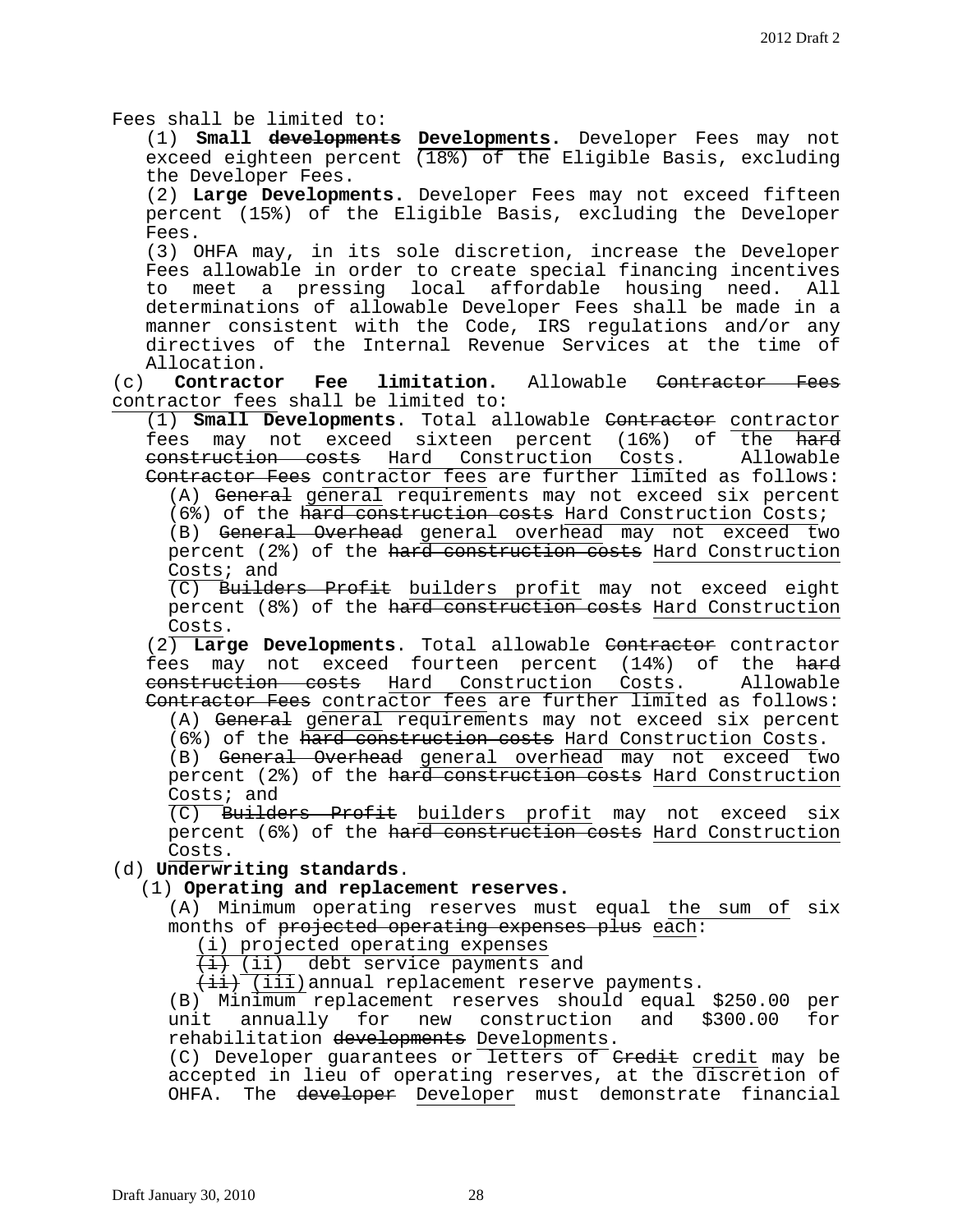Fees shall be limited to:

(1) **Small ~~developments~~ <u>Developments</u>.** Developer Fees may not exceed eighteen percent <u>(18%) of the</u> Eligible Basis, excluding the Developer Fees.

(2) **Large Developments.** Developer Fees may not exceed fifteen percent (15%) of the Eligible Basis, excluding the Developer Fees.

(3) OHFA may, in its sole discretion, increase the Developer Fees allowable in order to create special financing incentives to meet a pressing local affordable housing need. All determinations of allowable Developer Fees shall be made in a manner consistent with the Code, IRS regulations and/or any directives of the Internal Revenue Services at the time of Allocation.

(c) **Contractor Fee limitation.** Allowable ~~Contractor Fees~~ <u>contractor fees</u> shall be limited to:

(1) **Small Developments**. Total allowable ~~Contractor~~ <u>contractor</u> fees may not exceed sixteen percent (16%) of <u>the</u> ~~hard construction costs~~ <u>Hard Construction Costs</u>. Allowable ~~Contractor Fees~~ <u>contractor fees</u> are further limited as follows:

(A) ~~General~~ <u>general</u> requirements may not exceed six percent (6%) of the ~~hard construction costs~~ <u>Hard Construction Costs</u>;

(B) ~~General Overhead~~ <u>general overhead</u> may not exceed two percent (2%) of the ~~hard construction costs~~ <u>Hard Construction Costs</u>; and

(C) ~~Builders Profit~~ <u>builders profit</u> may not exceed eight percent (8%) of the ~~hard construction costs~~ <u>Hard Construction Costs</u>.

(2) **Large Developments**. Total allowable ~~Contractor~~ <u>contractor</u> fees may not exceed fourteen percent (14%) of the ~~hard construction costs~~ <u>Hard Construction Costs</u>. Allowable ~~Contractor Fees~~ <u>contractor fees</u> are further limited as follows:

(A) ~~General~~ <u>general</u> requirements may not exceed six percent (6%) of the ~~hard construction costs~~ <u>Hard Construction Costs</u>.

(B) ~~General Overhead~~ <u>general overhead</u> may not exceed two percent (2%) of the ~~hard construction costs~~ <u>Hard Construction Costs</u>; and

(C) ~~Builders Profit~~ <u>builders profit</u> may not exceed six percent (6%) of the ~~hard construction costs~~ <u>Hard Construction Costs</u>.

(d) **Underwriting standards**.

(1) **Operating and replacement reserves.**

(A) Minimum operating reserves must equal <u>the sum of</u> six months of ~~projected operating expenses plus~~ <u>each</u>:

<u>(i) projected operating expenses</u>

~~(i)~~ <u>(ii)</u> debt service payments and

~~(ii)~~ <u>(iii)</u> annual replacement reserve payments.

(B) Minimum replacement reserves should equal $250.00 per unit annually for new construction and $300.00 for rehabilitation ~~developments~~ <u>Developments</u>.

(C) Developer guarantees or <u>letters of</u> ~~Credit~~ <u>credit</u> may be accepted in lieu of operating reserves, at the discretion of OHFA. The ~~developer~~ <u>Developer</u> must demonstrate financial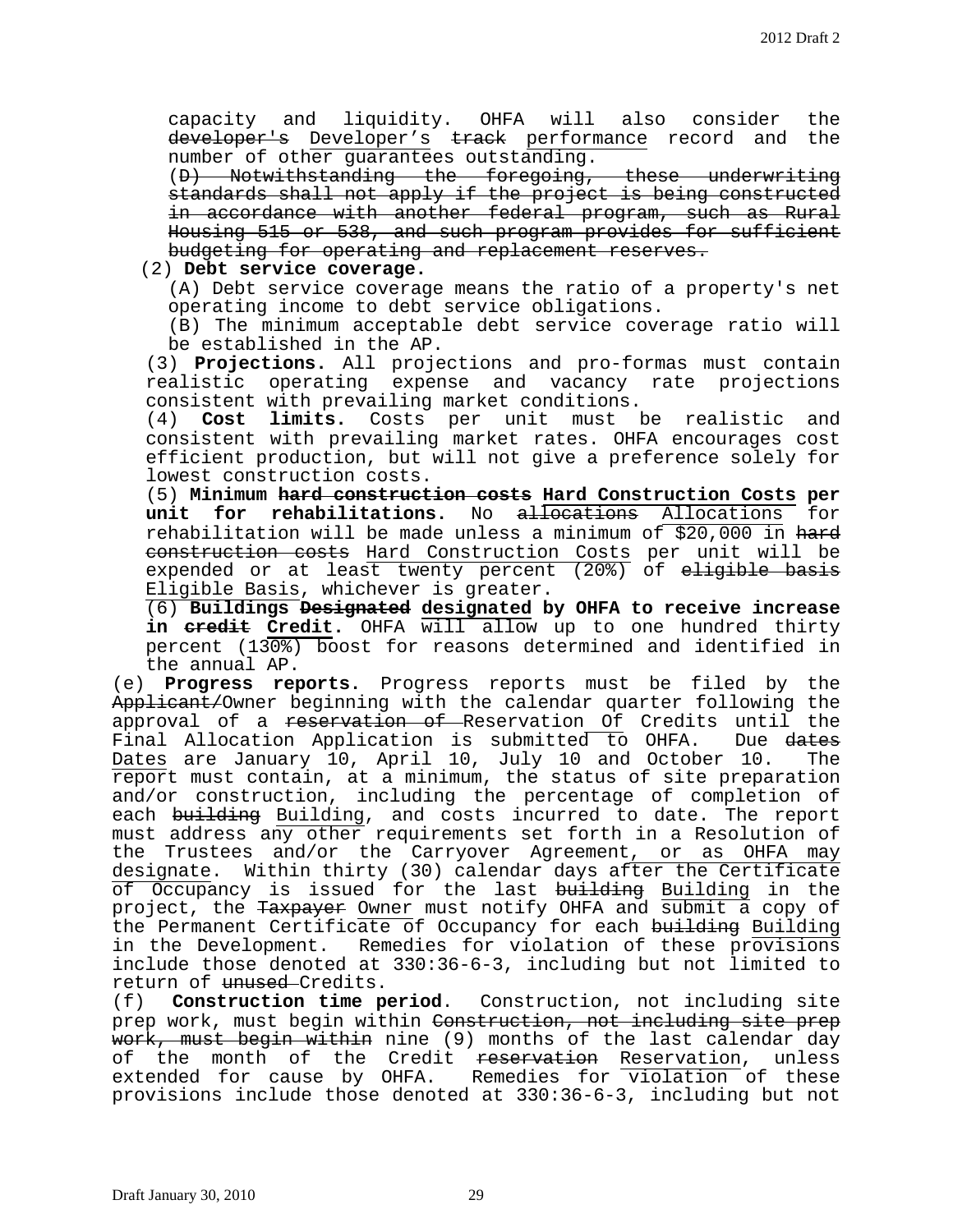capacity and liquidity. OHFA will also consider the ~~developer's~~ Developer's ~~track~~ performance record and the number of other guarantees outstanding.

(~~D) Notwithstanding the foregoing, these underwriting standards shall not apply if the project is being constructed in accordance with another federal program, such as Rural Housing 515 or 538, and such program provides for sufficient budgeting for operating and replacement reserves.~~

(2) **Debt service coverage.**

(A) Debt service coverage means the ratio of a property's net operating income to debt service obligations.

(B) The minimum acceptable debt service coverage ratio will be established in the AP.

(3) **Projections.** All projections and pro-formas must contain realistic operating expense and vacancy rate projections consistent with prevailing market conditions.

(4) **Cost limits.** Costs per unit must be realistic and consistent with prevailing market rates. OHFA encourages cost efficient production, but will not give a preference solely for lowest construction costs.

(5) **Minimum ~~hard construction costs~~ Hard Construction Costs per unit for rehabilitations.** No ~~allocations~~ Allocations for rehabilitation will be made unless a minimum of $20,000 in ~~hard construction costs~~ Hard Construction Costs per unit will be expended or at least twenty percent (20%) of ~~eligible basis~~ Eligible Basis, whichever is greater.

(6) **Buildings ~~Designated~~ designated by OHFA to receive increase in ~~credit~~ Credit.** OHFA will allow up to one hundred thirty percent (130%) boost for reasons determined and identified in the annual AP.

(e) **Progress reports.** Progress reports must be filed by the ~~Applicant/~~Owner beginning with the calendar quarter following the approval of a ~~reservation of~~ Reservation Of Credits until the Final Allocation Application is submitted to OHFA. Due ~~dates~~ Dates are January 10, April 10, July 10 and October 10. The report must contain, at a minimum, the status of site preparation and/or construction, including the percentage of completion of each ~~building~~ Building, and costs incurred to date. The report must address any other requirements set forth in a Resolution of the Trustees and/or the Carryover Agreement, or as OHFA may designate. Within thirty (30) calendar days after the Certificate of Occupancy is issued for the last ~~building~~ Building in the project, the ~~Taxpayer~~ Owner must notify OHFA and submit a copy of the Permanent Certificate of Occupancy for each ~~building~~ Building in the Development. Remedies for violation of these provisions include those denoted at 330:36-6-3, including but not limited to return of ~~unused~~ Credits.

(f) **Construction time period**. Construction, not including site prep work, must begin within ~~Construction, not including site prep work, must begin within~~ nine (9) months of the last calendar day of the month of the Credit ~~reservation~~ Reservation, unless extended for cause by OHFA. Remedies for violation of these provisions include those denoted at 330:36-6-3, including but not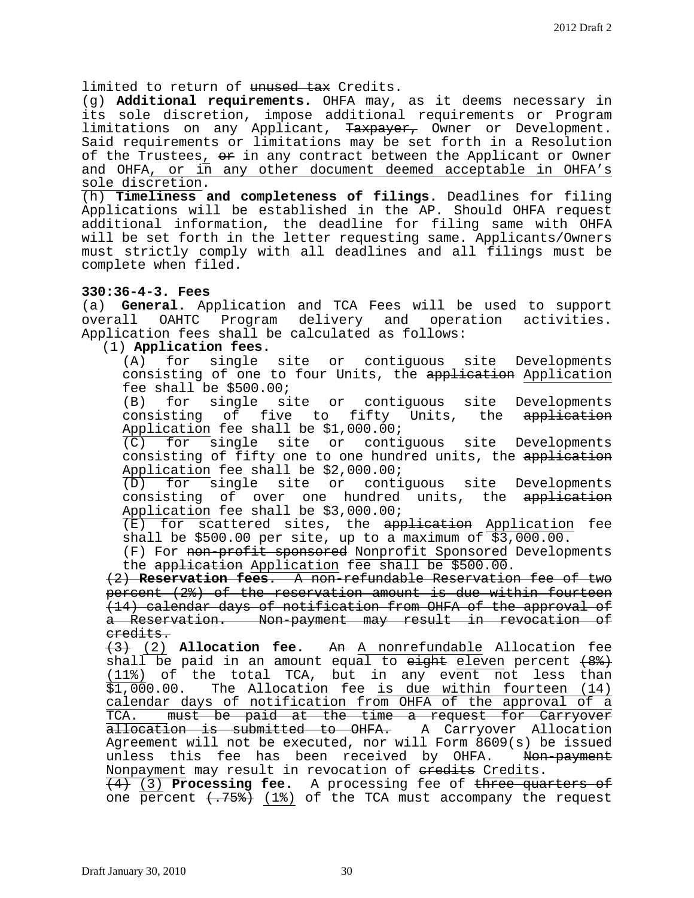limited to return of ~~unused tax~~ Credits.

(g) **Additional requirements.** OHFA may, as it deems necessary in its sole discretion, impose additional requirements or Program limitations on any Applicant, ~~Taxpayer,~~ Owner or Development. Said requirements or limitations may be set forth in a Resolution of the Trustees, ~~or~~ in any contract between the Applicant or Owner and OHFA, or in any other document deemed acceptable in OHFA's sole discretion.

(h) **Timeliness and completeness of filings.** Deadlines for filing Applications will be established in the AP. Should OHFA request additional information, the deadline for filing same with OHFA will be set forth in the letter requesting same. Applicants/Owners must strictly comply with all deadlines and all filings must be complete when filed.

**330:36-4-3. Fees**

(a) **General.** Application and TCA Fees will be used to support overall OAHTC Program delivery and operation activities. Application fees shall be calculated as follows:

(1) **Application fees.**

(A) for single site or contiguous site Developments consisting of one to four Units, the ~~application~~ Application fee shall be $500.00;

(B) for single site or contiguous site Developments consisting of five to fifty Units, the ~~application~~ Application fee shall be $1,000.00;

(C) for single site or contiguous site Developments consisting of fifty one to one hundred units, the ~~application~~ Application fee shall be $2,000.00;

(D) for single site or contiguous site Developments consisting of over one hundred units, the ~~application~~ Application fee shall be $3,000.00;

(E) for scattered sites, the ~~application~~ Application fee shall be $500.00 per site, up to a maximum of $3,000.00.

(F) For ~~non-profit sponsored~~ Nonprofit Sponsored Developments the ~~application~~ Application fee shall be $500.00.

~~(2) **Reservation fees.** A non-refundable Reservation fee of two percent (2%) of the reservation amount is due within fourteen (14) calendar days of notification from OHFA of the approval of a Reservation. Non-payment may result in revocation of credits.~~

~~(3)~~ (2) **Allocation fee.** ~~An~~ A nonrefundable Allocation fee shall be paid in an amount equal to ~~eight~~ eleven percent ~~(8%)~~ (11%) of the total TCA, but in any event not less than $1,000.00. The Allocation fee is due within fourteen (14) calendar days of notification from OHFA of the approval of a TCA. ~~must be paid at the time a request for Carryover allocation is submitted to OHFA.~~ A Carryover Allocation Agreement will not be executed, nor will Form 8609(s) be issued unless this fee has been received by OHFA. ~~Non-payment~~ Nonpayment may result in revocation of ~~credits~~ Credits.

~~(4)~~ (3) **Processing fee.** A processing fee of ~~three quarters of~~ one percent ~~(.75%)~~ (1%) of the TCA must accompany the request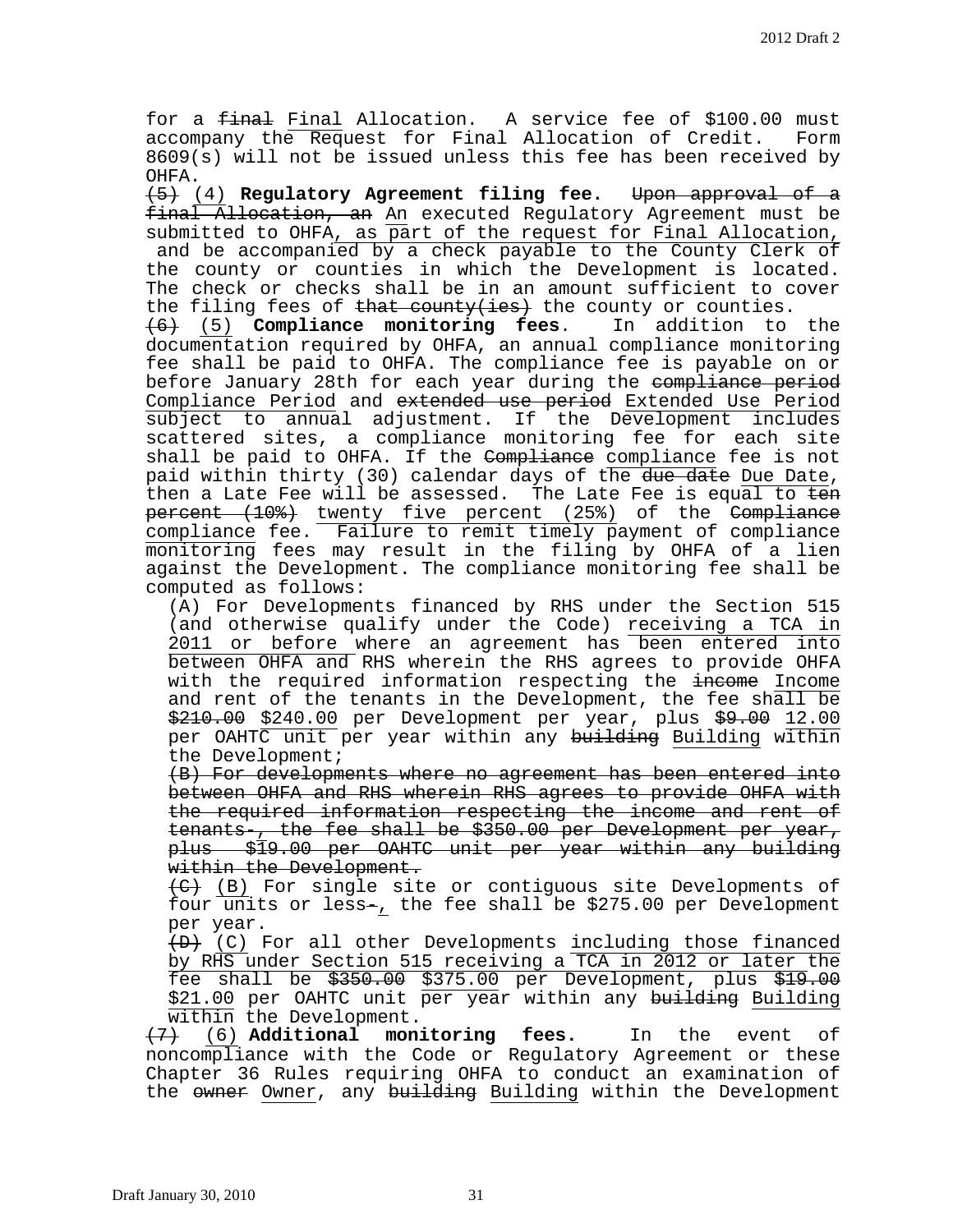for a ~~final~~ <u>Final</u> Allocation. A service fee of $100.00 must accompany the Request for Final Allocation of Credit. Form 8609(s) will not be issued unless this fee has been received by OHFA.

~~(5)~~ <u>(4)</u> **Regulatory Agreement filing fee.** ~~Upon approval of a final Allocation, an~~ <u>An</u> executed Regulatory Agreement must be submitted to OHFA<u>, as part of the request for Final Allocation,</u> and be accompanied by a check payable to the County Clerk of the county or counties in which the Development is located. The check or checks shall be in an amount sufficient to cover the filing fees of ~~that county(ies)~~ the county or counties.

~~(6)~~ <u>(5)</u> **Compliance monitoring fees**. In addition to the documentation required by OHFA, an annual compliance monitoring fee shall be paid to OHFA. The compliance fee is payable on or before January 28th for each year during the ~~compliance period~~ <u>Compliance Period</u> and ~~extended use period~~ <u>Extended Use Period</u> subject to annual adjustment. If the Development includes scattered sites, a compliance monitoring fee for each site shall be paid to OHFA. If the ~~Compliance~~ <u>compliance</u> fee is not paid within thirty (30) calendar days of the ~~due date~~ <u>Due Date</u>, then a Late Fee will be assessed. The Late Fee is equal to ~~ten percent (10%)~~ <u>twenty five percent (25%)</u> of the ~~Compliance~~ <u>compliance</u> fee. <u>Failure to remit timely payment of compliance monitoring fees may result in the filing by OHFA of a lien against the Development.</u> The compliance monitoring fee shall be computed as follows:

(A) For Developments financed by RHS under the Section 515 (and otherwise qualify under the Code) <u>receiving a TCA in 2011 or before</u> where an agreement has been entered into between OHFA and RHS wherein the RHS agrees to provide OHFA with the required information respecting the ~~income~~ <u>Income</u> and rent of the tenants in the Development, the fee shall be ~~$210.00~~ <u>$240.00</u> per Development per year, plus ~~$9.00~~ <u>12.00</u> per OAHTC unit per year within any ~~building~~ <u>Building</u> within the Development;

~~(B) For developments where no agreement has been entered into between OHFA and RHS wherein RHS agrees to provide OHFA with the required information respecting the income and rent of tenants., the fee shall be $350.00 per Development per year, plus $19.00 per OAHTC unit per year within any building within the Development.~~

~~(C)~~ <u>(B)</u> For single site or contiguous site Developments of four units or less~~.~~<u>,</u> the fee shall be $275.00 per Development per year.

~~(D)~~ <u>(C)</u> For all other Developments <u>including those financed by RHS under Section 515 receiving a TCA in 2012 or later</u> the fee shall be ~~$350.00~~ <u>$375.00</u> per Development, plus ~~$19.00~~ <u>$21.00</u> per OAHTC unit <u>per year</u> within any ~~building~~ <u>Building</u> within the Development.

~~(7)~~ <u>(6)</u> **Additional monitoring fees.** In the event of noncompliance with the Code or Regulatory Agreement or these Chapter 36 Rules requiring OHFA to conduct an examination of the ~~owner~~ <u>Owner</u>, any ~~building~~ <u>Building</u> within the Development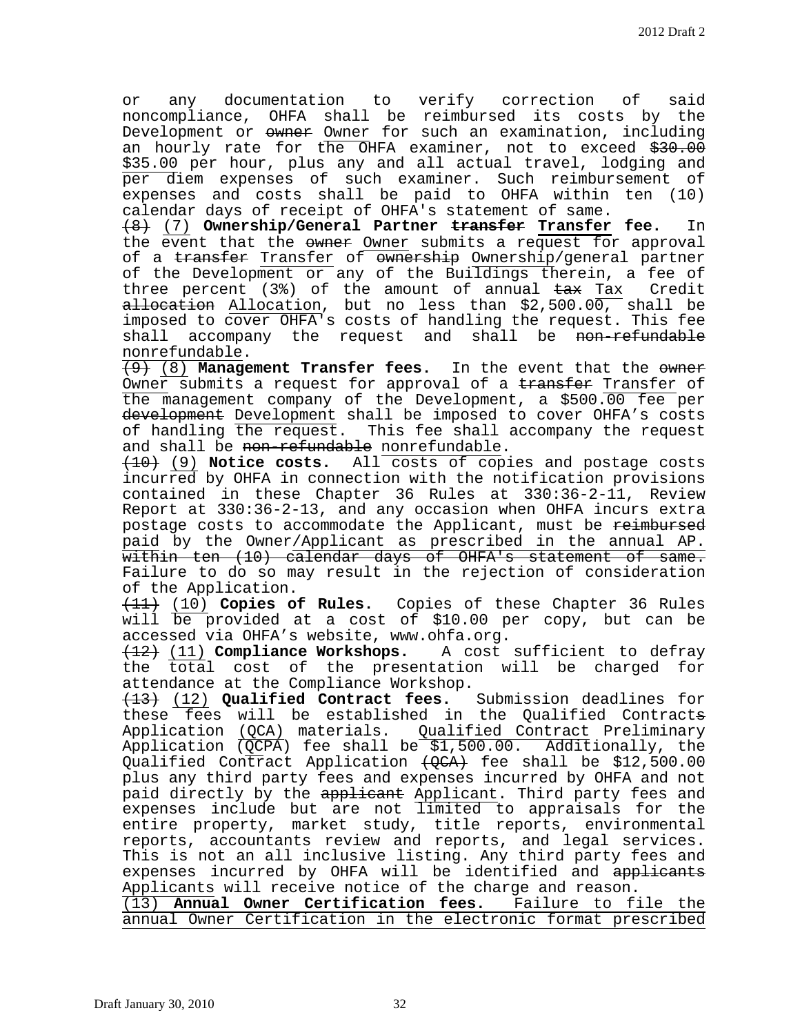or any documentation to verify correction of said noncompliance, OHFA shall be reimbursed its costs by the Development or ~~owner~~ Owner for such an examination, including an hourly rate for the OHFA examiner, not to exceed ~~$30.00~~ $35.00 per hour, plus any and all actual travel, lodging and per diem expenses of such examiner. Such reimbursement of expenses and costs shall be paid to OHFA within ten (10) calendar days of receipt of OHFA's statement of same.

~~(8)~~ (7) **Ownership/General Partner ~~transfer~~ Transfer fee.** In the event that the ~~owner~~ Owner submits a request for approval of a ~~transfer~~ Transfer of ~~ownership~~ Ownership/general partner of the Development or any of the Buildings therein, a fee of three percent (3%) of the amount of annual ~~tax~~ Tax Credit ~~allocation~~ Allocation, but no less than $2,500.00, shall be imposed to cover OHFA's costs of handling the request. This fee shall accompany the request and shall be ~~non-refundable~~ nonrefundable.

~~(9)~~ (8) **Management Transfer fees.** In the event that the ~~owner~~ Owner submits a request for approval of a ~~transfer~~ Transfer of the management company of the Development, a $500.00 fee per ~~development~~ Development shall be imposed to cover OHFA's costs of handling the request. This fee shall accompany the request and shall be ~~non-refundable~~ nonrefundable.

~~(10)~~ (9) **Notice costs.** All costs of copies and postage costs incurred by OHFA in connection with the notification provisions contained in these Chapter 36 Rules at 330:36-2-11, Review Report at 330:36-2-13, and any occasion when OHFA incurs extra postage costs to accommodate the Applicant, must be ~~reimbursed~~ paid by the Owner/Applicant as prescribed in the annual AP. ~~within ten (10) calendar days of OHFA's statement of same.~~ Failure to do so may result in the rejection of consideration of the Application.

~~(11)~~ (10) **Copies of Rules.** Copies of these Chapter 36 Rules will be provided at a cost of $10.00 per copy, but can be accessed via OHFA's website, www.ohfa.org.

~~(12)~~ (11) **Compliance Workshops.** A cost sufficient to defray the total cost of the presentation will be charged for attendance at the Compliance Workshop.

~~(13)~~ (12) **Qualified Contract fees.** Submission deadlines for these fees will be established in the Qualified Contract~~s~~ Application (QCA) materials. Qualified Contract Preliminary Application (QCPA) fee shall be $1,500.00. Additionally, the Qualified Contract Application ~~(QCA)~~ fee shall be $12,500.00 plus any third party fees and expenses incurred by OHFA and not paid directly by the ~~applicant~~ Applicant. Third party fees and expenses include but are not limited to appraisals for the entire property, market study, title reports, environmental reports, accountants review and reports, and legal services. This is not an all inclusive listing. Any third party fees and expenses incurred by OHFA will be identified and ~~applicants~~ Applicants will receive notice of the charge and reason.

(13) **Annual Owner Certification fees.** Failure to file the annual Owner Certification in the electronic format prescribed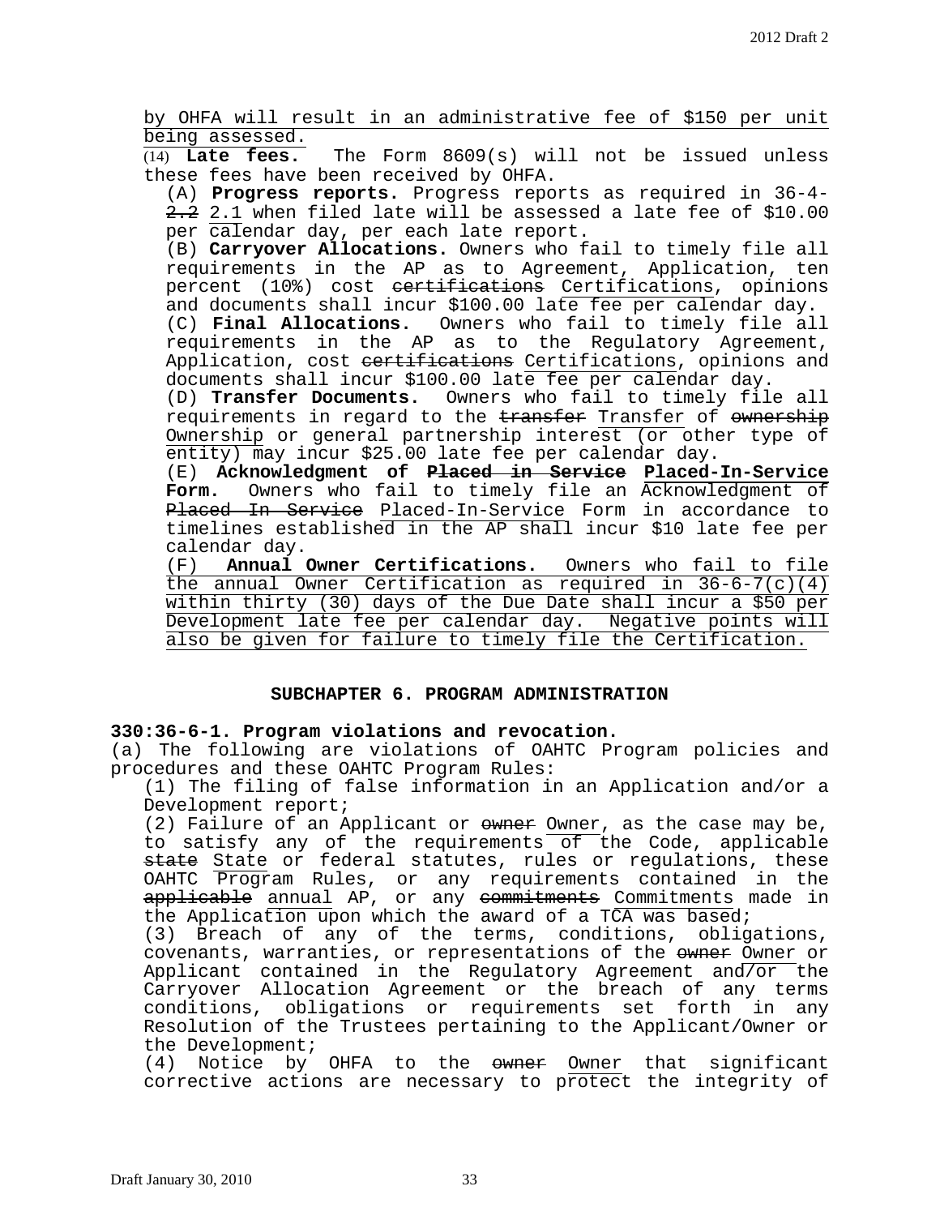by OHFA will result in an administrative fee of $150 per unit being assessed.

(14) **Late fees.** The Form 8609(s) will not be issued unless these fees have been received by OHFA.

(A) **Progress reports.** Progress reports as required in 36-4-~~2.2~~ 2.1 when filed late will be assessed a late fee of $10.00 per calendar day, per each late report.

(B) **Carryover Allocations.** Owners who fail to timely file all requirements in the AP as to Agreement, Application, ten percent (10%) cost ~~certifications~~ Certifications, opinions and documents shall incur $100.00 late fee per calendar day.

(C) **Final Allocations.** Owners who fail to timely file all requirements in the AP as to the Regulatory Agreement, Application, cost ~~certifications~~ Certifications, opinions and documents shall incur $100.00 late fee per calendar day.

(D) **Transfer Documents.** Owners who fail to timely file all requirements in regard to the ~~transfer~~ Transfer of ~~ownership~~ Ownership or general partnership interest (or other type of entity) may incur $25.00 late fee per calendar day.

(E) **Acknowledgment of ~~Placed in Service~~ Placed-In-Service Form.** Owners who fail to timely file an Acknowledgment of ~~Placed In Service~~ Placed-In-Service Form in accordance to timelines established in the AP shall incur $10 late fee per calendar day.

(F) **Annual Owner Certifications.** Owners who fail to file the annual Owner Certification as required in 36-6-7(c)(4) within thirty (30) days of the Due Date shall incur a $50 per Development late fee per calendar day. Negative points will also be given for failure to timely file the Certification.

## SUBCHAPTER 6. PROGRAM ADMINISTRATION

**330:36-6-1. Program violations and revocation.**

(a) The following are violations of OAHTC Program policies and procedures and these OAHTC Program Rules:

(1) The filing of false information in an Application and/or a Development report;

(2) Failure of an Applicant or ~~owner~~ Owner, as the case may be, to satisfy any of the requirements of the Code, applicable ~~state~~ State or federal statutes, rules or regulations, these OAHTC Program Rules, or any requirements contained in the ~~applicable~~ annual AP, or any ~~commitments~~ Commitments made in the Application upon which the award of a TCA was based;

(3) Breach of any of the terms, conditions, obligations, covenants, warranties, or representations of the ~~owner~~ Owner or Applicant contained in the Regulatory Agreement and/or the Carryover Allocation Agreement or the breach of any terms conditions, obligations or requirements set forth in any Resolution of the Trustees pertaining to the Applicant/Owner or the Development;

(4) Notice by OHFA to the ~~owner~~ Owner that significant corrective actions are necessary to protect the integrity of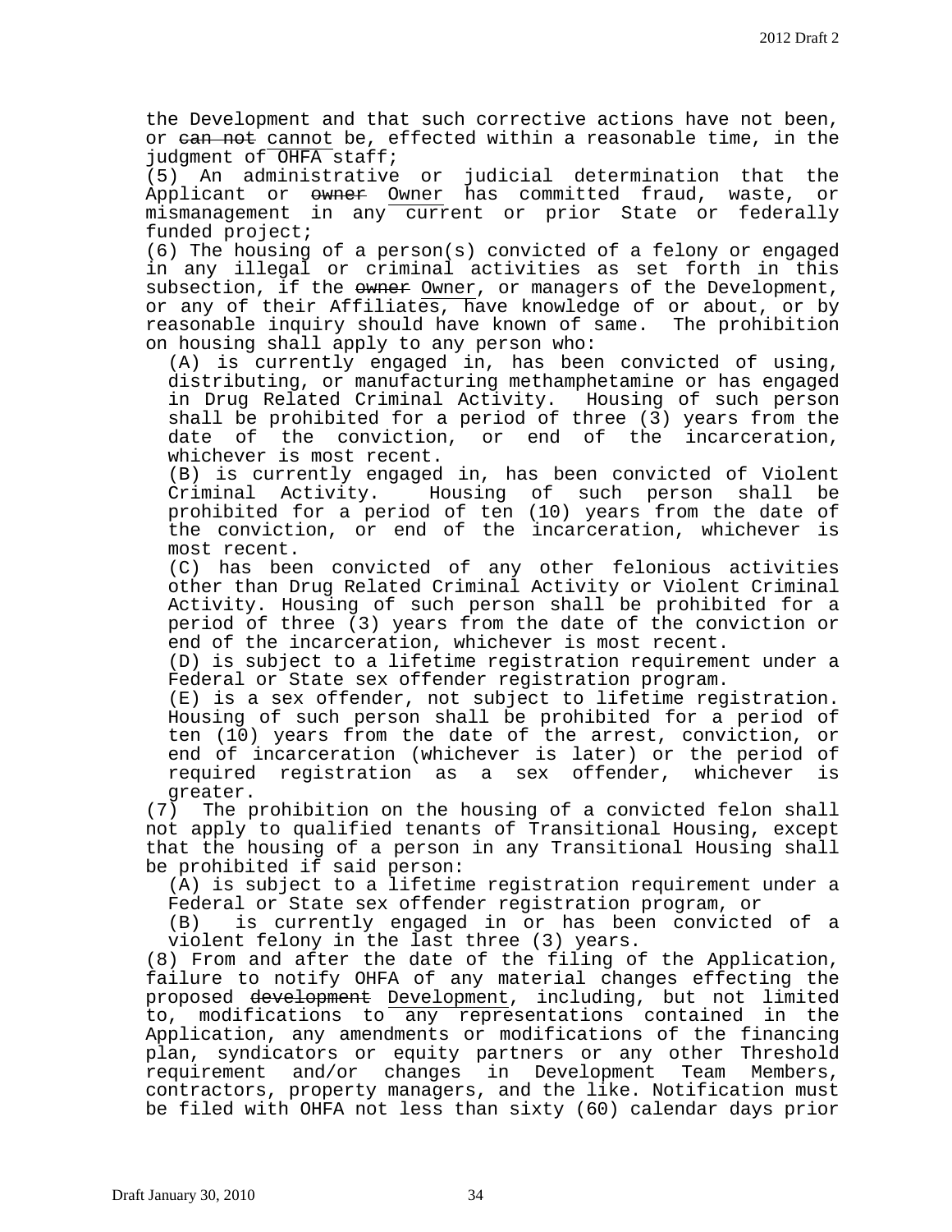the Development and that such corrective actions have not been, or ~~can not~~ cannot be, effected within a reasonable time, in the judgment of OHFA staff;

(5) An administrative or judicial determination that the Applicant or ~~owner~~ Owner has committed fraud, waste, or mismanagement in any current or prior State or federally funded project;

(6) The housing of a person(s) convicted of a felony or engaged in any illegal or criminal activities as set forth in this subsection, if the ~~owner~~ Owner, or managers of the Development, or any of their Affiliates, have knowledge of or about, or by reasonable inquiry should have known of same. The prohibition on housing shall apply to any person who:

(A) is currently engaged in, has been convicted of using, distributing, or manufacturing methamphetamine or has engaged in Drug Related Criminal Activity. Housing of such person shall be prohibited for a period of three (3) years from the date of the conviction, or end of the incarceration, whichever is most recent.

(B) is currently engaged in, has been convicted of Violent Criminal Activity. Housing of such person shall be prohibited for a period of ten (10) years from the date of the conviction, or end of the incarceration, whichever is most recent.

(C) has been convicted of any other felonious activities other than Drug Related Criminal Activity or Violent Criminal Activity. Housing of such person shall be prohibited for a period of three (3) years from the date of the conviction or end of the incarceration, whichever is most recent.

(D) is subject to a lifetime registration requirement under a Federal or State sex offender registration program.

(E) is a sex offender, not subject to lifetime registration. Housing of such person shall be prohibited for a period of ten (10) years from the date of the arrest, conviction, or end of incarceration (whichever is later) or the period of required registration as a sex offender, whichever is greater.

(7) The prohibition on the housing of a convicted felon shall not apply to qualified tenants of Transitional Housing, except that the housing of a person in any Transitional Housing shall be prohibited if said person:

(A) is subject to a lifetime registration requirement under a Federal or State sex offender registration program, or

(B) is currently engaged in or has been convicted of a violent felony in the last three (3) years.

(8) From and after the date of the filing of the Application, failure to notify OHFA of any material changes effecting the proposed ~~development~~ Development, including, but not limited to, modifications to any representations contained in the Application, any amendments or modifications of the financing plan, syndicators or equity partners or any other Threshold requirement and/or changes in Development Team Members, contractors, property managers, and the like. Notification must be filed with OHFA not less than sixty (60) calendar days prior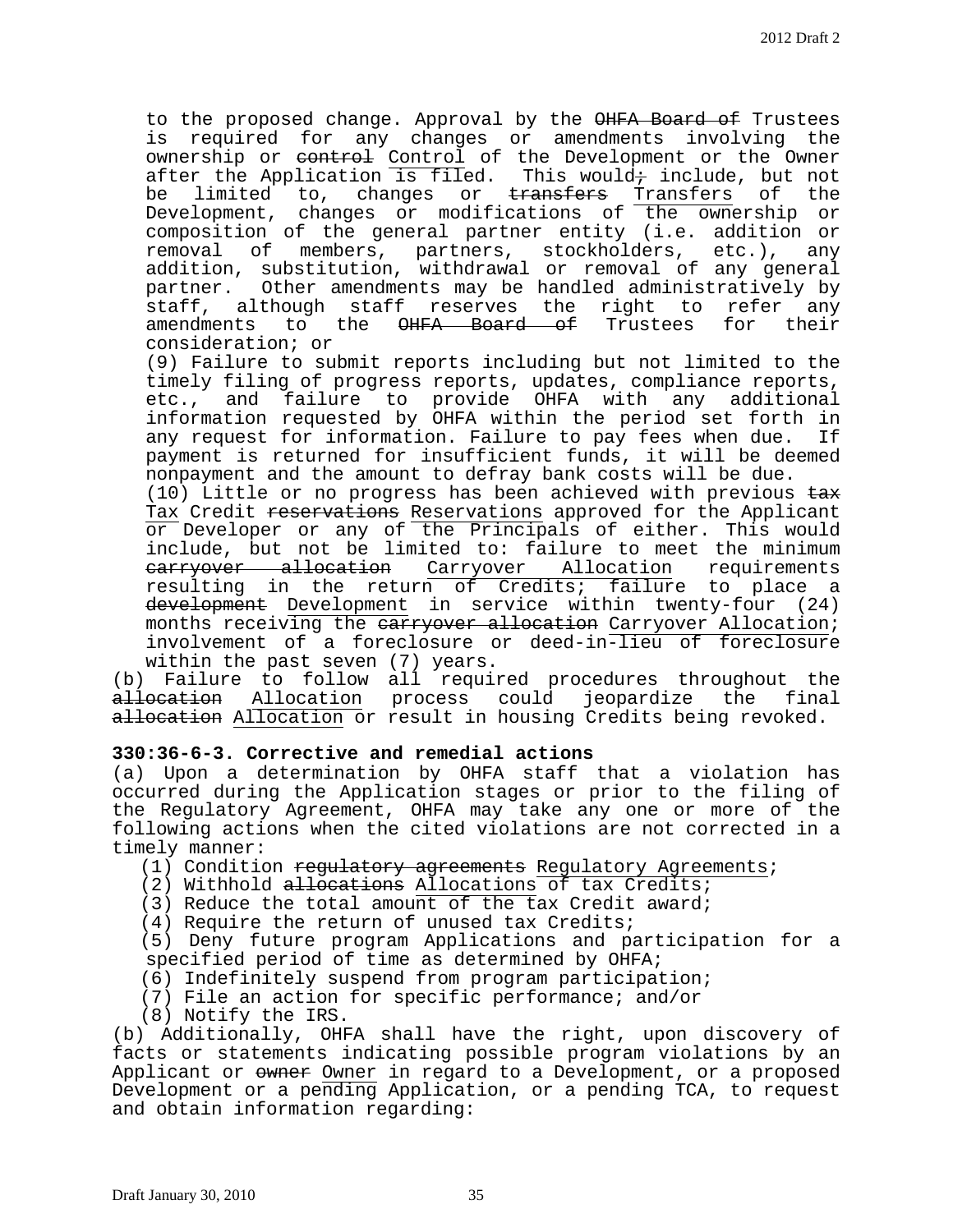to the proposed change. Approval by the ~~OHFA Board of~~ Trustees is required for any changes or amendments involving the ownership or ~~control~~ Control of the Development or the Owner after the Application is filed. This would~~;~~ include, but not be limited to, changes or ~~transfers~~ Transfers of the Development, changes or modifications of the ownership or composition of the general partner entity (i.e. addition or removal of members, partners, stockholders, etc.), any addition, substitution, withdrawal or removal of any general partner. Other amendments may be handled administratively by staff, although staff reserves the right to refer any amendments to the ~~OHFA Board of~~ Trustees for their consideration; or

(9) Failure to submit reports including but not limited to the timely filing of progress reports, updates, compliance reports, etc., and failure to provide OHFA with any additional information requested by OHFA within the period set forth in any request for information. Failure to pay fees when due. If payment is returned for insufficient funds, it will be deemed nonpayment and the amount to defray bank costs will be due.

(10) Little or no progress has been achieved with previous ~~tax~~ Tax Credit ~~reservations~~ Reservations approved for the Applicant or Developer or any of the Principals of either. This would include, but not be limited to: failure to meet the minimum ~~carryover allocation~~ Carryover Allocation requirements resulting in the return of Credits; failure to place a ~~development~~ Development in service within twenty-four (24) months receiving the ~~carryover allocation~~ Carryover Allocation; involvement of a foreclosure or deed-in-lieu of foreclosure within the past seven (7) years.

(b) Failure to follow all required procedures throughout the ~~allocation~~ Allocation process could jeopardize the final ~~allocation~~ Allocation or result in housing Credits being revoked.

**330:36-6-3. Corrective and remedial actions**

(a) Upon a determination by OHFA staff that a violation has occurred during the Application stages or prior to the filing of the Regulatory Agreement, OHFA may take any one or more of the following actions when the cited violations are not corrected in a timely manner:

(1) Condition ~~regulatory agreements~~ Regulatory Agreements;
(2) Withhold ~~allocations~~ Allocations of tax Credits;
(3) Reduce the total amount of the tax Credit award;
(4) Require the return of unused tax Credits;
(5) Deny future program Applications and participation for a specified period of time as determined by OHFA;
(6) Indefinitely suspend from program participation;
(7) File an action for specific performance; and/or
(8) Notify the IRS.

(b) Additionally, OHFA shall have the right, upon discovery of facts or statements indicating possible program violations by an Applicant or ~~owner~~ Owner in regard to a Development, or a proposed Development or a pending Application, or a pending TCA, to request and obtain information regarding: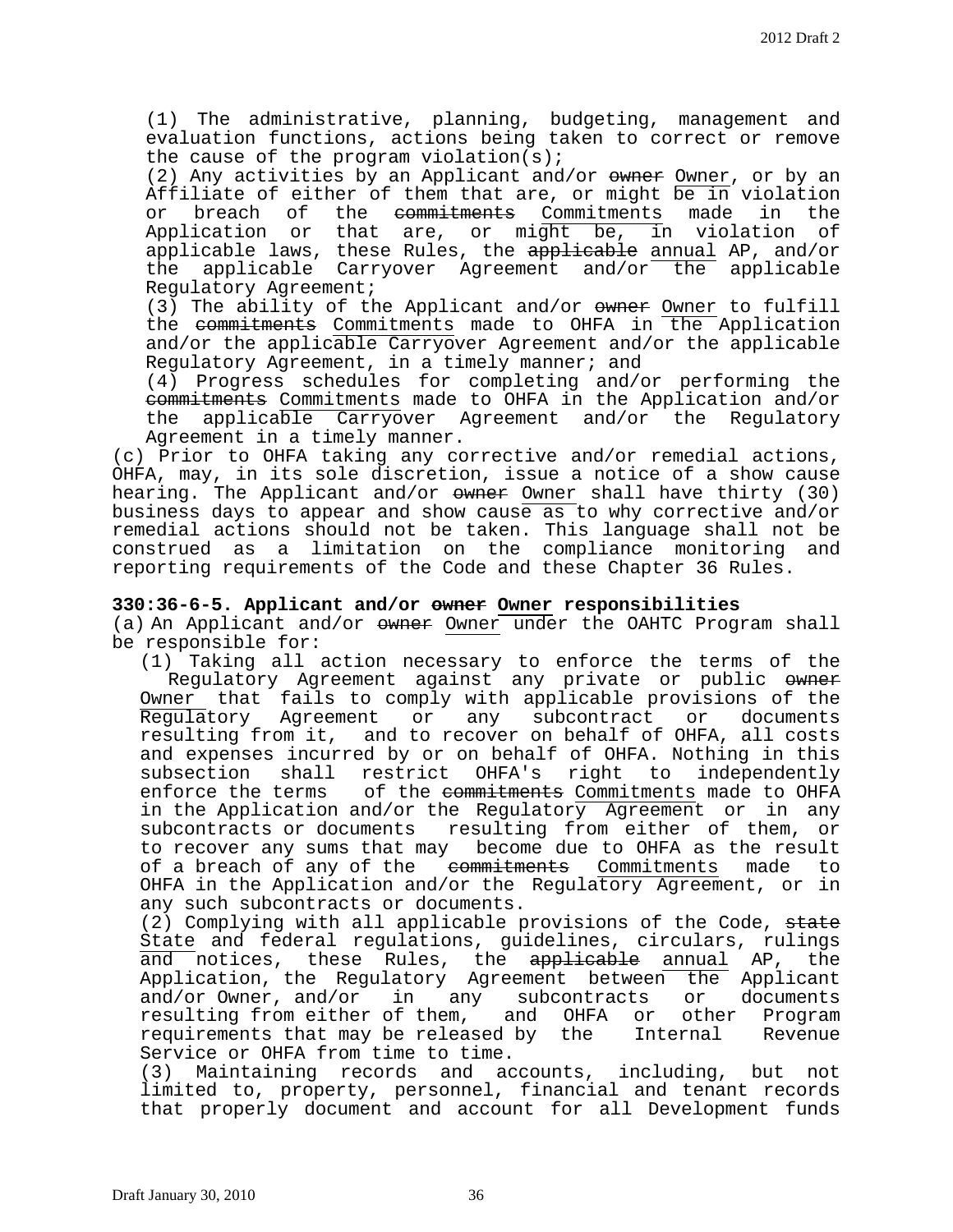(1) The administrative, planning, budgeting, management and evaluation functions, actions being taken to correct or remove the cause of the program violation(s);

(2) Any activities by an Applicant and/or ~~owner~~ Owner, or by an Affiliate of either of them that are, or might be in violation or breach of the ~~commitments~~ Commitments made in the Application or that are, or might be, in violation of applicable laws, these Rules, the ~~applicable~~ annual AP, and/or the applicable Carryover Agreement and/or the applicable Regulatory Agreement;

(3) The ability of the Applicant and/or ~~owner~~ Owner to fulfill the ~~commitments~~ Commitments made to OHFA in the Application and/or the applicable Carryover Agreement and/or the applicable Regulatory Agreement, in a timely manner; and

(4) Progress schedules for completing and/or performing the ~~commitments~~ Commitments made to OHFA in the Application and/or the applicable Carryover Agreement and/or the Regulatory Agreement in a timely manner.

(c) Prior to OHFA taking any corrective and/or remedial actions, OHFA, may, in its sole discretion, issue a notice of a show cause hearing. The Applicant and/or ~~owner~~ Owner shall have thirty (30) business days to appear and show cause as to why corrective and/or remedial actions should not be taken. This language shall not be construed as a limitation on the compliance monitoring and reporting requirements of the Code and these Chapter 36 Rules.

**330:36-6-5. Applicant and/or ~~owner~~ Owner responsibilities**

(a) An Applicant and/or ~~owner~~ Owner under the OAHTC Program shall be responsible for:

(1) Taking all action necessary to enforce the terms of the Regulatory Agreement against any private or public ~~owner~~ Owner that fails to comply with applicable provisions of the Regulatory Agreement or any subcontract or documents resulting from it, and to recover on behalf of OHFA, all costs and expenses incurred by or on behalf of OHFA. Nothing in this subsection shall restrict OHFA's right to independently enforce the terms of the ~~commitments~~ Commitments made to OHFA in the Application and/or the Regulatory Agreement or in any subcontracts or documents resulting from either of them, or to recover any sums that may become due to OHFA as the result of a breach of any of the ~~commitments~~ Commitments made to OHFA in the Application and/or the Regulatory Agreement, or in any such subcontracts or documents.

(2) Complying with all applicable provisions of the Code, ~~state~~ State and federal regulations, guidelines, circulars, rulings and notices, these Rules, the ~~applicable~~ annual AP, the Application, the Regulatory Agreement between the Applicant and/or Owner, and/or in any subcontracts or documents resulting from either of them, and OHFA or other Program requirements that may be released by the Internal Revenue Service or OHFA from time to time.

(3) Maintaining records and accounts, including, but not limited to, property, personnel, financial and tenant records that properly document and account for all Development funds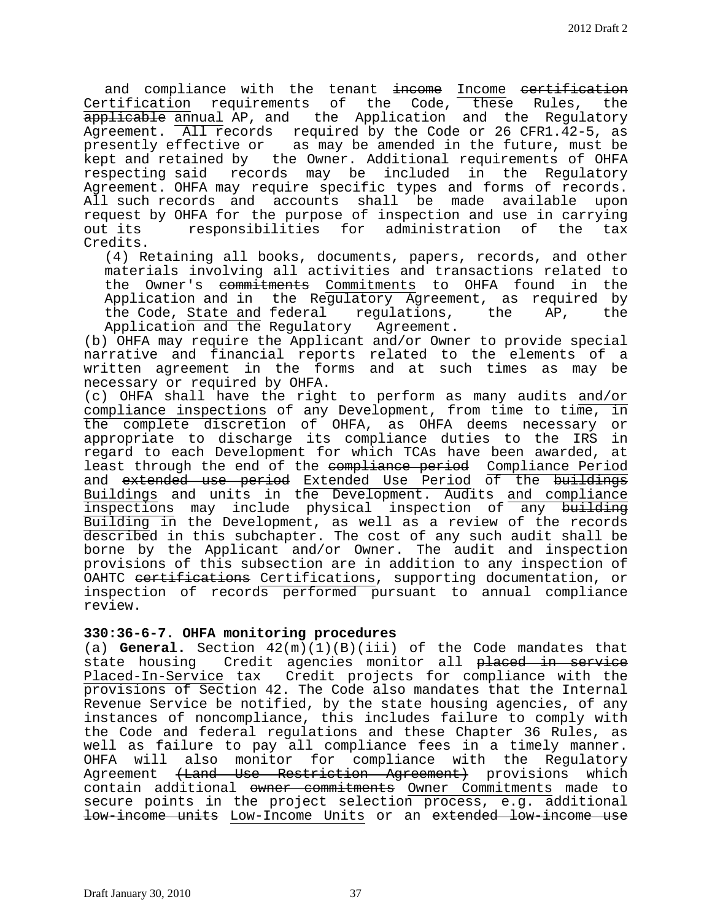and compliance with the tenant ~~income~~ Income ~~certification~~ Certification requirements of the Code, these Rules, the ~~applicable~~ annual AP, and the Application and the Regulatory Agreement. All records required by the Code or 26 CFR1.42-5, as presently effective or as may be amended in the future, must be kept and retained by the Owner. Additional requirements of OHFA respecting said records may be included in the Regulatory Agreement. OHFA may require specific types and forms of records. All such records and accounts shall be made available upon request by OHFA for the purpose of inspection and use in carrying out its responsibilities for administration of the tax Credits.

(4) Retaining all books, documents, papers, records, and other materials involving all activities and transactions related to the Owner's ~~commitments~~ Commitments to OHFA found in the Application and in the Regulatory Agreement, as required by the Code, State and federal regulations, the AP, the Application and the Regulatory Agreement.

(b) OHFA may require the Applicant and/or Owner to provide special narrative and financial reports related to the elements of a written agreement in the forms and at such times as may be necessary or required by OHFA.

(c) OHFA shall have the right to perform as many audits and/or compliance inspections of any Development, from time to time, in the complete discretion of OHFA, as OHFA deems necessary or appropriate to discharge its compliance duties to the IRS in regard to each Development for which TCAs have been awarded, at least through the end of the ~~compliance period~~ Compliance Period and ~~extended use period~~ Extended Use Period of the ~~buildings~~ Buildings and units in the Development. Audits and compliance inspections may include physical inspection of any ~~building~~ Building in the Development, as well as a review of the records described in this subchapter. The cost of any such audit shall be borne by the Applicant and/or Owner. The audit and inspection provisions of this subsection are in addition to any inspection of OAHTC ~~certifications~~ Certifications, supporting documentation, or inspection of records performed pursuant to annual compliance review.

**330:36-6-7. OHFA monitoring procedures**

(a) **General.** Section 42(m)(1)(B)(iii) of the Code mandates that state housing Credit agencies monitor all ~~placed in service~~ Placed-In-Service tax Credit projects for compliance with the provisions of Section 42. The Code also mandates that the Internal Revenue Service be notified, by the state housing agencies, of any instances of noncompliance, this includes failure to comply with the Code and federal regulations and these Chapter 36 Rules, as well as failure to pay all compliance fees in a timely manner. OHFA will also monitor for compliance with the Regulatory Agreement ~~(Land Use Restriction Agreement)~~ provisions which contain additional ~~owner commitments~~ Owner Commitments made to secure points in the project selection process, e.g. additional ~~low-income units~~ Low-Income Units or an ~~extended low-income use~~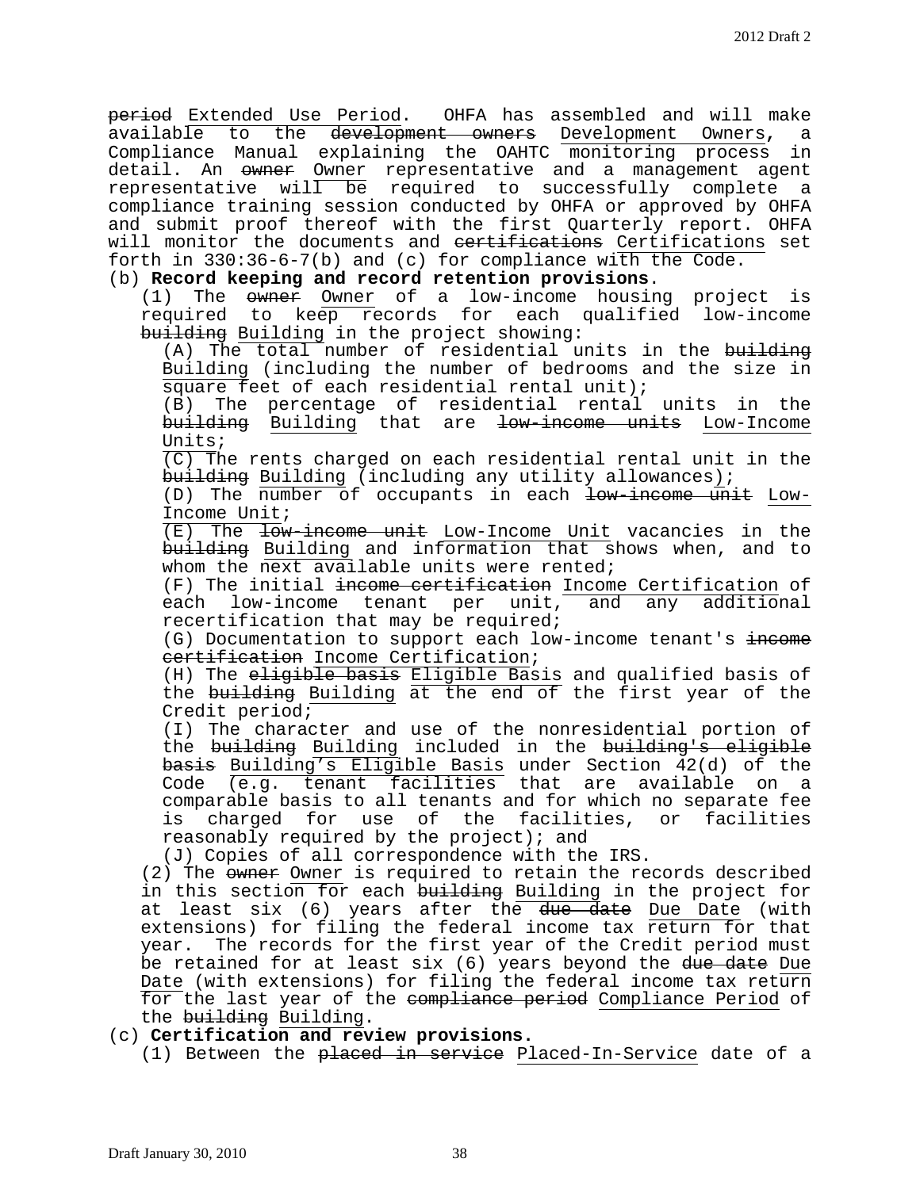~~period~~ Extended Use Period. OHFA has assembled and will make available to the ~~development owners~~ Development Owners, a Compliance Manual explaining the OAHTC monitoring process in detail. An ~~owner~~ Owner representative and a management agent representative will be required to successfully complete a compliance training session conducted by OHFA or approved by OHFA and submit proof thereof with the first Quarterly report. OHFA will monitor the documents and ~~certifications~~ Certifications set forth in 330:36-6-7(b) and (c) for compliance with the Code.

(b) **Record keeping and record retention provisions**.

(1) The ~~owner~~ Owner of a low-income housing project is required to keep records for each qualified low-income ~~building~~ Building in the project showing:

(A) The total number of residential units in the ~~building~~ Building (including the number of bedrooms and the size in square feet of each residential rental unit);

(B) The percentage of residential rental units in the ~~building~~ Building that are ~~low-income units~~ Low-Income Units;

(C) The rents charged on each residential rental unit in the ~~building~~ Building (including any utility allowances);

(D) The number of occupants in each ~~low-income unit~~ Low-Income Unit;

(E) The ~~low-income unit~~ Low-Income Unit vacancies in the ~~building~~ Building and information that shows when, and to whom the next available units were rented;

(F) The initial ~~income certification~~ Income Certification of each low-income tenant per unit, and any additional recertification that may be required;

(G) Documentation to support each low-income tenant's ~~income certification~~ Income Certification;

(H) The ~~eligible basis~~ Eligible Basis and qualified basis of the ~~building~~ Building at the end of the first year of the Credit period;

(I) The character and use of the nonresidential portion of the ~~building~~ Building included in the ~~building's eligible basis~~ Building's Eligible Basis under Section 42(d) of the Code (e.g. tenant facilities that are available on a comparable basis to all tenants and for which no separate fee is charged for use of the facilities, or facilities reasonably required by the project); and

(J) Copies of all correspondence with the IRS.

(2) The ~~owner~~ Owner is required to retain the records described in this section for each ~~building~~ Building in the project for at least six (6) years after the ~~due date~~ Due Date (with extensions) for filing the federal income tax return for that year. The records for the first year of the Credit period must be retained for at least six (6) years beyond the ~~due date~~ Due Date (with extensions) for filing the federal income tax return for the last year of the ~~compliance period~~ Compliance Period of the ~~building~~ Building.

(c) **Certification and review provisions.**

(1) Between the ~~placed in service~~ Placed-In-Service date of a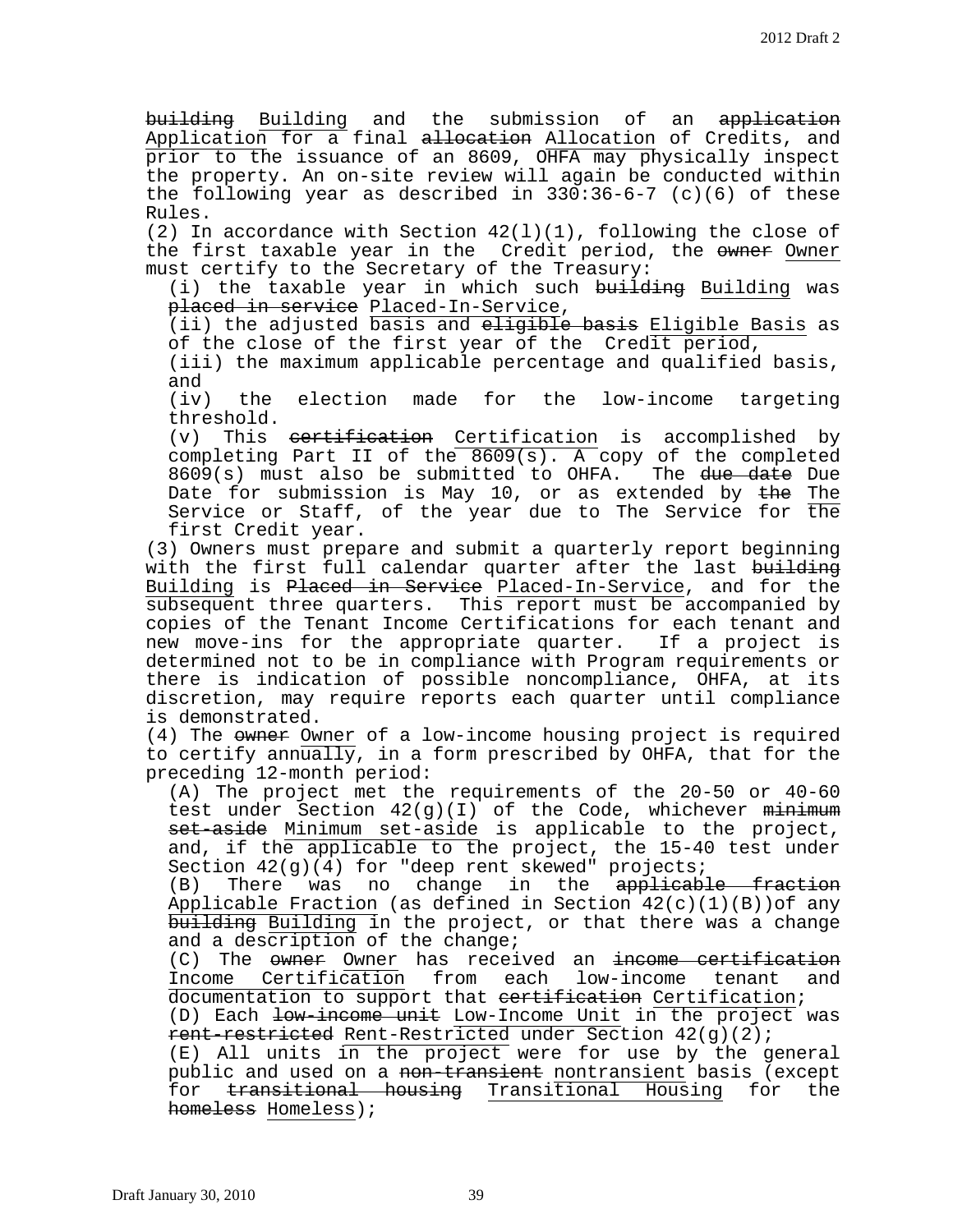~~building~~ Building and the submission of an ~~application~~ Application for a final ~~allocation~~ Allocation of Credits, and prior to the issuance of an 8609, OHFA may physically inspect the property. An on-site review will again be conducted within the following year as described in 330:36-6-7 (c)(6) of these Rules.

(2) In accordance with Section 42(l)(1), following the close of the first taxable year in the Credit period, the ~~owner~~ Owner must certify to the Secretary of the Treasury:

(i) the taxable year in which such ~~building~~ Building was ~~placed in service~~ Placed-In-Service,

(ii) the adjusted basis and ~~eligible basis~~ Eligible Basis as of the close of the first year of the Credit period,

(iii) the maximum applicable percentage and qualified basis, and

(iv) the election made for the low-income targeting threshold.

(v) This ~~certification~~ Certification is accomplished by completing Part II of the 8609(s). A copy of the completed 8609(s) must also be submitted to OHFA. The ~~due date~~ Due Date for submission is May 10, or as extended by ~~the~~ The Service or Staff, of the year due to The Service for the first Credit year.

(3) Owners must prepare and submit a quarterly report beginning with the first full calendar quarter after the last ~~building~~ Building is ~~Placed in Service~~ Placed-In-Service, and for the subsequent three quarters. This report must be accompanied by copies of the Tenant Income Certifications for each tenant and new move-ins for the appropriate quarter. If a project is determined not to be in compliance with Program requirements or there is indication of possible noncompliance, OHFA, at its discretion, may require reports each quarter until compliance is demonstrated.

(4) The ~~owner~~ Owner of a low-income housing project is required to certify annually, in a form prescribed by OHFA, that for the preceding 12-month period:

(A) The project met the requirements of the 20-50 or 40-60 test under Section 42(g)(I) of the Code, whichever ~~minimum set-aside~~ Minimum set-aside is applicable to the project, and, if the applicable to the project, the 15-40 test under Section 42(g)(4) for "deep rent skewed" projects;

(B) There was no change in the ~~applicable fraction~~ Applicable Fraction (as defined in Section 42(c)(1)(B))of any ~~building~~ Building in the project, or that there was a change and a description of the change;

(C) The ~~owner~~ Owner has received an ~~income certification~~ Income Certification from each low-income tenant and documentation to support that ~~certification~~ Certification;

(D) Each ~~low-income unit~~ Low-Income Unit in the project was ~~rent-restricted~~ Rent-Restricted under Section 42(g)(2);

(E) All units in the project were for use by the general public and used on a ~~non-transient~~ nontransient basis (except for ~~transitional housing~~ Transitional Housing for the ~~homeless~~ Homeless);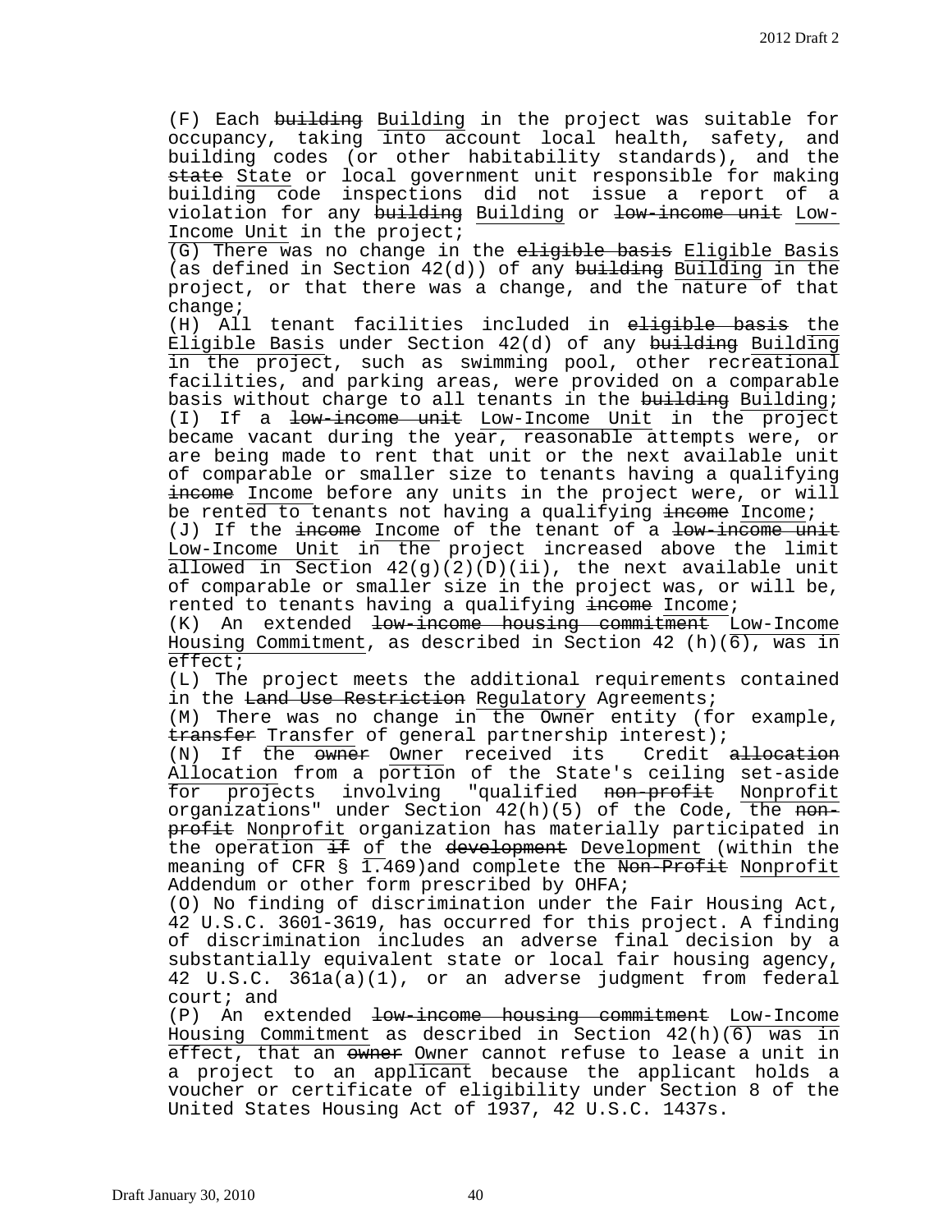(F) Each ~~building~~ Building in the project was suitable for occupancy, taking into account local health, safety, and building codes (or other habitability standards), and the ~~state~~ State or local government unit responsible for making building code inspections did not issue a report of a violation for any ~~building~~ Building or ~~low-income unit~~ Low-Income Unit in the project;

(G) There was no change in the ~~eligible basis~~ Eligible Basis (as defined in Section 42(d)) of any ~~building~~ Building in the project, or that there was a change, and the nature of that change;

(H) All tenant facilities included in ~~eligible basis~~ the Eligible Basis under Section 42(d) of any ~~building~~ Building in the project, such as swimming pool, other recreational facilities, and parking areas, were provided on a comparable basis without charge to all tenants in the ~~building~~ Building;

(I) If a ~~low-income unit~~ Low-Income Unit in the project became vacant during the year, reasonable attempts were, or are being made to rent that unit or the next available unit of comparable or smaller size to tenants having a qualifying ~~income~~ Income before any units in the project were, or will be rented to tenants not having a qualifying ~~income~~ Income;

(J) If the ~~income~~ Income of the tenant of a ~~low-income unit~~ Low-Income Unit in the project increased above the limit allowed in Section 42(g)(2)(D)(ii), the next available unit of comparable or smaller size in the project was, or will be, rented to tenants having a qualifying ~~income~~ Income;

(K) An extended ~~low-income housing commitment~~ Low-Income Housing Commitment, as described in Section 42 (h)(6), was in effect;

(L) The project meets the additional requirements contained in the ~~Land Use Restriction~~ Regulatory Agreements;

(M) There was no change in the Owner entity (for example, ~~transfer~~ Transfer of general partnership interest);

(N) If the ~~owner~~ Owner received its Credit ~~allocation~~ Allocation from a portion of the State's ceiling set-aside for projects involving "qualified ~~non-profit~~ Nonprofit organizations" under Section 42(h)(5) of the Code, the ~~non-profit~~ Nonprofit organization has materially participated in the operation ~~if~~ of the ~~development~~ Development (within the meaning of CFR § 1.469)and complete the ~~Non-Profit~~ Nonprofit Addendum or other form prescribed by OHFA;

(O) No finding of discrimination under the Fair Housing Act, 42 U.S.C. 3601-3619, has occurred for this project. A finding of discrimination includes an adverse final decision by a substantially equivalent state or local fair housing agency, 42 U.S.C. 361a(a)(1), or an adverse judgment from federal court; and

(P) An extended ~~low-income housing commitment~~ Low-Income Housing Commitment as described in Section 42(h)(6) was in effect, that an ~~owner~~ Owner cannot refuse to lease a unit in a project to an applicant because the applicant holds a voucher or certificate of eligibility under Section 8 of the United States Housing Act of 1937, 42 U.S.C. 1437s.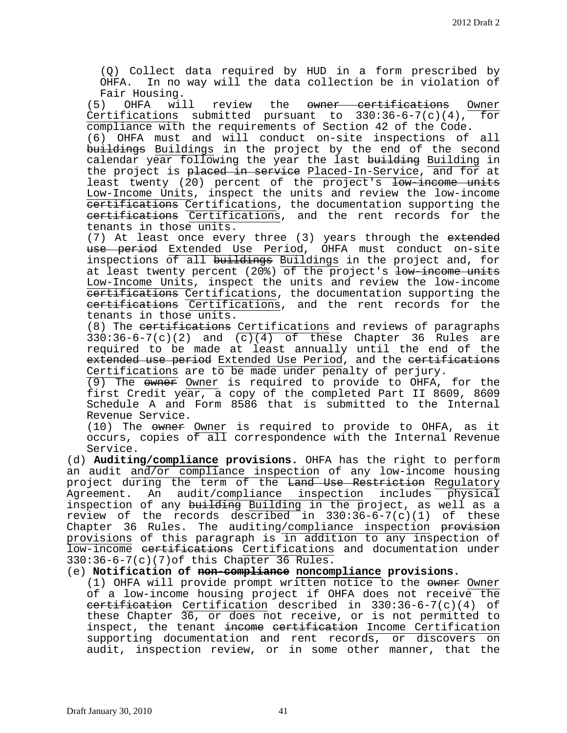(Q) Collect data required by HUD in a form prescribed by OHFA. In no way will the data collection be in violation of Fair Housing.

(5) OHFA will review the ~~owner certifications~~ Owner Certifications submitted pursuant to 330:36-6-7(c)(4), for compliance with the requirements of Section 42 of the Code.

(6) OHFA must and will conduct on-site inspections of all ~~buildings~~ Buildings in the project by the end of the second calendar year following the year the last ~~building~~ Building in the project is ~~placed in service~~ Placed-In-Service, and for at least twenty (20) percent of the project's ~~low-income units~~ Low-Income Units, inspect the units and review the low-income ~~certifications~~ Certifications, the documentation supporting the ~~certifications~~ Certifications, and the rent records for the tenants in those units.

(7) At least once every three (3) years through the ~~extended use period~~ Extended Use Period, OHFA must conduct on-site inspections of all ~~buildings~~ Buildings in the project and, for at least twenty percent (20%) of the project's ~~low-income units~~ Low-Income Units, inspect the units and review the low-income ~~certifications~~ Certifications, the documentation supporting the ~~certifications~~ Certifications, and the rent records for the tenants in those units.

(8) The ~~certifications~~ Certifications and reviews of paragraphs 330:36-6-7(c)(2) and (c)(4) of these Chapter 36 Rules are required to be made at least annually until the end of the ~~extended use period~~ Extended Use Period, and the ~~certifications~~ Certifications are to be made under penalty of perjury.

(9) The ~~owner~~ Owner is required to provide to OHFA, for the first Credit year, a copy of the completed Part II 8609, 8609 Schedule A and Form 8586 that is submitted to the Internal Revenue Service.

(10) The ~~owner~~ Owner is required to provide to OHFA, as it occurs, copies of all correspondence with the Internal Revenue Service.

(d) **Auditing/compliance provisions.** OHFA has the right to perform an audit and/or compliance inspection of any low-income housing project during the term of the ~~Land Use Restriction~~ Regulatory Agreement. An audit/compliance inspection includes physical inspection of any ~~building~~ Building in the project, as well as a review of the records described in 330:36-6-7(c)(1) of these Chapter 36 Rules. The auditing/compliance inspection ~~provision~~ provisions of this paragraph is in addition to any inspection of low-income ~~certifications~~ Certifications and documentation under 330:36-6-7(c)(7)of this Chapter 36 Rules.

(e) **Notification of ~~non-compliance~~ noncompliance provisions.**

(1) OHFA will provide prompt written notice to the ~~owner~~ Owner of a low-income housing project if OHFA does not receive the ~~certification~~ Certification described in 330:36-6-7(c)(4) of these Chapter 36, or does not receive, or is not permitted to inspect, the tenant ~~income certification~~ Income Certification supporting documentation and rent records, or discovers on audit, inspection review, or in some other manner, that the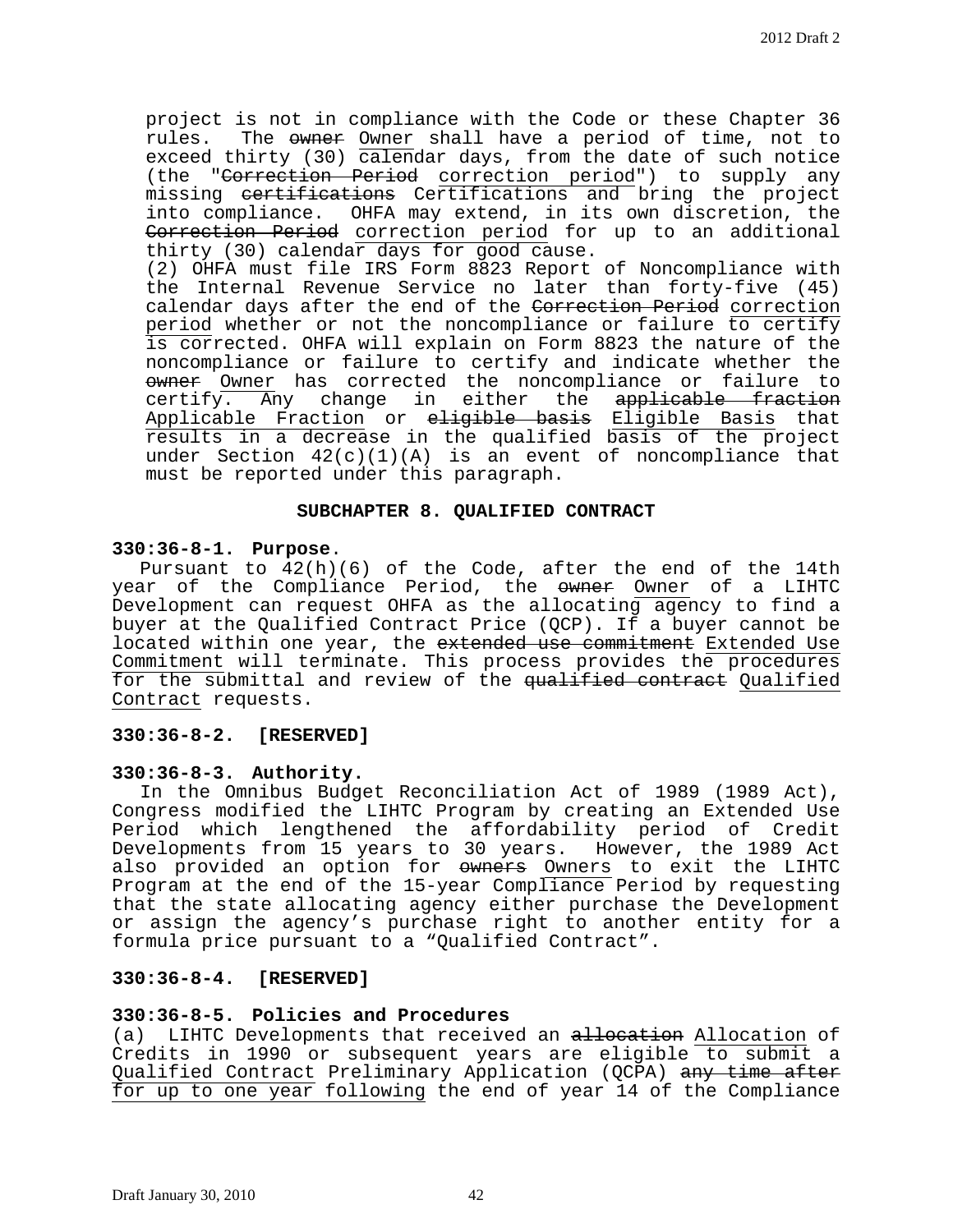project is not in compliance with the Code or these Chapter 36 rules. The ~~owner~~ Owner shall have a period of time, not to exceed thirty (30) calendar days, from the date of such notice (the "~~Correction Period~~ correction period") to supply any missing ~~certifications~~ Certifications and bring the project into compliance. OHFA may extend, in its own discretion, the ~~Correction Period~~ correction period for up to an additional thirty (30) calendar days for good cause.

(2) OHFA must file IRS Form 8823 Report of Noncompliance with the Internal Revenue Service no later than forty-five (45) calendar days after the end of the ~~Correction Period~~ correction period whether or not the noncompliance or failure to certify is corrected. OHFA will explain on Form 8823 the nature of the noncompliance or failure to certify and indicate whether the ~~owner~~ Owner has corrected the noncompliance or failure to certify. Any change in either the ~~applicable fraction~~ Applicable Fraction or ~~eligible basis~~ Eligible Basis that results in a decrease in the qualified basis of the project under Section 42(c)(1)(A) is an event of noncompliance that must be reported under this paragraph.

## SUBCHAPTER 8. QUALIFIED CONTRACT

**330:36-8-1. Purpose.**

Pursuant to 42(h)(6) of the Code, after the end of the 14th year of the Compliance Period, the ~~owner~~ Owner of a LIHTC Development can request OHFA as the allocating agency to find a buyer at the Qualified Contract Price (QCP). If a buyer cannot be located within one year, the ~~extended use commitment~~ Extended Use Commitment will terminate. This process provides the procedures for the submittal and review of the ~~qualified contract~~ Qualified Contract requests.

**330:36-8-2. [RESERVED]**

**330:36-8-3. Authority.**

In the Omnibus Budget Reconciliation Act of 1989 (1989 Act), Congress modified the LIHTC Program by creating an Extended Use Period which lengthened the affordability period of Credit Developments from 15 years to 30 years. However, the 1989 Act also provided an option for ~~owners~~ Owners to exit the LIHTC Program at the end of the 15-year Compliance Period by requesting that the state allocating agency either purchase the Development or assign the agency's purchase right to another entity for a formula price pursuant to a "Qualified Contract".

**330:36-8-4. [RESERVED]**

**330:36-8-5. Policies and Procedures**

(a) LIHTC Developments that received an ~~allocation~~ Allocation of Credits in 1990 or subsequent years are eligible to submit a Qualified Contract Preliminary Application (QCPA) ~~any time after~~ for up to one year following the end of year 14 of the Compliance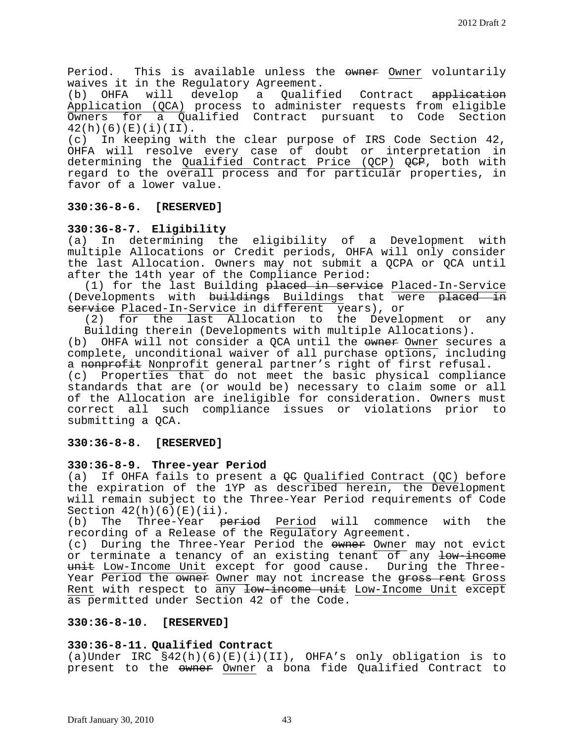Period. This is available unless the ~~owner~~ Owner voluntarily waives it in the Regulatory Agreement.

(b) OHFA will develop a Qualified Contract ~~application~~ Application (QCA) process to administer requests from eligible Owners for a Qualified Contract pursuant to Code Section 42(h)(6)(E)(i)(II).

(c) In keeping with the clear purpose of IRS Code Section 42, OHFA will resolve every case of doubt or interpretation in determining the Qualified Contract Price (QCP) ~~QCP~~, both with regard to the overall process and for particular properties, in favor of a lower value.

**330:36-8-6. [RESERVED]**

**330:36-8-7. Eligibility**

(a) In determining the eligibility of a Development with multiple Allocations or Credit periods, OHFA will only consider the last Allocation. Owners may not submit a QCPA or QCA until after the 14th year of the Compliance Period:

(1) for the last Building ~~placed in service~~ Placed-In-Service (Developments with ~~buildings~~ Buildings that were ~~placed in service~~ Placed-In-Service in different years), or

(2) for the last Allocation to the Development or any Building therein (Developments with multiple Allocations).

(b) OHFA will not consider a QCA until the ~~owner~~ Owner secures a complete, unconditional waiver of all purchase options, including a ~~nonprofit~~ Nonprofit general partner's right of first refusal.

(c) Properties that do not meet the basic physical compliance standards that are (or would be) necessary to claim some or all of the Allocation are ineligible for consideration. Owners must correct all such compliance issues or violations prior to submitting a QCA.

**330:36-8-8. [RESERVED]**

**330:36-8-9. Three-year Period**

(a) If OHFA fails to present a ~~QC~~ Qualified Contract (QC) before the expiration of the 1YP as described herein, the Development will remain subject to the Three-Year Period requirements of Code Section 42(h)(6)(E)(ii).

(b) The Three-Year ~~period~~ Period will commence with the recording of a Release of the Regulatory Agreement.

(c) During the Three-Year Period the ~~owner~~ Owner may not evict or terminate a tenancy of an existing tenant of any ~~low-income unit~~ Low-Income Unit except for good cause. During the Three-Year Period the ~~owner~~ Owner may not increase the ~~gross rent~~ Gross Rent with respect to any ~~low-income unit~~ Low-Income Unit except as permitted under Section 42 of the Code.

**330:36-8-10. [RESERVED]**

**330:36-8-11. Qualified Contract**

(a)Under IRC §42(h)(6)(E)(i)(II), OHFA's only obligation is to present to the ~~owner~~ Owner a bona fide Qualified Contract to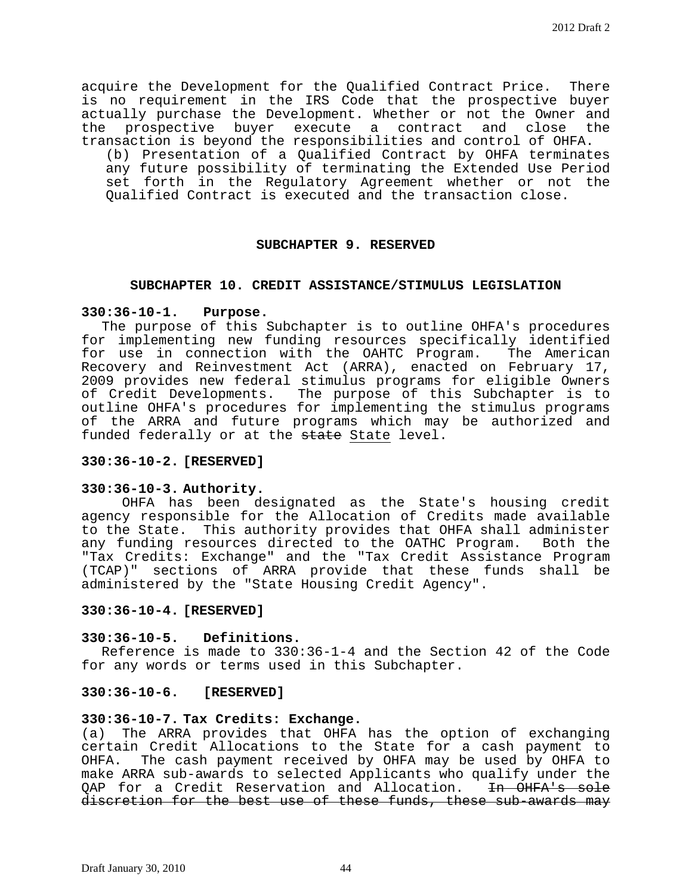acquire the Development for the Qualified Contract Price. There is no requirement in the IRS Code that the prospective buyer actually purchase the Development. Whether or not the Owner and the prospective buyer execute a contract and close the transaction is beyond the responsibilities and control of OHFA.

(b) Presentation of a Qualified Contract by OHFA terminates any future possibility of terminating the Extended Use Period set forth in the Regulatory Agreement whether or not the Qualified Contract is executed and the transaction close.

## SUBCHAPTER 9. RESERVED

## SUBCHAPTER 10. CREDIT ASSISTANCE/STIMULUS LEGISLATION

**330:36-10-1. Purpose.**

The purpose of this Subchapter is to outline OHFA's procedures for implementing new funding resources specifically identified for use in connection with the OAHTC Program. The American Recovery and Reinvestment Act (ARRA), enacted on February 17, 2009 provides new federal stimulus programs for eligible Owners of Credit Developments. The purpose of this Subchapter is to outline OHFA's procedures for implementing the stimulus programs of the ARRA and future programs which may be authorized and funded federally or at the ~~state~~ <u>State</u> level.

**330:36-10-2. [RESERVED]**

**330:36-10-3. Authority.**

OHFA has been designated as the State's housing credit agency responsible for the Allocation of Credits made available to the State. This authority provides that OHFA shall administer any funding resources directed to the OATHC Program. Both the "Tax Credits: Exchange" and the "Tax Credit Assistance Program (TCAP)" sections of ARRA provide that these funds shall be administered by the "State Housing Credit Agency".

**330:36-10-4. [RESERVED]**

**330:36-10-5. Definitions.**

Reference is made to 330:36-1-4 and the Section 42 of the Code for any words or terms used in this Subchapter.

**330:36-10-6. [RESERVED]**

**330:36-10-7. Tax Credits: Exchange.**

(a) The ARRA provides that OHFA has the option of exchanging certain Credit Allocations to the State for a cash payment to OHFA. The cash payment received by OHFA may be used by OHFA to make ARRA sub-awards to selected Applicants who qualify under the QAP for a Credit Reservation and Allocation. ~~In OHFA's sole discretion for the best use of these funds, these sub-awards may~~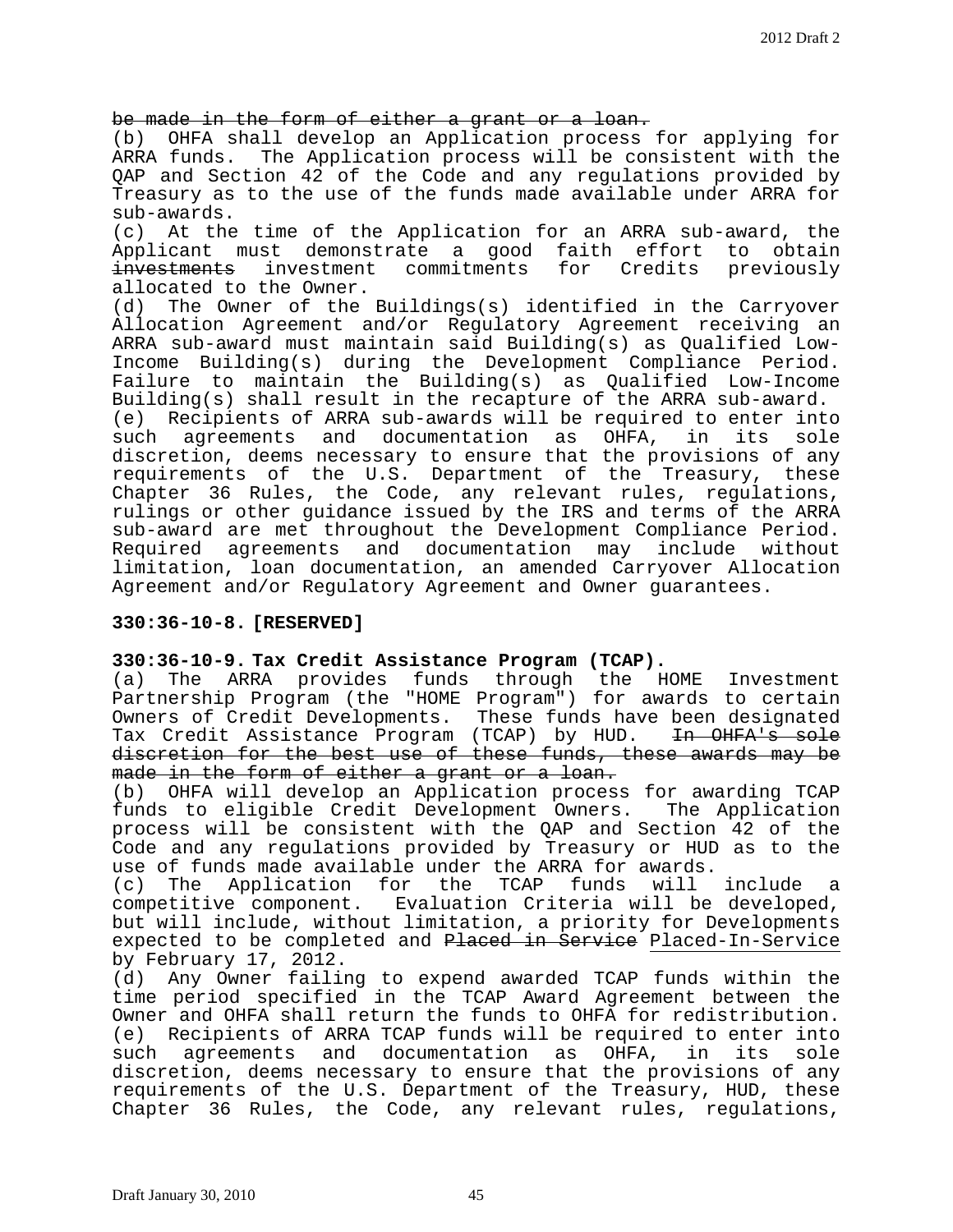~~be made in the form of either a grant or a loan.~~

(b) OHFA shall develop an Application process for applying for ARRA funds. The Application process will be consistent with the QAP and Section 42 of the Code and any regulations provided by Treasury as to the use of the funds made available under ARRA for sub-awards.

(c) At the time of the Application for an ARRA sub-award, the Applicant must demonstrate a good faith effort to obtain ~~investments~~ investment commitments for Credits previously allocated to the Owner.

(d) The Owner of the Buildings(s) identified in the Carryover Allocation Agreement and/or Regulatory Agreement receiving an ARRA sub-award must maintain said Building(s) as Qualified Low-Income Building(s) during the Development Compliance Period. Failure to maintain the Building(s) as Qualified Low-Income Building(s) shall result in the recapture of the ARRA sub-award.

(e) Recipients of ARRA sub-awards will be required to enter into such agreements and documentation as OHFA, in its sole discretion, deems necessary to ensure that the provisions of any requirements of the U.S. Department of the Treasury, these Chapter 36 Rules, the Code, any relevant rules, regulations, rulings or other guidance issued by the IRS and terms of the ARRA sub-award are met throughout the Development Compliance Period. Required agreements and documentation may include without limitation, loan documentation, an amended Carryover Allocation Agreement and/or Regulatory Agreement and Owner guarantees.

**330:36-10-8. [RESERVED]**

**330:36-10-9. Tax Credit Assistance Program (TCAP).**

(a) The ARRA provides funds through the HOME Investment Partnership Program (the "HOME Program") for awards to certain Owners of Credit Developments. These funds have been designated Tax Credit Assistance Program (TCAP) by HUD. ~~In OHFA's sole discretion for the best use of these funds, these awards may be made in the form of either a grant or a loan.~~

(b) OHFA will develop an Application process for awarding TCAP funds to eligible Credit Development Owners. The Application process will be consistent with the QAP and Section 42 of the Code and any regulations provided by Treasury or HUD as to the use of funds made available under the ARRA for awards.

(c) The Application for the TCAP funds will include a competitive component. Evaluation Criteria will be developed, but will include, without limitation, a priority for Developments expected to be completed and ~~Placed in Service~~ Placed-In-Service by February 17, 2012.

(d) Any Owner failing to expend awarded TCAP funds within the time period specified in the TCAP Award Agreement between the Owner and OHFA shall return the funds to OHFA for redistribution.

(e) Recipients of ARRA TCAP funds will be required to enter into such agreements and documentation as OHFA, in its sole discretion, deems necessary to ensure that the provisions of any requirements of the U.S. Department of the Treasury, HUD, these Chapter 36 Rules, the Code, any relevant rules, regulations,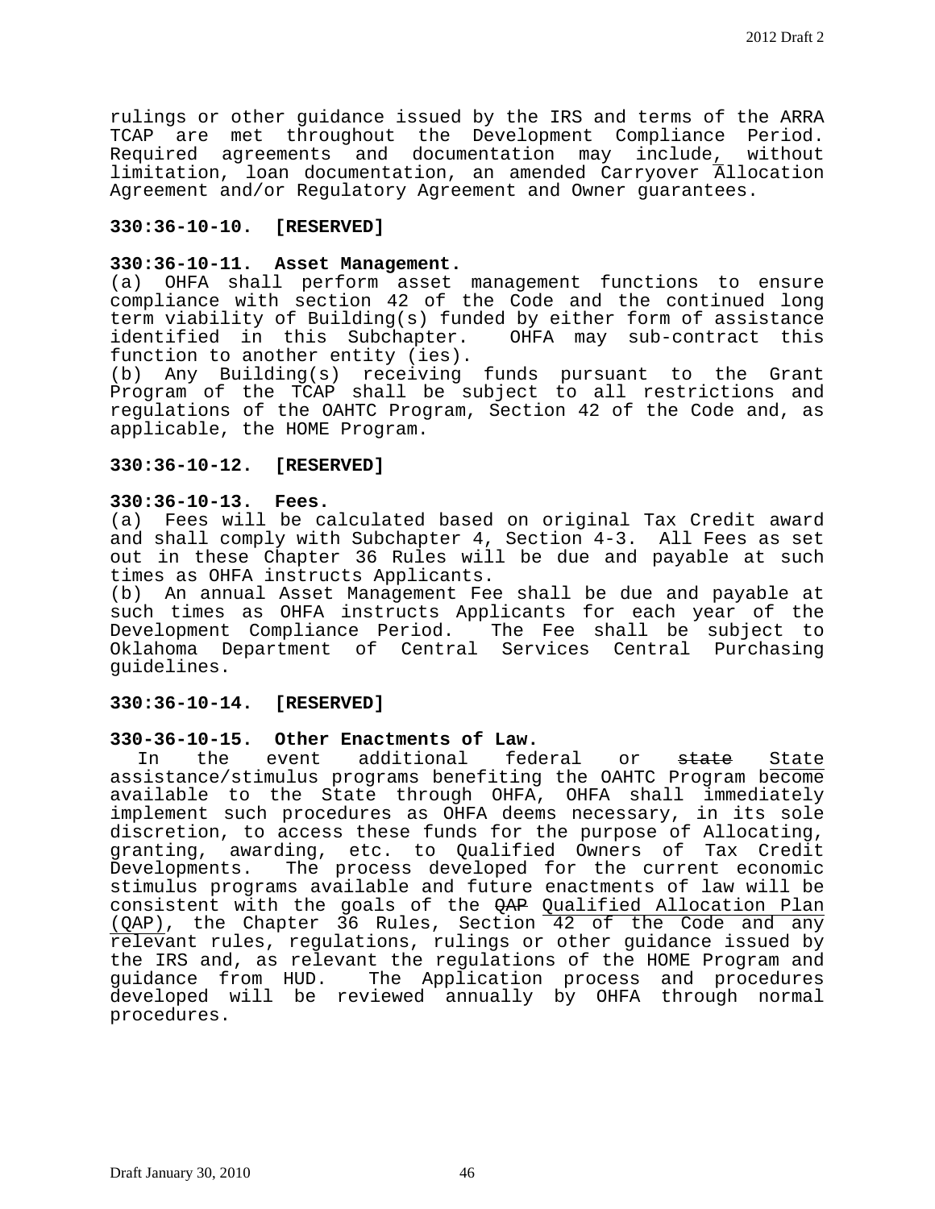rulings or other guidance issued by the IRS and terms of the ARRA TCAP are met throughout the Development Compliance Period. Required agreements and documentation may include, without limitation, loan documentation, an amended Carryover Allocation Agreement and/or Regulatory Agreement and Owner guarantees.

**330:36-10-10. [RESERVED]**

**330:36-10-11. Asset Management.**

(a) OHFA shall perform asset management functions to ensure compliance with section 42 of the Code and the continued long term viability of Building(s) funded by either form of assistance identified in this Subchapter. OHFA may sub-contract this function to another entity (ies).

(b) Any Building(s) receiving funds pursuant to the Grant Program of the TCAP shall be subject to all restrictions and regulations of the OAHTC Program, Section 42 of the Code and, as applicable, the HOME Program.

**330:36-10-12. [RESERVED]**

**330:36-10-13. Fees.**

(a) Fees will be calculated based on original Tax Credit award and shall comply with Subchapter 4, Section 4-3. All Fees as set out in these Chapter 36 Rules will be due and payable at such times as OHFA instructs Applicants.

(b) An annual Asset Management Fee shall be due and payable at such times as OHFA instructs Applicants for each year of the Development Compliance Period. The Fee shall be subject to Oklahoma Department of Central Services Central Purchasing guidelines.

**330:36-10-14. [RESERVED]**

**330-36-10-15. Other Enactments of Law.**

In the event additional federal or ~~state~~ State assistance/stimulus programs benefiting the OAHTC Program become available to the State through OHFA, OHFA shall immediately implement such procedures as OHFA deems necessary, in its sole discretion, to access these funds for the purpose of Allocating, granting, awarding, etc. to Qualified Owners of Tax Credit Developments. The process developed for the current economic stimulus programs available and future enactments of law will be consistent with the goals of the ~~QAP~~ Qualified Allocation Plan (QAP), the Chapter 36 Rules, Section 42 of the Code and any relevant rules, regulations, rulings or other guidance issued by the IRS and, as relevant the regulations of the HOME Program and guidance from HUD. The Application process and procedures developed will be reviewed annually by OHFA through normal procedures.